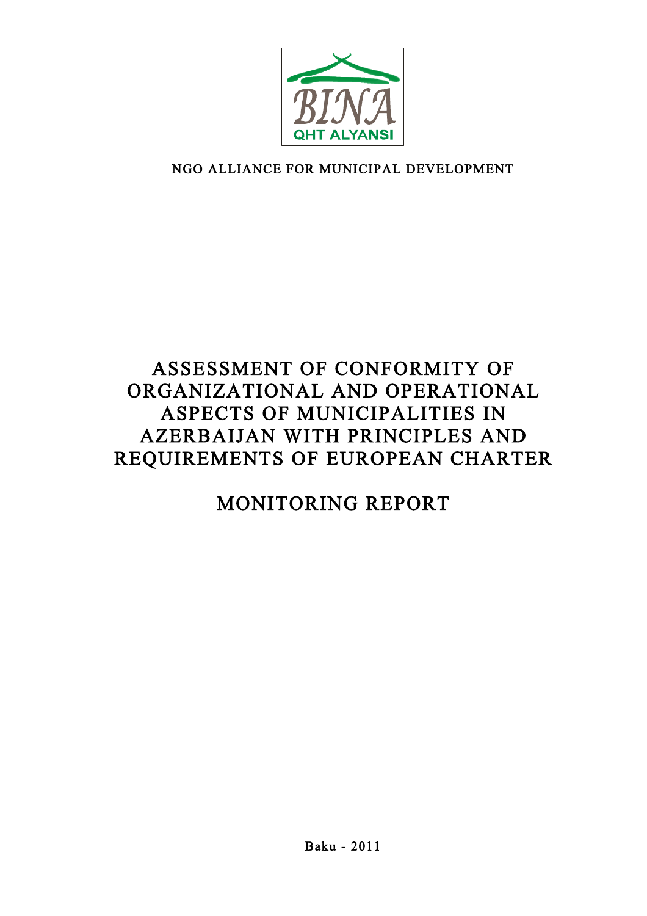BINA

QHT ALYANSI

NGO ALLIANCE FOR MUNICIPAL DEVELOPMENT

# ASSESSMENT OF CONFORMITY OF ORGANIZATIONAL AND OPERATIONAL ASPECTS OF MUNICIPALITIES IN AZERBAIJAN WITH PRINCIPLES AND REQUIREMENTS OF EUROPEAN CHARTER

## MONITORING REPORT

**Baku - 2011**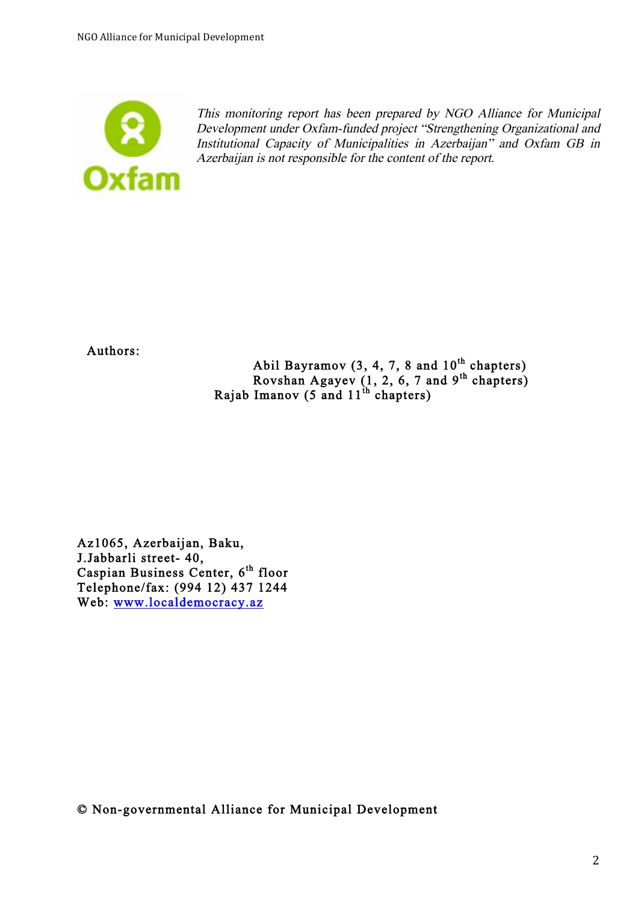*This monitoring report has been prepared by NGO Alliance for Municipal Development under Oxfam-funded project "Strengthening Organizational and Institutional Capacity of Municipalities in Azerbaijan" and Oxfam GB in Azerbaijan is not responsible for the content of the report.*

Authors:

Abil Bayramov (3, 4, 7, 8 and 10th chapters)
Rovshan Agayev (1, 2, 6, 7 and 9th chapters)
Rajab Imanov (5 and 11th chapters)

Az1065, Azerbaijan, Baku,
J.Jabbarli street- 40,
Caspian Business Center, 6th floor
Telephone/fax: (994 12) 437 1244
Web: [www.localdemocracy.az](http://www.localdemocracy.az)

© Non-governmental Alliance for Municipal Development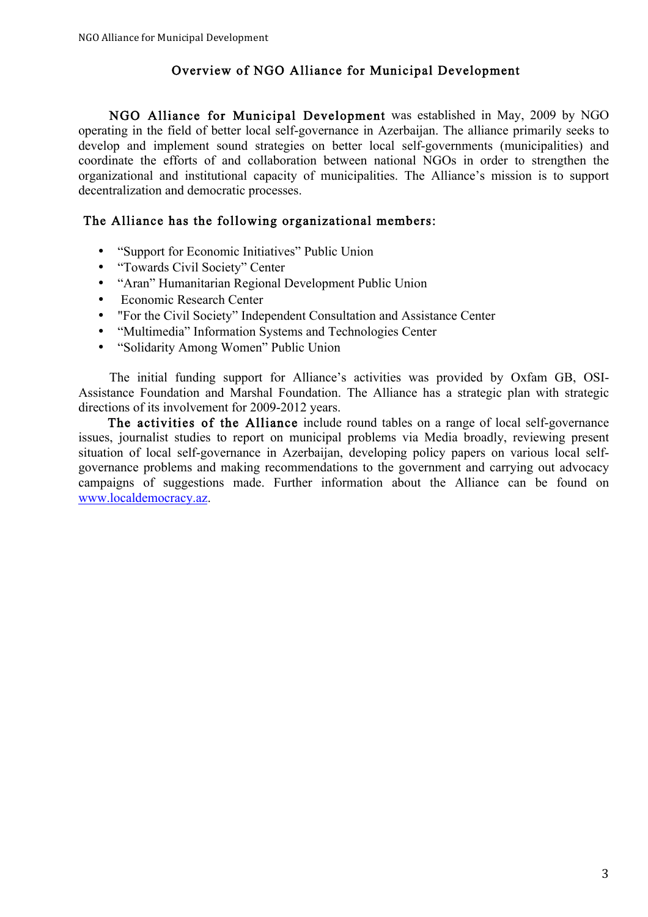## Overview of NGO Alliance for Municipal Development

**NGO Alliance for Municipal Development** was established in May, 2009 by NGO operating in the field of better local self-governance in Azerbaijan. The alliance primarily seeks to develop and implement sound strategies on better local self-governments (municipalities) and coordinate the efforts of and collaboration between national NGOs in order to strengthen the organizational and institutional capacity of municipalities. The Alliance's mission is to support decentralization and democratic processes.

### The Alliance has the following organizational members:

- "Support for Economic Initiatives" Public Union
- "Towards Civil Society" Center
- "Aran" Humanitarian Regional Development Public Union
- Economic Research Center
- "For the Civil Society" Independent Consultation and Assistance Center
- "Multimedia" Information Systems and Technologies Center
- "Solidarity Among Women" Public Union

The initial funding support for Alliance's activities was provided by Oxfam GB, OSI-Assistance Foundation and Marshal Foundation. The Alliance has a strategic plan with strategic directions of its involvement for 2009-2012 years.

**The activities of the Alliance** include round tables on a range of local self-governance issues, journalist studies to report on municipal problems via Media broadly, reviewing present situation of local self-governance in Azerbaijan, developing policy papers on various local self-governance problems and making recommendations to the government and carrying out advocacy campaigns of suggestions made. Further information about the Alliance can be found on www.localdemocracy.az.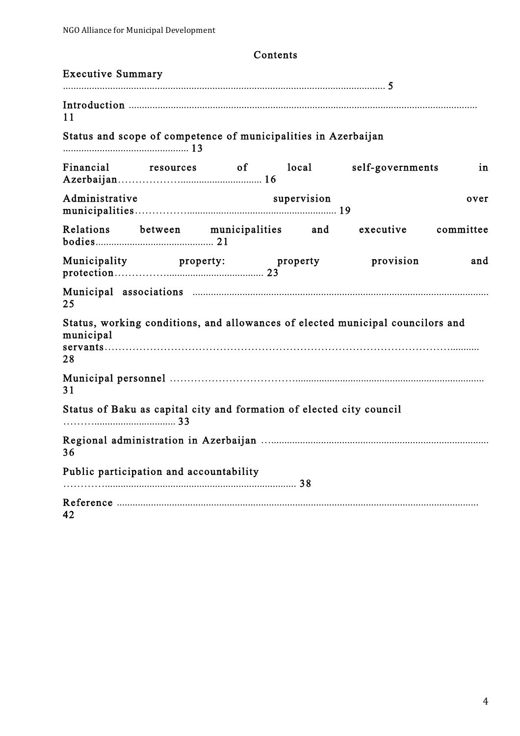## Contents

| Section | Page |
| --- | --- |
| Executive Summary | 5 |
| Introduction | 11 |
| Status and scope of competence of municipalities in Azerbaijan | 13 |
| Financial resources of local self-governments in Azerbaijan | 16 |
| Administrative supervision over municipalities | 19 |
| Relations between municipalities and executive committee bodies | 21 |
| Municipality property: property provision and protection | 23 |
| Municipal associations | 25 |
| Status, working conditions, and allowances of elected municipal councilors and municipal servants | 28 |
| Municipal personnel | 31 |
| Status of Baku as capital city and formation of elected city council | 33 |
| Regional administration in Azerbaijan | 36 |
| Public participation and accountability | 38 |
| Reference | 42 |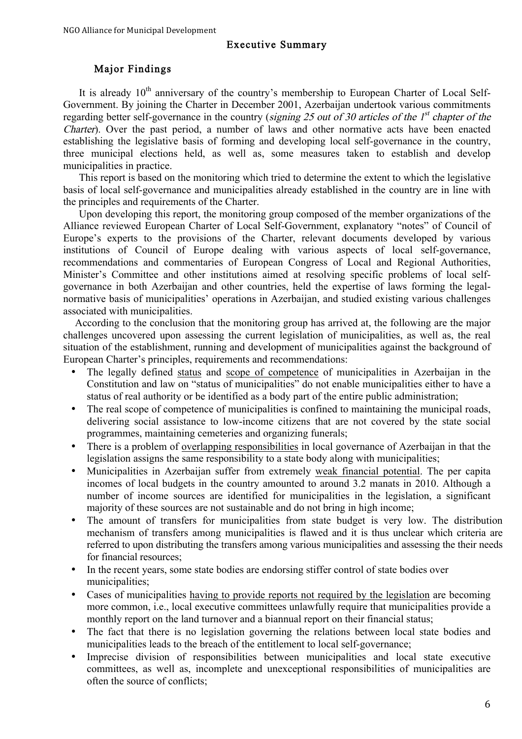## Executive Summary

### Major Findings

It is already 10th anniversary of the country's membership to European Charter of Local Self-Government. By joining the Charter in December 2001, Azerbaijan undertook various commitments regarding better self-governance in the country (*signing 25 out of 30 articles of the 1st chapter of the Charter*). Over the past period, a number of laws and other normative acts have been enacted establishing the legislative basis of forming and developing local self-governance in the country, three municipal elections held, as well as, some measures taken to establish and develop municipalities in practice.

This report is based on the monitoring which tried to determine the extent to which the legislative basis of local self-governance and municipalities already established in the country are in line with the principles and requirements of the Charter.

Upon developing this report, the monitoring group composed of the member organizations of the Alliance reviewed European Charter of Local Self-Government, explanatory "notes" of Council of Europe's experts to the provisions of the Charter, relevant documents developed by various institutions of Council of Europe dealing with various aspects of local self-governance, recommendations and commentaries of European Congress of Local and Regional Authorities, Minister's Committee and other institutions aimed at resolving specific problems of local self-governance in both Azerbaijan and other countries, held the expertise of laws forming the legal-normative basis of municipalities' operations in Azerbaijan, and studied existing various challenges associated with municipalities.

According to the conclusion that the monitoring group has arrived at, the following are the major challenges uncovered upon assessing the current legislation of municipalities, as well as, the real situation of the establishment, running and development of municipalities against the background of European Charter's principles, requirements and recommendations:

- The legally defined status and scope of competence of municipalities in Azerbaijan in the Constitution and law on "status of municipalities" do not enable municipalities either to have a status of real authority or be identified as a body part of the entire public administration;
- The real scope of competence of municipalities is confined to maintaining the municipal roads, delivering social assistance to low-income citizens that are not covered by the state social programmes, maintaining cemeteries and organizing funerals;
- There is a problem of overlapping responsibilities in local governance of Azerbaijan in that the legislation assigns the same responsibility to a state body along with municipalities;
- Municipalities in Azerbaijan suffer from extremely weak financial potential. The per capita incomes of local budgets in the country amounted to around 3.2 manats in 2010. Although a number of income sources are identified for municipalities in the legislation, a significant majority of these sources are not sustainable and do not bring in high income;
- The amount of transfers for municipalities from state budget is very low. The distribution mechanism of transfers among municipalities is flawed and it is thus unclear which criteria are referred to upon distributing the transfers among various municipalities and assessing the their needs for financial resources;
- In the recent years, some state bodies are endorsing stiffer control of state bodies over municipalities;
- Cases of municipalities having to provide reports not required by the legislation are becoming more common, i.e., local executive committees unlawfully require that municipalities provide a monthly report on the land turnover and a biannual report on their financial status;
- The fact that there is no legislation governing the relations between local state bodies and municipalities leads to the breach of the entitlement to local self-governance;
- Imprecise division of responsibilities between municipalities and local state executive committees, as well as, incomplete and unexceptional responsibilities of municipalities are often the source of conflicts;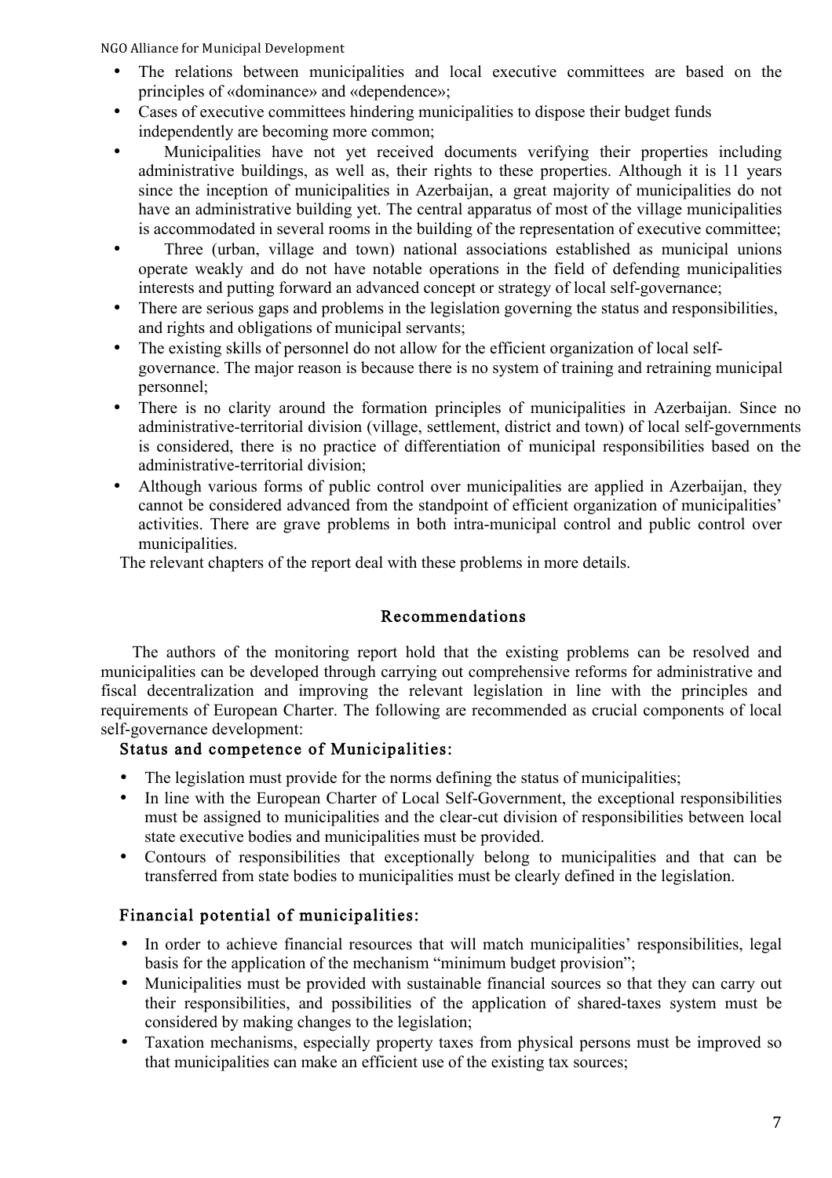- The relations between municipalities and local executive committees are based on the principles of «dominance» and «dependence»;
- Cases of executive committees hindering municipalities to dispose their budget funds independently are becoming more common;
- Municipalities have not yet received documents verifying their properties including administrative buildings, as well as, their rights to these properties. Although it is 11 years since the inception of municipalities in Azerbaijan, a great majority of municipalities do not have an administrative building yet. The central apparatus of most of the village municipalities is accommodated in several rooms in the building of the representation of executive committee;
- Three (urban, village and town) national associations established as municipal unions operate weakly and do not have notable operations in the field of defending municipalities interests and putting forward an advanced concept or strategy of local self-governance;
- There are serious gaps and problems in the legislation governing the status and responsibilities, and rights and obligations of municipal servants;
- The existing skills of personnel do not allow for the efficient organization of local self-governance. The major reason is because there is no system of training and retraining municipal personnel;
- There is no clarity around the formation principles of municipalities in Azerbaijan. Since no administrative-territorial division (village, settlement, district and town) of local self-governments is considered, there is no practice of differentiation of municipal responsibilities based on the administrative-territorial division;
- Although various forms of public control over municipalities are applied in Azerbaijan, they cannot be considered advanced from the standpoint of efficient organization of municipalities' activities. There are grave problems in both intra-municipal control and public control over municipalities.

The relevant chapters of the report deal with these problems in more details.

## Recommendations

The authors of the monitoring report hold that the existing problems can be resolved and municipalities can be developed through carrying out comprehensive reforms for administrative and fiscal decentralization and improving the relevant legislation in line with the principles and requirements of European Charter. The following are recommended as crucial components of local self-governance development:

### Status and competence of Municipalities:

- The legislation must provide for the norms defining the status of municipalities;
- In line with the European Charter of Local Self-Government, the exceptional responsibilities must be assigned to municipalities and the clear-cut division of responsibilities between local state executive bodies and municipalities must be provided.
- Contours of responsibilities that exceptionally belong to municipalities and that can be transferred from state bodies to municipalities must be clearly defined in the legislation.

### Financial potential of municipalities:

- In order to achieve financial resources that will match municipalities' responsibilities, legal basis for the application of the mechanism "minimum budget provision";
- Municipalities must be provided with sustainable financial sources so that they can carry out their responsibilities, and possibilities of the application of shared-taxes system must be considered by making changes to the legislation;
- Taxation mechanisms, especially property taxes from physical persons must be improved so that municipalities can make an efficient use of the existing tax sources;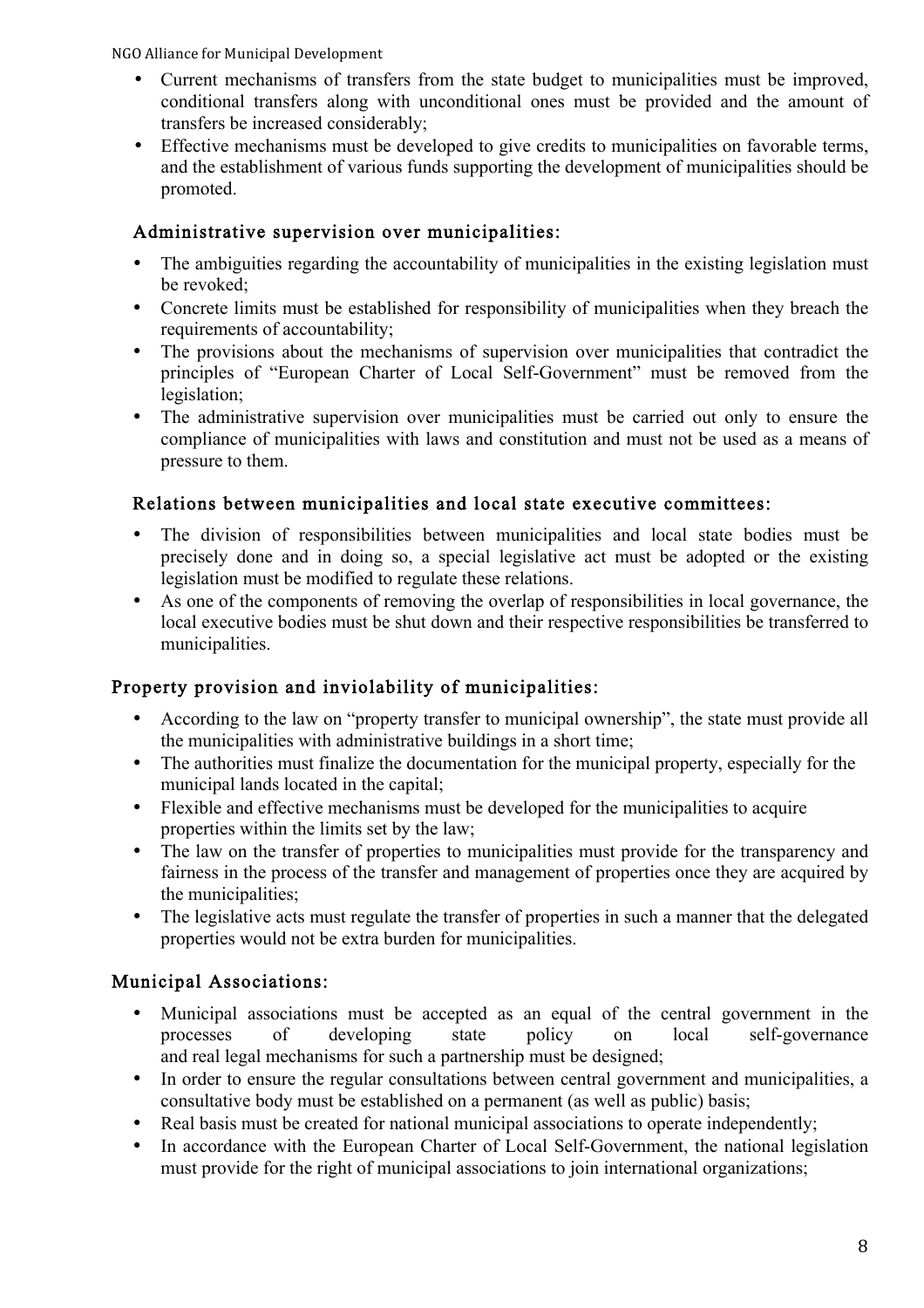- Current mechanisms of transfers from the state budget to municipalities must be improved, conditional transfers along with unconditional ones must be provided and the amount of transfers be increased considerably;
- Effective mechanisms must be developed to give credits to municipalities on favorable terms, and the establishment of various funds supporting the development of municipalities should be promoted.

### Administrative supervision over municipalities:

- The ambiguities regarding the accountability of municipalities in the existing legislation must be revoked;
- Concrete limits must be established for responsibility of municipalities when they breach the requirements of accountability;
- The provisions about the mechanisms of supervision over municipalities that contradict the principles of "European Charter of Local Self-Government" must be removed from the legislation;
- The administrative supervision over municipalities must be carried out only to ensure the compliance of municipalities with laws and constitution and must not be used as a means of pressure to them.

### Relations between municipalities and local state executive committees:

- The division of responsibilities between municipalities and local state bodies must be precisely done and in doing so, a special legislative act must be adopted or the existing legislation must be modified to regulate these relations.
- As one of the components of removing the overlap of responsibilities in local governance, the local executive bodies must be shut down and their respective responsibilities be transferred to municipalities.

### Property provision and inviolability of municipalities:

- According to the law on "property transfer to municipal ownership", the state must provide all the municipalities with administrative buildings in a short time;
- The authorities must finalize the documentation for the municipal property, especially for the municipal lands located in the capital;
- Flexible and effective mechanisms must be developed for the municipalities to acquire properties within the limits set by the law;
- The law on the transfer of properties to municipalities must provide for the transparency and fairness in the process of the transfer and management of properties once they are acquired by the municipalities;
- The legislative acts must regulate the transfer of properties in such a manner that the delegated properties would not be extra burden for municipalities.

### Municipal Associations:

- Municipal associations must be accepted as an equal of the central government in the processes of developing state policy on local self-governance and real legal mechanisms for such a partnership must be designed;
- In order to ensure the regular consultations between central government and municipalities, a consultative body must be established on a permanent (as well as public) basis;
- Real basis must be created for national municipal associations to operate independently;
- In accordance with the European Charter of Local Self-Government, the national legislation must provide for the right of municipal associations to join international organizations;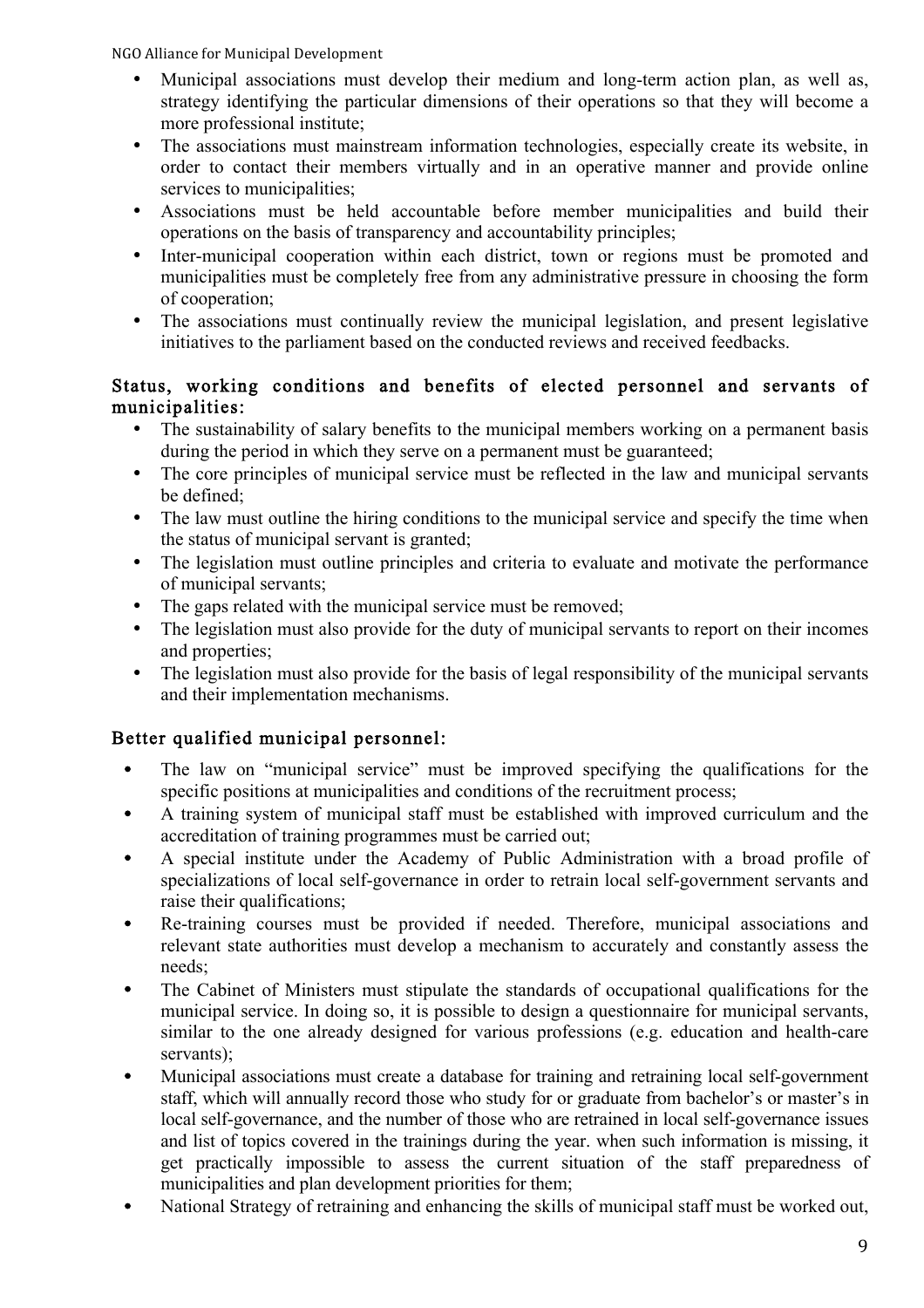- Municipal associations must develop their medium and long-term action plan, as well as, strategy identifying the particular dimensions of their operations so that they will become a more professional institute;
- The associations must mainstream information technologies, especially create its website, in order to contact their members virtually and in an operative manner and provide online services to municipalities;
- Associations must be held accountable before member municipalities and build their operations on the basis of transparency and accountability principles;
- Inter-municipal cooperation within each district, town or regions must be promoted and municipalities must be completely free from any administrative pressure in choosing the form of cooperation;
- The associations must continually review the municipal legislation, and present legislative initiatives to the parliament based on the conducted reviews and received feedbacks.

### Status, working conditions and benefits of elected personnel and servants of municipalities:

- The sustainability of salary benefits to the municipal members working on a permanent basis during the period in which they serve on a permanent must be guaranteed;
- The core principles of municipal service must be reflected in the law and municipal servants be defined;
- The law must outline the hiring conditions to the municipal service and specify the time when the status of municipal servant is granted;
- The legislation must outline principles and criteria to evaluate and motivate the performance of municipal servants;
- The gaps related with the municipal service must be removed;
- The legislation must also provide for the duty of municipal servants to report on their incomes and properties;
- The legislation must also provide for the basis of legal responsibility of the municipal servants and their implementation mechanisms.

### Better qualified municipal personnel:

- The law on "municipal service" must be improved specifying the qualifications for the specific positions at municipalities and conditions of the recruitment process;
- A training system of municipal staff must be established with improved curriculum and the accreditation of training programmes must be carried out;
- A special institute under the Academy of Public Administration with a broad profile of specializations of local self-governance in order to retrain local self-government servants and raise their qualifications;
- Re-training courses must be provided if needed. Therefore, municipal associations and relevant state authorities must develop a mechanism to accurately and constantly assess the needs;
- The Cabinet of Ministers must stipulate the standards of occupational qualifications for the municipal service. In doing so, it is possible to design a questionnaire for municipal servants, similar to the one already designed for various professions (e.g. education and health-care servants);
- Municipal associations must create a database for training and retraining local self-government staff, which will annually record those who study for or graduate from bachelor's or master's in local self-governance, and the number of those who are retrained in local self-governance issues and list of topics covered in the trainings during the year. when such information is missing, it get practically impossible to assess the current situation of the staff preparedness of municipalities and plan development priorities for them;
- National Strategy of retraining and enhancing the skills of municipal staff must be worked out,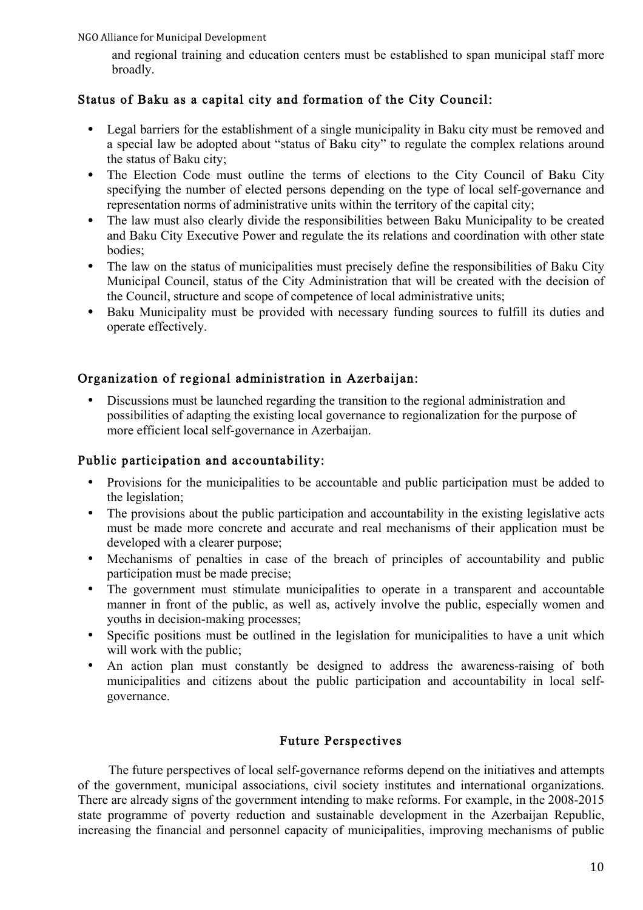and regional training and education centers must be established to span municipal staff more broadly.

### Status of Baku as a capital city and formation of the City Council:

- Legal barriers for the establishment of a single municipality in Baku city must be removed and a special law be adopted about "status of Baku city" to regulate the complex relations around the status of Baku city;
- The Election Code must outline the terms of elections to the City Council of Baku City specifying the number of elected persons depending on the type of local self-governance and representation norms of administrative units within the territory of the capital city;
- The law must also clearly divide the responsibilities between Baku Municipality to be created and Baku City Executive Power and regulate the its relations and coordination with other state bodies;
- The law on the status of municipalities must precisely define the responsibilities of Baku City Municipal Council, status of the City Administration that will be created with the decision of the Council, structure and scope of competence of local administrative units;
- Baku Municipality must be provided with necessary funding sources to fulfill its duties and operate effectively.

### Organization of regional administration in Azerbaijan:

- Discussions must be launched regarding the transition to the regional administration and possibilities of adapting the existing local governance to regionalization for the purpose of more efficient local self-governance in Azerbaijan.

### Public participation and accountability:

- Provisions for the municipalities to be accountable and public participation must be added to the legislation;
- The provisions about the public participation and accountability in the existing legislative acts must be made more concrete and accurate and real mechanisms of their application must be developed with a clearer purpose;
- Mechanisms of penalties in case of the breach of principles of accountability and public participation must be made precise;
- The government must stimulate municipalities to operate in a transparent and accountable manner in front of the public, as well as, actively involve the public, especially women and youths in decision-making processes;
- Specific positions must be outlined in the legislation for municipalities to have a unit which will work with the public;
- An action plan must constantly be designed to address the awareness-raising of both municipalities and citizens about the public participation and accountability in local self-governance.

## Future Perspectives

The future perspectives of local self-governance reforms depend on the initiatives and attempts of the government, municipal associations, civil society institutes and international organizations. There are already signs of the government intending to make reforms. For example, in the 2008-2015 state programme of poverty reduction and sustainable development in the Azerbaijan Republic, increasing the financial and personnel capacity of municipalities, improving mechanisms of public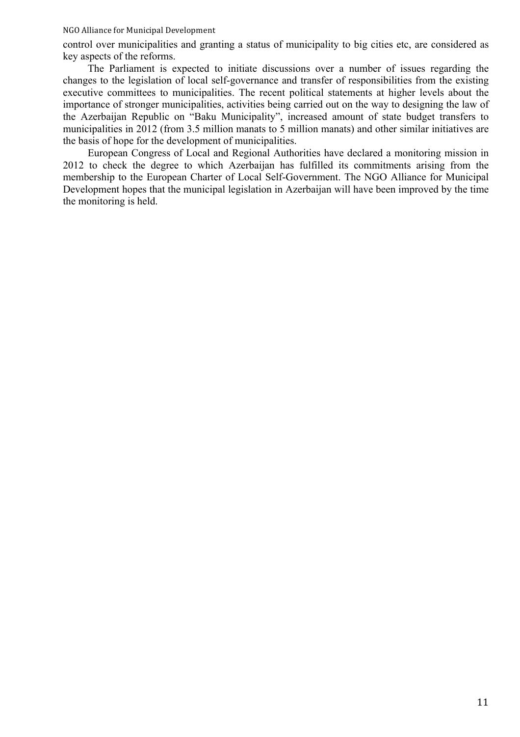control over municipalities and granting a status of municipality to big cities etc, are considered as key aspects of the reforms.

The Parliament is expected to initiate discussions over a number of issues regarding the changes to the legislation of local self-governance and transfer of responsibilities from the existing executive committees to municipalities. The recent political statements at higher levels about the importance of stronger municipalities, activities being carried out on the way to designing the law of the Azerbaijan Republic on "Baku Municipality", increased amount of state budget transfers to municipalities in 2012 (from 3.5 million manats to 5 million manats) and other similar initiatives are the basis of hope for the development of municipalities.

European Congress of Local and Regional Authorities have declared a monitoring mission in 2012 to check the degree to which Azerbaijan has fulfilled its commitments arising from the membership to the European Charter of Local Self-Government. The NGO Alliance for Municipal Development hopes that the municipal legislation in Azerbaijan will have been improved by the time the monitoring is held.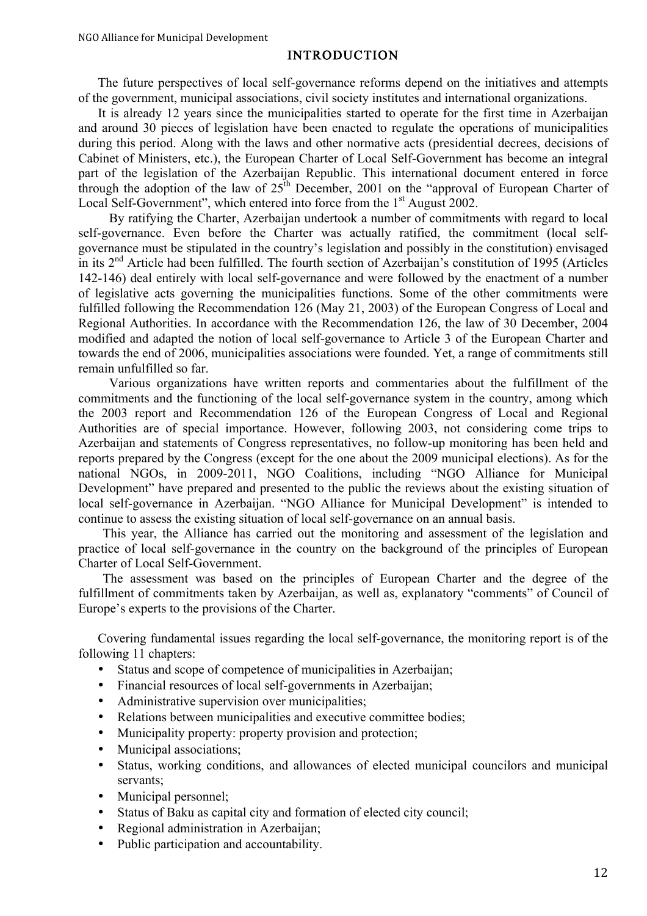# INTRODUCTION

The future perspectives of local self-governance reforms depend on the initiatives and attempts of the government, municipal associations, civil society institutes and international organizations.

It is already 12 years since the municipalities started to operate for the first time in Azerbaijan and around 30 pieces of legislation have been enacted to regulate the operations of municipalities during this period. Along with the laws and other normative acts (presidential decrees, decisions of Cabinet of Ministers, etc.), the European Charter of Local Self-Government has become an integral part of the legislation of the Azerbaijan Republic. This international document entered in force through the adoption of the law of 25th December, 2001 on the "approval of European Charter of Local Self-Government", which entered into force from the 1st August 2002.

By ratifying the Charter, Azerbaijan undertook a number of commitments with regard to local self-governance. Even before the Charter was actually ratified, the commitment (local self-governance must be stipulated in the country's legislation and possibly in the constitution) envisaged in its 2nd Article had been fulfilled. The fourth section of Azerbaijan's constitution of 1995 (Articles 142-146) deal entirely with local self-governance and were followed by the enactment of a number of legislative acts governing the municipalities functions. Some of the other commitments were fulfilled following the Recommendation 126 (May 21, 2003) of the European Congress of Local and Regional Authorities. In accordance with the Recommendation 126, the law of 30 December, 2004 modified and adapted the notion of local self-governance to Article 3 of the European Charter and towards the end of 2006, municipalities associations were founded. Yet, a range of commitments still remain unfulfilled so far.

Various organizations have written reports and commentaries about the fulfillment of the commitments and the functioning of the local self-governance system in the country, among which the 2003 report and Recommendation 126 of the European Congress of Local and Regional Authorities are of special importance. However, following 2003, not considering come trips to Azerbaijan and statements of Congress representatives, no follow-up monitoring has been held and reports prepared by the Congress (except for the one about the 2009 municipal elections). As for the national NGOs, in 2009-2011, NGO Coalitions, including "NGO Alliance for Municipal Development" have prepared and presented to the public the reviews about the existing situation of local self-governance in Azerbaijan. "NGO Alliance for Municipal Development" is intended to continue to assess the existing situation of local self-governance on an annual basis.

This year, the Alliance has carried out the monitoring and assessment of the legislation and practice of local self-governance in the country on the background of the principles of European Charter of Local Self-Government.

The assessment was based on the principles of European Charter and the degree of the fulfillment of commitments taken by Azerbaijan, as well as, explanatory "comments" of Council of Europe's experts to the provisions of the Charter.

Covering fundamental issues regarding the local self-governance, the monitoring report is of the following 11 chapters:

- Status and scope of competence of municipalities in Azerbaijan;
- Financial resources of local self-governments in Azerbaijan;
- Administrative supervision over municipalities;
- Relations between municipalities and executive committee bodies;
- Municipality property: property provision and protection;
- Municipal associations;
- Status, working conditions, and allowances of elected municipal councilors and municipal servants;
- Municipal personnel;
- Status of Baku as capital city and formation of elected city council;
- Regional administration in Azerbaijan;
- Public participation and accountability.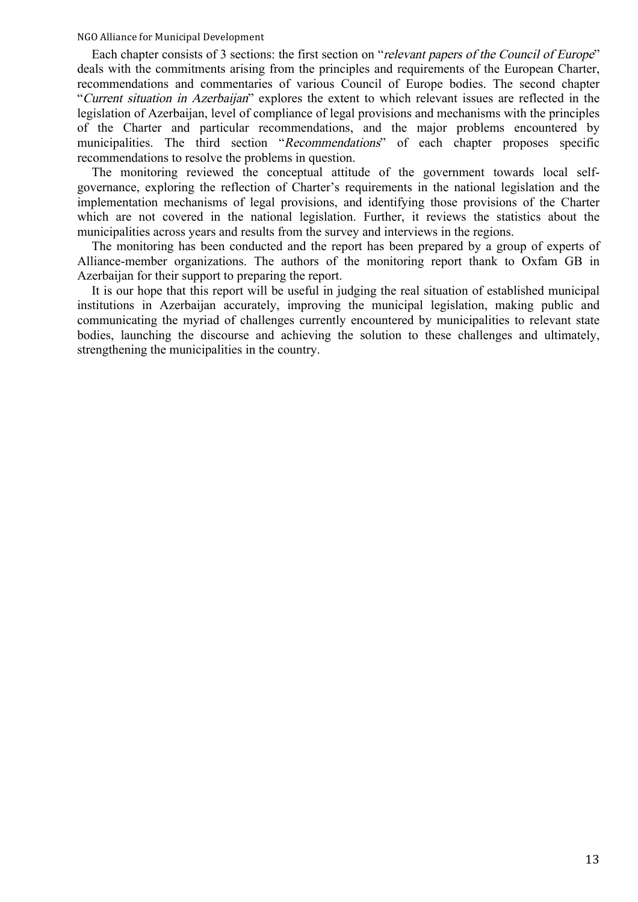Each chapter consists of 3 sections: the first section on "*relevant papers of the Council of Europe*" deals with the commitments arising from the principles and requirements of the European Charter, recommendations and commentaries of various Council of Europe bodies. The second chapter "*Current situation in Azerbaijan*" explores the extent to which relevant issues are reflected in the legislation of Azerbaijan, level of compliance of legal provisions and mechanisms with the principles of the Charter and particular recommendations, and the major problems encountered by municipalities. The third section "*Recommendations*" of each chapter proposes specific recommendations to resolve the problems in question.

The monitoring reviewed the conceptual attitude of the government towards local self-governance, exploring the reflection of Charter's requirements in the national legislation and the implementation mechanisms of legal provisions, and identifying those provisions of the Charter which are not covered in the national legislation. Further, it reviews the statistics about the municipalities across years and results from the survey and interviews in the regions.

The monitoring has been conducted and the report has been prepared by a group of experts of Alliance-member organizations. The authors of the monitoring report thank to Oxfam GB in Azerbaijan for their support to preparing the report.

It is our hope that this report will be useful in judging the real situation of established municipal institutions in Azerbaijan accurately, improving the municipal legislation, making public and communicating the myriad of challenges currently encountered by municipalities to relevant state bodies, launching the discourse and achieving the solution to these challenges and ultimately, strengthening the municipalities in the country.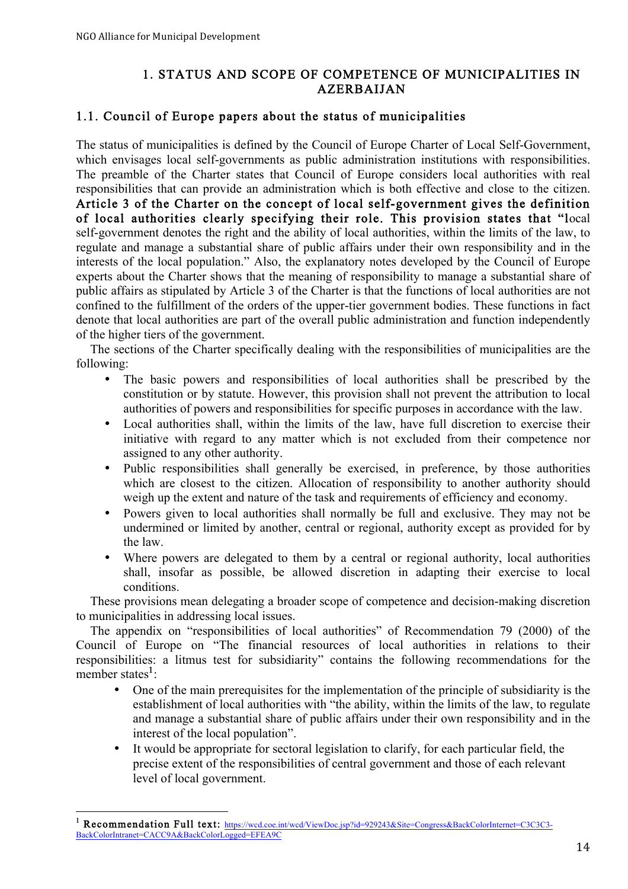# 1. STATUS AND SCOPE OF COMPETENCE OF MUNICIPALITIES IN AZERBAIJAN

## 1.1. Council of Europe papers about the status of municipalities

The status of municipalities is defined by the Council of Europe Charter of Local Self-Government, which envisages local self-governments as public administration institutions with responsibilities. The preamble of the Charter states that Council of Europe considers local authorities with real responsibilities that can provide an administration which is both effective and close to the citizen. **Article 3 of the Charter on the concept of local self-government gives the definition of local authorities clearly specifying their role. This provision states that "**local self-government denotes the right and the ability of local authorities, within the limits of the law, to regulate and manage a substantial share of public affairs under their own responsibility and in the interests of the local population." Also, the explanatory notes developed by the Council of Europe experts about the Charter shows that the meaning of responsibility to manage a substantial share of public affairs as stipulated by Article 3 of the Charter is that the functions of local authorities are not confined to the fulfillment of the orders of the upper-tier government bodies. These functions in fact denote that local authorities are part of the overall public administration and function independently of the higher tiers of the government.

The sections of the Charter specifically dealing with the responsibilities of municipalities are the following:

- The basic powers and responsibilities of local authorities shall be prescribed by the constitution or by statute. However, this provision shall not prevent the attribution to local authorities of powers and responsibilities for specific purposes in accordance with the law.
- Local authorities shall, within the limits of the law, have full discretion to exercise their initiative with regard to any matter which is not excluded from their competence nor assigned to any other authority.
- Public responsibilities shall generally be exercised, in preference, by those authorities which are closest to the citizen. Allocation of responsibility to another authority should weigh up the extent and nature of the task and requirements of efficiency and economy.
- Powers given to local authorities shall normally be full and exclusive. They may not be undermined or limited by another, central or regional, authority except as provided for by the law.
- Where powers are delegated to them by a central or regional authority, local authorities shall, insofar as possible, be allowed discretion in adapting their exercise to local conditions.

These provisions mean delegating a broader scope of competence and decision-making discretion to municipalities in addressing local issues.

The appendix on "responsibilities of local authorities" of Recommendation 79 (2000) of the Council of Europe on "The financial resources of local authorities in relations to their responsibilities: a litmus test for subsidiarity" contains the following recommendations for the member states[1]:

- One of the main prerequisites for the implementation of the principle of subsidiarity is the establishment of local authorities with "the ability, within the limits of the law, to regulate and manage a substantial share of public affairs under their own responsibility and in the interest of the local population".
- It would be appropriate for sectoral legislation to clarify, for each particular field, the precise extent of the responsibilities of central government and those of each relevant level of local government.

---

[1] **Recommendation Full text:** https://wcd.coe.int/wcd/ViewDoc.jsp?id=929243&Site=Congress&BackColorInternet=C3C3C3-BackColorIntranet=CACC9A&BackColorLogged=EFEA9C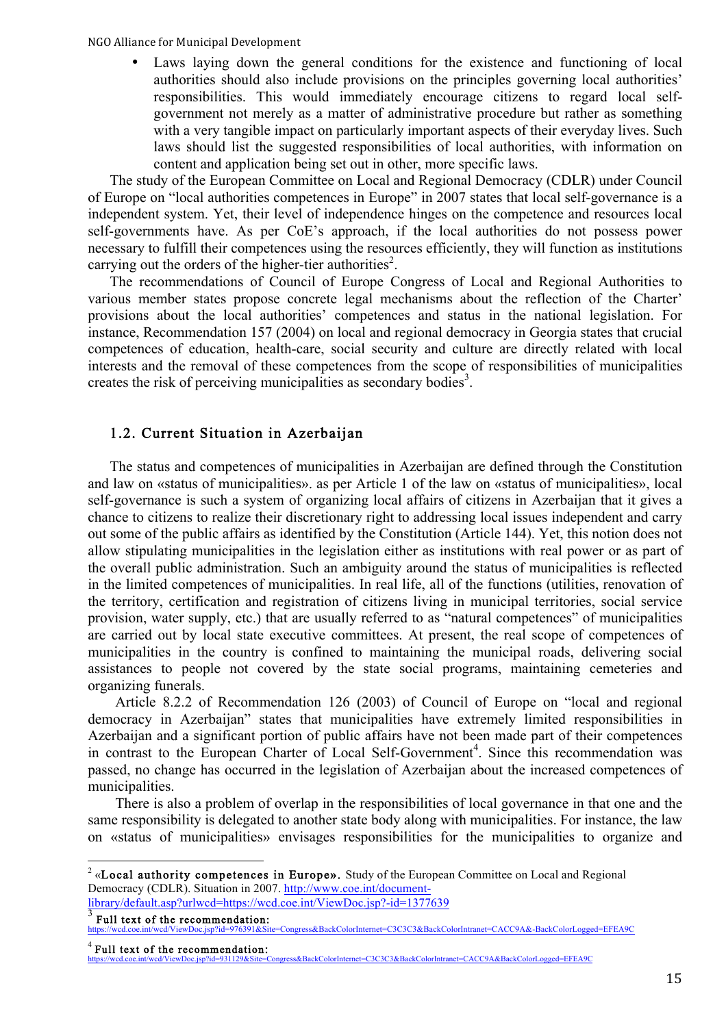- Laws laying down the general conditions for the existence and functioning of local authorities should also include provisions on the principles governing local authorities' responsibilities. This would immediately encourage citizens to regard local self-government not merely as a matter of administrative procedure but rather as something with a very tangible impact on particularly important aspects of their everyday lives. Such laws should list the suggested responsibilities of local authorities, with information on content and application being set out in other, more specific laws.

The study of the European Committee on Local and Regional Democracy (CDLR) under Council of Europe on "local authorities competences in Europe" in 2007 states that local self-governance is a independent system. Yet, their level of independence hinges on the competence and resources local self-governments have. As per CoE's approach, if the local authorities do not possess power necessary to fulfill their competences using the resources efficiently, they will function as institutions carrying out the orders of the higher-tier authorities[2].

The recommendations of Council of Europe Congress of Local and Regional Authorities to various member states propose concrete legal mechanisms about the reflection of the Charter' provisions about the local authorities' competences and status in the national legislation. For instance, Recommendation 157 (2004) on local and regional democracy in Georgia states that crucial competences of education, health-care, social security and culture are directly related with local interests and the removal of these competences from the scope of responsibilities of municipalities creates the risk of perceiving municipalities as secondary bodies[3].

## 1.2. Current Situation in Azerbaijan

The status and competences of municipalities in Azerbaijan are defined through the Constitution and law on «status of municipalities». as per Article 1 of the law on «status of municipalities», local self-governance is such a system of organizing local affairs of citizens in Azerbaijan that it gives a chance to citizens to realize their discretionary right to addressing local issues independent and carry out some of the public affairs as identified by the Constitution (Article 144). Yet, this notion does not allow stipulating municipalities in the legislation either as institutions with real power or as part of the overall public administration. Such an ambiguity around the status of municipalities is reflected in the limited competences of municipalities. In real life, all of the functions (utilities, renovation of the territory, certification and registration of citizens living in municipal territories, social service provision, water supply, etc.) that are usually referred to as "natural competences" of municipalities are carried out by local state executive committees. At present, the real scope of competences of municipalities in the country is confined to maintaining the municipal roads, delivering social assistances to people not covered by the state social programs, maintaining cemeteries and organizing funerals.

Article 8.2.2 of Recommendation 126 (2003) of Council of Europe on "local and regional democracy in Azerbaijan" states that municipalities have extremely limited responsibilities in Azerbaijan and a significant portion of public affairs have not been made part of their competences in contrast to the European Charter of Local Self-Government[4]. Since this recommendation was passed, no change has occurred in the legislation of Azerbaijan about the increased competences of municipalities.

There is also a problem of overlap in the responsibilities of local governance in that one and the same responsibility is delegated to another state body along with municipalities. For instance, the law on «status of municipalities» envisages responsibilities for the municipalities to organize and

---

[2] **«Local authority competences in Europe».** Study of the European Committee on Local and Regional Democracy (CDLR). Situation in 2007. http://www.coe.int/document-library/default.asp?urlwcd=https://wcd.coe.int/ViewDoc.jsp?-id=1377639

[3] **Full text of the recommendation:** https://wcd.coe.int/wcd/ViewDoc.jsp?id=976391&Site=Congress&BackColorInternet=C3C3C3&BackColorIntranet=CACC9A&-BackColorLogged=EFEA9C

[4] **Full text of the recommendation:** https://wcd.coe.int/wcd/ViewDoc.jsp?id=931129&Site=Congress&BackColorInternet=C3C3C3&BackColorIntranet=CACC9A&BackColorLogged=EFEA9C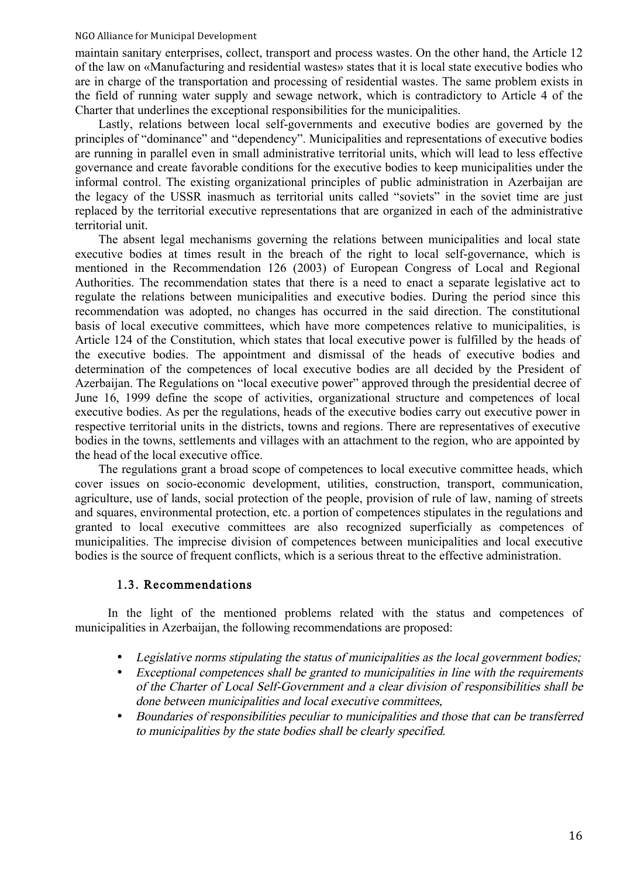maintain sanitary enterprises, collect, transport and process wastes. On the other hand, the Article 12 of the law on «Manufacturing and residential wastes» states that it is local state executive bodies who are in charge of the transportation and processing of residential wastes. The same problem exists in the field of running water supply and sewage network, which is contradictory to Article 4 of the Charter that underlines the exceptional responsibilities for the municipalities.

Lastly, relations between local self-governments and executive bodies are governed by the principles of "dominance" and "dependency". Municipalities and representations of executive bodies are running in parallel even in small administrative territorial units, which will lead to less effective governance and create favorable conditions for the executive bodies to keep municipalities under the informal control. The existing organizational principles of public administration in Azerbaijan are the legacy of the USSR inasmuch as territorial units called "soviets" in the soviet time are just replaced by the territorial executive representations that are organized in each of the administrative territorial unit.

The absent legal mechanisms governing the relations between municipalities and local state executive bodies at times result in the breach of the right to local self-governance, which is mentioned in the Recommendation 126 (2003) of European Congress of Local and Regional Authorities. The recommendation states that there is a need to enact a separate legislative act to regulate the relations between municipalities and executive bodies. During the period since this recommendation was adopted, no changes has occurred in the said direction. The constitutional basis of local executive committees, which have more competences relative to municipalities, is Article 124 of the Constitution, which states that local executive power is fulfilled by the heads of the executive bodies. The appointment and dismissal of the heads of executive bodies and determination of the competences of local executive bodies are all decided by the President of Azerbaijan. The Regulations on "local executive power" approved through the presidential decree of June 16, 1999 define the scope of activities, organizational structure and competences of local executive bodies. As per the regulations, heads of the executive bodies carry out executive power in respective territorial units in the districts, towns and regions. There are representatives of executive bodies in the towns, settlements and villages with an attachment to the region, who are appointed by the head of the local executive office.

The regulations grant a broad scope of competences to local executive committee heads, which cover issues on socio-economic development, utilities, construction, transport, communication, agriculture, use of lands, social protection of the people, provision of rule of law, naming of streets and squares, environmental protection, etc. a portion of competences stipulates in the regulations and granted to local executive committees are also recognized superficially as competences of municipalities. The imprecise division of competences between municipalities and local executive bodies is the source of frequent conflicts, which is a serious threat to the effective administration.

### 1.3. Recommendations

In the light of the mentioned problems related with the status and competences of municipalities in Azerbaijan, the following recommendations are proposed:

- *Legislative norms stipulating the status of municipalities as the local government bodies;*
- *Exceptional competences shall be granted to municipalities in line with the requirements of the Charter of Local Self-Government and a clear division of responsibilities shall be done between municipalities and local executive committees,*
- *Boundaries of responsibilities peculiar to municipalities and those that can be transferred to municipalities by the state bodies shall be clearly specified.*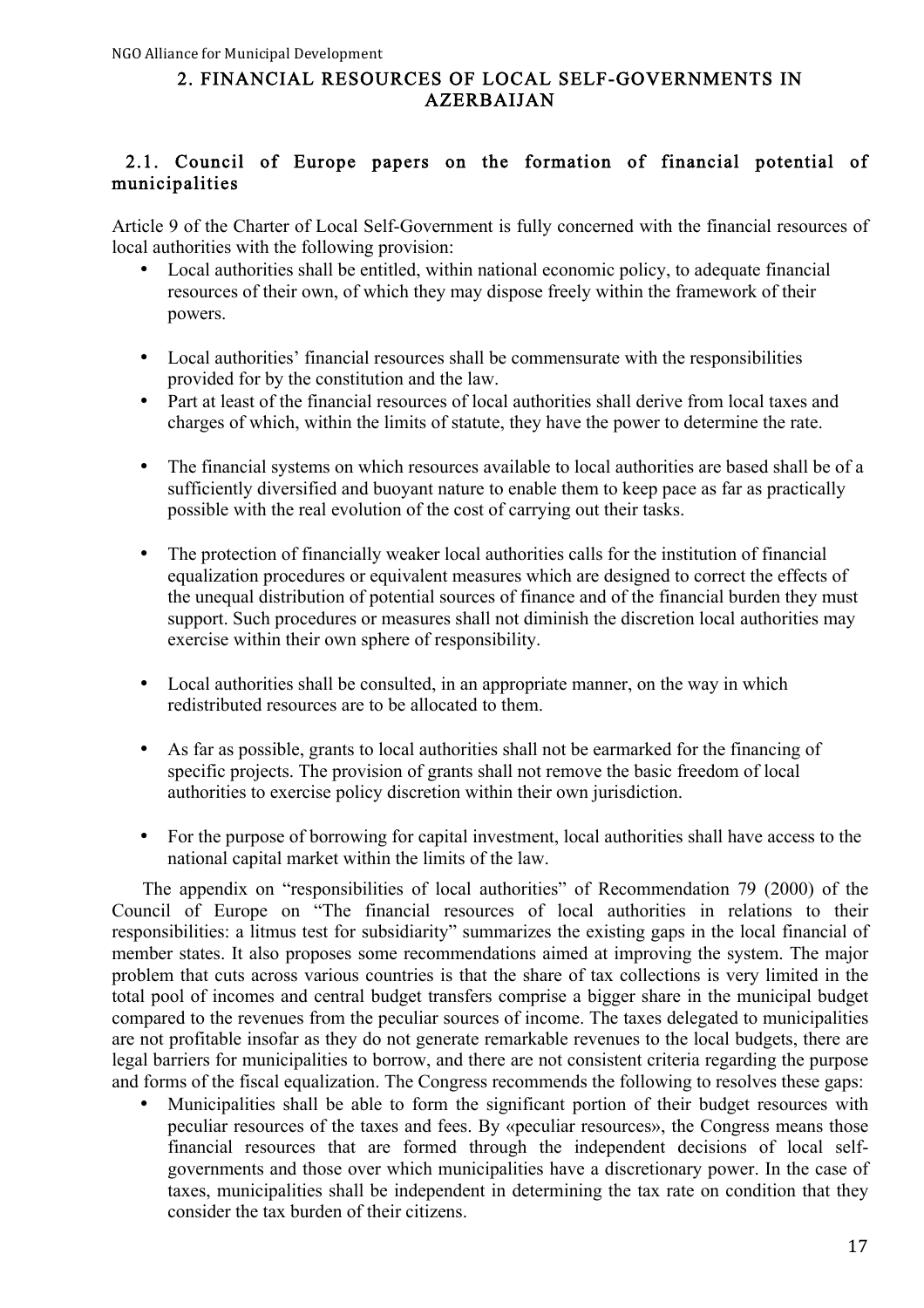## 2. FINANCIAL RESOURCES OF LOCAL SELF-GOVERNMENTS IN AZERBAIJAN

### 2.1. Council of Europe papers on the formation of financial potential of municipalities

Article 9 of the Charter of Local Self-Government is fully concerned with the financial resources of local authorities with the following provision:

- Local authorities shall be entitled, within national economic policy, to adequate financial resources of their own, of which they may dispose freely within the framework of their powers.
- Local authorities' financial resources shall be commensurate with the responsibilities provided for by the constitution and the law.
- Part at least of the financial resources of local authorities shall derive from local taxes and charges of which, within the limits of statute, they have the power to determine the rate.
- The financial systems on which resources available to local authorities are based shall be of a sufficiently diversified and buoyant nature to enable them to keep pace as far as practically possible with the real evolution of the cost of carrying out their tasks.
- The protection of financially weaker local authorities calls for the institution of financial equalization procedures or equivalent measures which are designed to correct the effects of the unequal distribution of potential sources of finance and of the financial burden they must support. Such procedures or measures shall not diminish the discretion local authorities may exercise within their own sphere of responsibility.
- Local authorities shall be consulted, in an appropriate manner, on the way in which redistributed resources are to be allocated to them.
- As far as possible, grants to local authorities shall not be earmarked for the financing of specific projects. The provision of grants shall not remove the basic freedom of local authorities to exercise policy discretion within their own jurisdiction.
- For the purpose of borrowing for capital investment, local authorities shall have access to the national capital market within the limits of the law.

The appendix on "responsibilities of local authorities" of Recommendation 79 (2000) of the Council of Europe on "The financial resources of local authorities in relations to their responsibilities: a litmus test for subsidiarity" summarizes the existing gaps in the local financial of member states. It also proposes some recommendations aimed at improving the system. The major problem that cuts across various countries is that the share of tax collections is very limited in the total pool of incomes and central budget transfers comprise a bigger share in the municipal budget compared to the revenues from the peculiar sources of income. The taxes delegated to municipalities are not profitable insofar as they do not generate remarkable revenues to the local budgets, there are legal barriers for municipalities to borrow, and there are not consistent criteria regarding the purpose and forms of the fiscal equalization. The Congress recommends the following to resolves these gaps:

- Municipalities shall be able to form the significant portion of their budget resources with peculiar resources of the taxes and fees. By «peculiar resources», the Congress means those financial resources that are formed through the independent decisions of local self-governments and those over which municipalities have a discretionary power. In the case of taxes, municipalities shall be independent in determining the tax rate on condition that they consider the tax burden of their citizens.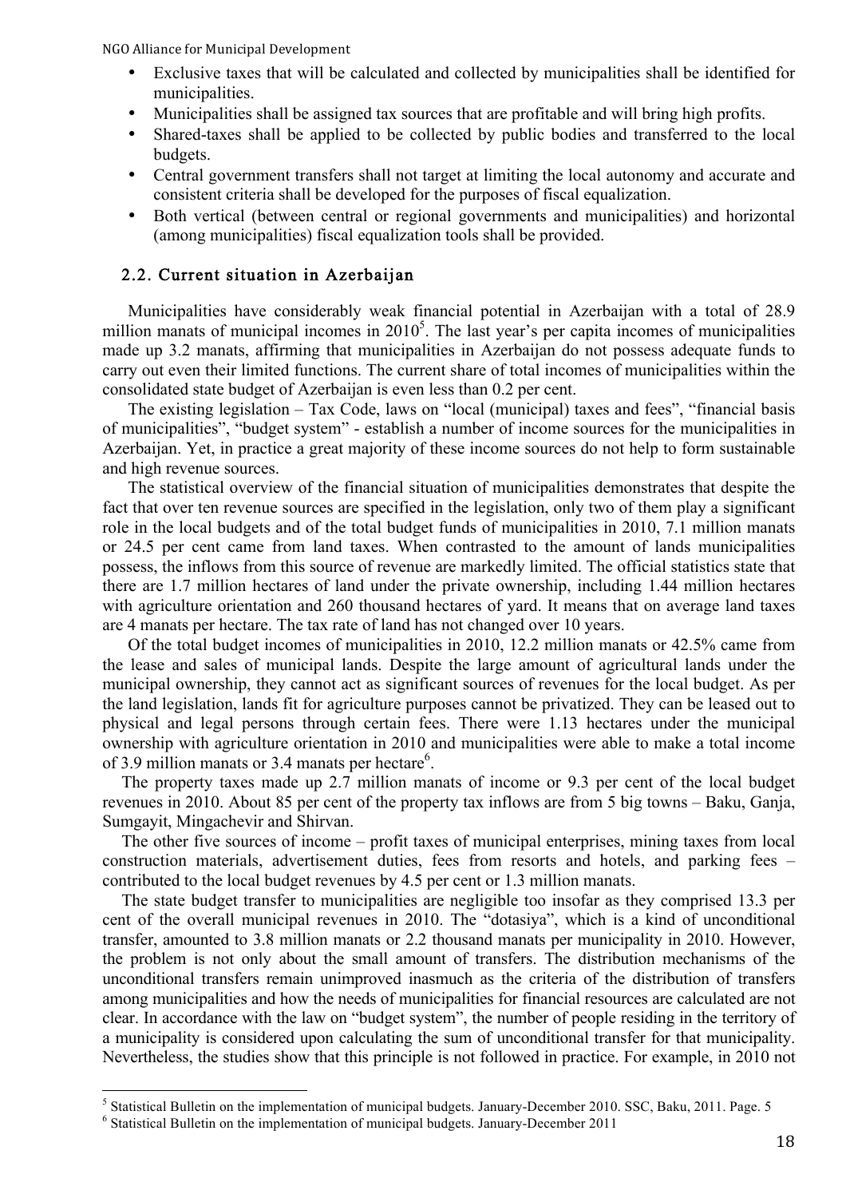- Exclusive taxes that will be calculated and collected by municipalities shall be identified for municipalities.
- Municipalities shall be assigned tax sources that are profitable and will bring high profits.
- Shared-taxes shall be applied to be collected by public bodies and transferred to the local budgets.
- Central government transfers shall not target at limiting the local autonomy and accurate and consistent criteria shall be developed for the purposes of fiscal equalization.
- Both vertical (between central or regional governments and municipalities) and horizontal (among municipalities) fiscal equalization tools shall be provided.

## 2.2. Current situation in Azerbaijan

Municipalities have considerably weak financial potential in Azerbaijan with a total of 28.9 million manats of municipal incomes in 2010[5]. The last year's per capita incomes of municipalities made up 3.2 manats, affirming that municipalities in Azerbaijan do not possess adequate funds to carry out even their limited functions. The current share of total incomes of municipalities within the consolidated state budget of Azerbaijan is even less than 0.2 per cent.

The existing legislation – Tax Code, laws on "local (municipal) taxes and fees", "financial basis of municipalities", "budget system" - establish a number of income sources for the municipalities in Azerbaijan. Yet, in practice a great majority of these income sources do not help to form sustainable and high revenue sources.

The statistical overview of the financial situation of municipalities demonstrates that despite the fact that over ten revenue sources are specified in the legislation, only two of them play a significant role in the local budgets and of the total budget funds of municipalities in 2010, 7.1 million manats or 24.5 per cent came from land taxes. When contrasted to the amount of lands municipalities possess, the inflows from this source of revenue are markedly limited. The official statistics state that there are 1.7 million hectares of land under the private ownership, including 1.44 million hectares with agriculture orientation and 260 thousand hectares of yard. It means that on average land taxes are 4 manats per hectare. The tax rate of land has not changed over 10 years.

Of the total budget incomes of municipalities in 2010, 12.2 million manats or 42.5% came from the lease and sales of municipal lands. Despite the large amount of agricultural lands under the municipal ownership, they cannot act as significant sources of revenues for the local budget. As per the land legislation, lands fit for agriculture purposes cannot be privatized. They can be leased out to physical and legal persons through certain fees. There were 1.13 hectares under the municipal ownership with agriculture orientation in 2010 and municipalities were able to make a total income of 3.9 million manats or 3.4 manats per hectare[6].

The property taxes made up 2.7 million manats of income or 9.3 per cent of the local budget revenues in 2010. About 85 per cent of the property tax inflows are from 5 big towns – Baku, Ganja, Sumgayit, Mingachevir and Shirvan.

The other five sources of income – profit taxes of municipal enterprises, mining taxes from local construction materials, advertisement duties, fees from resorts and hotels, and parking fees – contributed to the local budget revenues by 4.5 per cent or 1.3 million manats.

The state budget transfer to municipalities are negligible too insofar as they comprised 13.3 per cent of the overall municipal revenues in 2010. The "dotasiya", which is a kind of unconditional transfer, amounted to 3.8 million manats or 2.2 thousand manats per municipality in 2010. However, the problem is not only about the small amount of transfers. The distribution mechanisms of the unconditional transfers remain unimproved inasmuch as the criteria of the distribution of transfers among municipalities and how the needs of municipalities for financial resources are calculated are not clear. In accordance with the law on "budget system", the number of people residing in the territory of a municipality is considered upon calculating the sum of unconditional transfer for that municipality. Nevertheless, the studies show that this principle is not followed in practice. For example, in 2010 not

[5] Statistical Bulletin on the implementation of municipal budgets. January-December 2010. SSC, Baku, 2011. Page. 5

[6] Statistical Bulletin on the implementation of municipal budgets. January-December 2011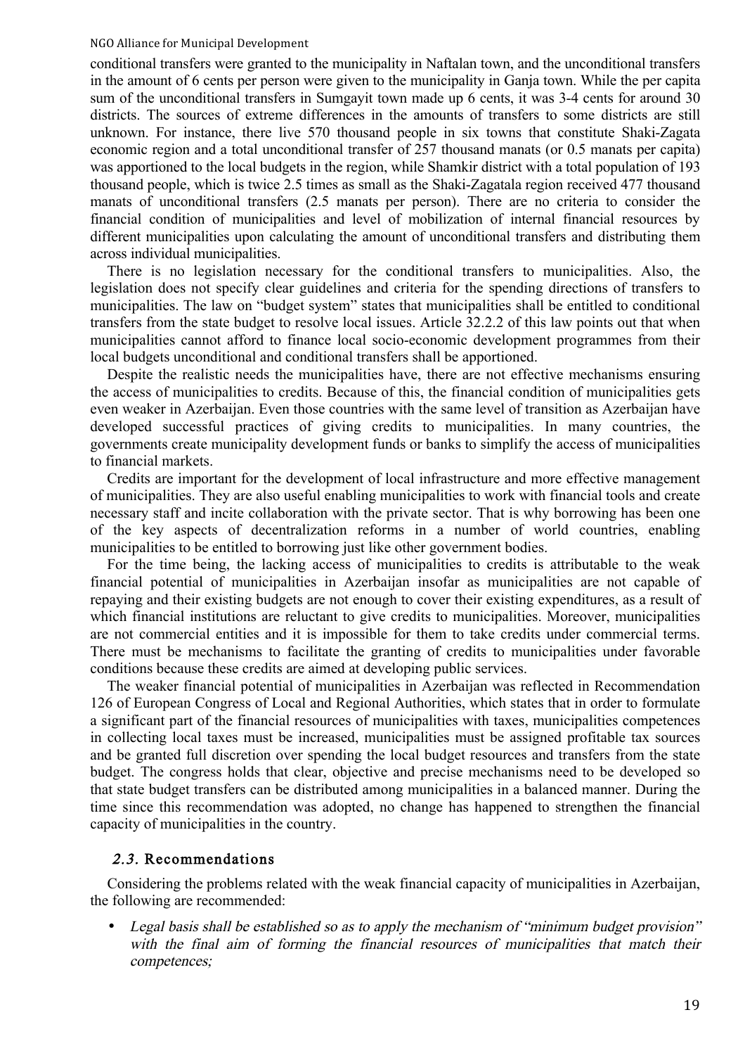conditional transfers were granted to the municipality in Naftalan town, and the unconditional transfers in the amount of 6 cents per person were given to the municipality in Ganja town. While the per capita sum of the unconditional transfers in Sumgayit town made up 6 cents, it was 3-4 cents for around 30 districts. The sources of extreme differences in the amounts of transfers to some districts are still unknown. For instance, there live 570 thousand people in six towns that constitute Shaki-Zagata economic region and a total unconditional transfer of 257 thousand manats (or 0.5 manats per capita) was apportioned to the local budgets in the region, while Shamkir district with a total population of 193 thousand people, which is twice 2.5 times as small as the Shaki-Zagatala region received 477 thousand manats of unconditional transfers (2.5 manats per person). There are no criteria to consider the financial condition of municipalities and level of mobilization of internal financial resources by different municipalities upon calculating the amount of unconditional transfers and distributing them across individual municipalities.

There is no legislation necessary for the conditional transfers to municipalities. Also, the legislation does not specify clear guidelines and criteria for the spending directions of transfers to municipalities. The law on "budget system" states that municipalities shall be entitled to conditional transfers from the state budget to resolve local issues. Article 32.2.2 of this law points out that when municipalities cannot afford to finance local socio-economic development programmes from their local budgets unconditional and conditional transfers shall be apportioned.

Despite the realistic needs the municipalities have, there are not effective mechanisms ensuring the access of municipalities to credits. Because of this, the financial condition of municipalities gets even weaker in Azerbaijan. Even those countries with the same level of transition as Azerbaijan have developed successful practices of giving credits to municipalities. In many countries, the governments create municipality development funds or banks to simplify the access of municipalities to financial markets.

Credits are important for the development of local infrastructure and more effective management of municipalities. They are also useful enabling municipalities to work with financial tools and create necessary staff and incite collaboration with the private sector. That is why borrowing has been one of the key aspects of decentralization reforms in a number of world countries, enabling municipalities to be entitled to borrowing just like other government bodies.

For the time being, the lacking access of municipalities to credits is attributable to the weak financial potential of municipalities in Azerbaijan insofar as municipalities are not capable of repaying and their existing budgets are not enough to cover their existing expenditures, as a result of which financial institutions are reluctant to give credits to municipalities. Moreover, municipalities are not commercial entities and it is impossible for them to take credits under commercial terms. There must be mechanisms to facilitate the granting of credits to municipalities under favorable conditions because these credits are aimed at developing public services.

The weaker financial potential of municipalities in Azerbaijan was reflected in Recommendation 126 of European Congress of Local and Regional Authorities, which states that in order to formulate a significant part of the financial resources of municipalities with taxes, municipalities competences in collecting local taxes must be increased, municipalities must be assigned profitable tax sources and be granted full discretion over spending the local budget resources and transfers from the state budget. The congress holds that clear, objective and precise mechanisms need to be developed so that state budget transfers can be distributed among municipalities in a balanced manner. During the time since this recommendation was adopted, no change has happened to strengthen the financial capacity of municipalities in the country.

### *2.3.* Recommendations

Considering the problems related with the weak financial capacity of municipalities in Azerbaijan, the following are recommended:

- *Legal basis shall be established so as to apply the mechanism of "minimum budget provision" with the final aim of forming the financial resources of municipalities that match their competences;*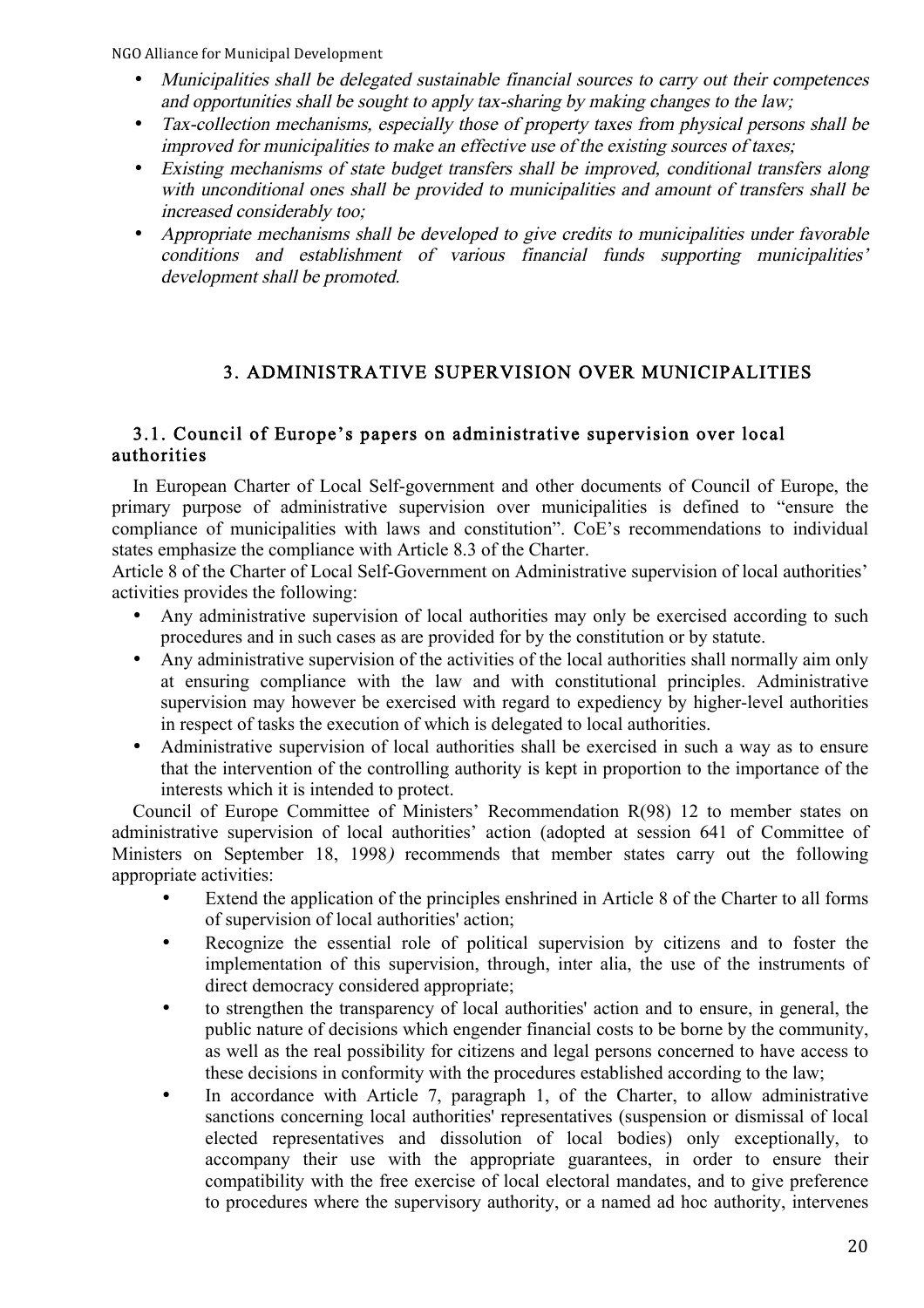- *Municipalities shall be delegated sustainable financial sources to carry out their competences and opportunities shall be sought to apply tax-sharing by making changes to the law;*
- *Tax-collection mechanisms, especially those of property taxes from physical persons shall be improved for municipalities to make an effective use of the existing sources of taxes;*
- *Existing mechanisms of state budget transfers shall be improved, conditional transfers along with unconditional ones shall be provided to municipalities and amount of transfers shall be increased considerably too;*
- *Appropriate mechanisms shall be developed to give credits to municipalities under favorable conditions and establishment of various financial funds supporting municipalities' development shall be promoted.*

## 3. ADMINISTRATIVE SUPERVISION OVER MUNICIPALITIES

### 3.1. Council of Europe's papers on administrative supervision over local authorities

In European Charter of Local Self-government and other documents of Council of Europe, the primary purpose of administrative supervision over municipalities is defined to "ensure the compliance of municipalities with laws and constitution". CoE's recommendations to individual states emphasize the compliance with Article 8.3 of the Charter.

Article 8 of the Charter of Local Self-Government on Administrative supervision of local authorities' activities provides the following:

- Any administrative supervision of local authorities may only be exercised according to such procedures and in such cases as are provided for by the constitution or by statute.
- Any administrative supervision of the activities of the local authorities shall normally aim only at ensuring compliance with the law and with constitutional principles. Administrative supervision may however be exercised with regard to expediency by higher-level authorities in respect of tasks the execution of which is delegated to local authorities.
- Administrative supervision of local authorities shall be exercised in such a way as to ensure that the intervention of the controlling authority is kept in proportion to the importance of the interests which it is intended to protect.

Council of Europe Committee of Ministers' Recommendation R(98) 12 to member states on administrative supervision of local authorities' action (adopted at session 641 of Committee of Ministers on September 18, 1998*)* recommends that member states carry out the following appropriate activities:

- Extend the application of the principles enshrined in Article 8 of the Charter to all forms of supervision of local authorities' action;
- Recognize the essential role of political supervision by citizens and to foster the implementation of this supervision, through, inter alia, the use of the instruments of direct democracy considered appropriate;
- to strengthen the transparency of local authorities' action and to ensure, in general, the public nature of decisions which engender financial costs to be borne by the community, as well as the real possibility for citizens and legal persons concerned to have access to these decisions in conformity with the procedures established according to the law;
- In accordance with Article 7, paragraph 1, of the Charter, to allow administrative sanctions concerning local authorities' representatives (suspension or dismissal of local elected representatives and dissolution of local bodies) only exceptionally, to accompany their use with the appropriate guarantees, in order to ensure their compatibility with the free exercise of local electoral mandates, and to give preference to procedures where the supervisory authority, or a named ad hoc authority, intervenes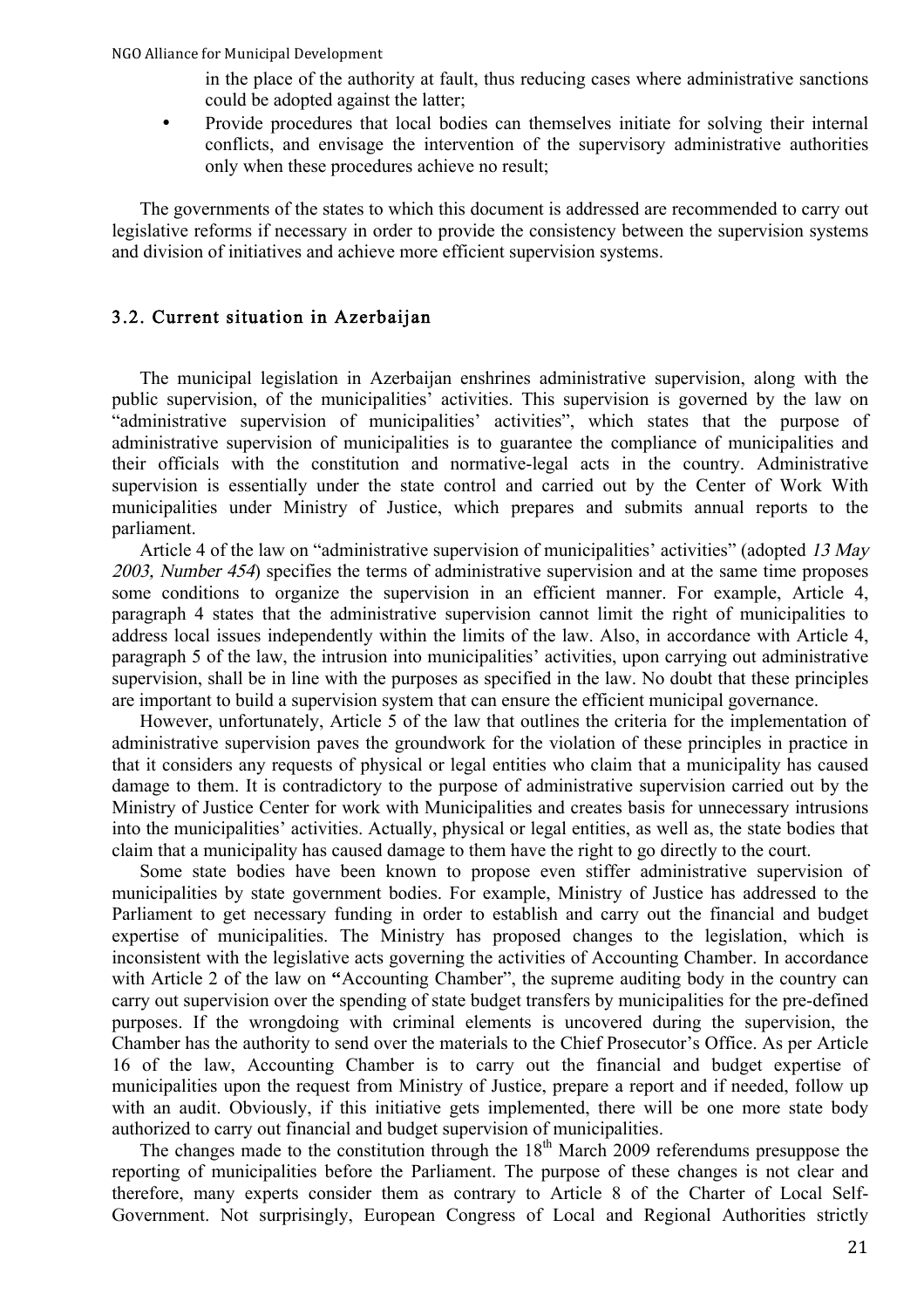in the place of the authority at fault, thus reducing cases where administrative sanctions could be adopted against the latter;

- Provide procedures that local bodies can themselves initiate for solving their internal conflicts, and envisage the intervention of the supervisory administrative authorities only when these procedures achieve no result;

The governments of the states to which this document is addressed are recommended to carry out legislative reforms if necessary in order to provide the consistency between the supervision systems and division of initiatives and achieve more efficient supervision systems.

### 3.2. Current situation in Azerbaijan

The municipal legislation in Azerbaijan enshrines administrative supervision, along with the public supervision, of the municipalities' activities. This supervision is governed by the law on "administrative supervision of municipalities' activities", which states that the purpose of administrative supervision of municipalities is to guarantee the compliance of municipalities and their officials with the constitution and normative-legal acts in the country. Administrative supervision is essentially under the state control and carried out by the Center of Work With municipalities under Ministry of Justice, which prepares and submits annual reports to the parliament.

Article 4 of the law on "administrative supervision of municipalities' activities" (adopted *13 May 2003, Number 454*) specifies the terms of administrative supervision and at the same time proposes some conditions to organize the supervision in an efficient manner. For example, Article 4, paragraph 4 states that the administrative supervision cannot limit the right of municipalities to address local issues independently within the limits of the law. Also, in accordance with Article 4, paragraph 5 of the law, the intrusion into municipalities' activities, upon carrying out administrative supervision, shall be in line with the purposes as specified in the law. No doubt that these principles are important to build a supervision system that can ensure the efficient municipal governance.

However, unfortunately, Article 5 of the law that outlines the criteria for the implementation of administrative supervision paves the groundwork for the violation of these principles in practice in that it considers any requests of physical or legal entities who claim that a municipality has caused damage to them. It is contradictory to the purpose of administrative supervision carried out by the Ministry of Justice Center for work with Municipalities and creates basis for unnecessary intrusions into the municipalities' activities. Actually, physical or legal entities, as well as, the state bodies that claim that a municipality has caused damage to them have the right to go directly to the court.

Some state bodies have been known to propose even stiffer administrative supervision of municipalities by state government bodies. For example, Ministry of Justice has addressed to the Parliament to get necessary funding in order to establish and carry out the financial and budget expertise of municipalities. The Ministry has proposed changes to the legislation, which is inconsistent with the legislative acts governing the activities of Accounting Chamber. In accordance with Article 2 of the law on **"**Accounting Chamber", the supreme auditing body in the country can carry out supervision over the spending of state budget transfers by municipalities for the pre-defined purposes. If the wrongdoing with criminal elements is uncovered during the supervision, the Chamber has the authority to send over the materials to the Chief Prosecutor's Office. As per Article 16 of the law, Accounting Chamber is to carry out the financial and budget expertise of municipalities upon the request from Ministry of Justice, prepare a report and if needed, follow up with an audit. Obviously, if this initiative gets implemented, there will be one more state body authorized to carry out financial and budget supervision of municipalities.

The changes made to the constitution through the 18th March 2009 referendums presuppose the reporting of municipalities before the Parliament. The purpose of these changes is not clear and therefore, many experts consider them as contrary to Article 8 of the Charter of Local Self-Government. Not surprisingly, European Congress of Local and Regional Authorities strictly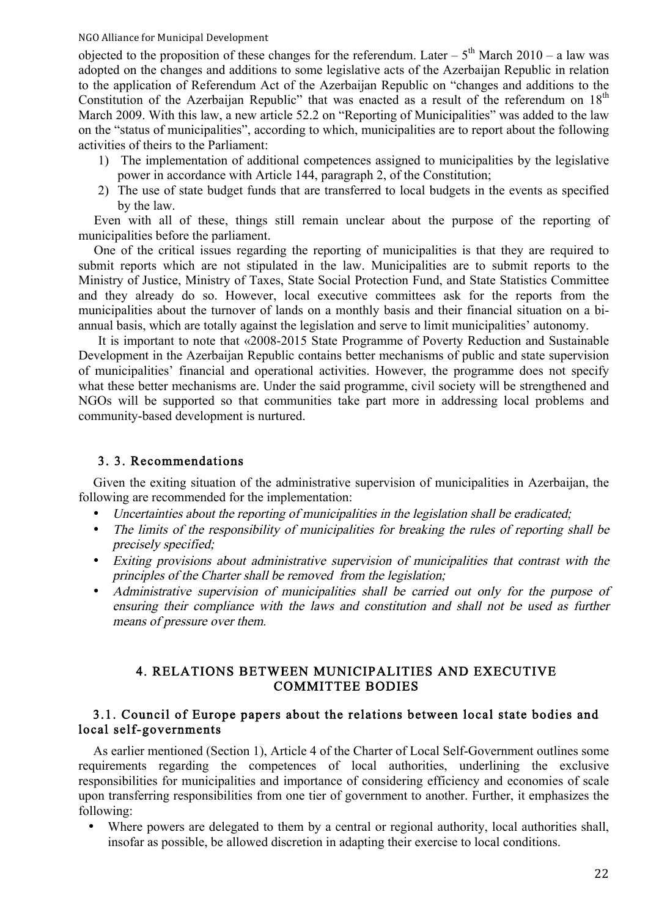objected to the proposition of these changes for the referendum. Later – 5th March 2010 – a law was adopted on the changes and additions to some legislative acts of the Azerbaijan Republic in relation to the application of Referendum Act of the Azerbaijan Republic on "changes and additions to the Constitution of the Azerbaijan Republic" that was enacted as a result of the referendum on 18th March 2009. With this law, a new article 52.2 on "Reporting of Municipalities" was added to the law on the "status of municipalities", according to which, municipalities are to report about the following activities of theirs to the Parliament:

1) The implementation of additional competences assigned to municipalities by the legislative power in accordance with Article 144, paragraph 2, of the Constitution;
2) The use of state budget funds that are transferred to local budgets in the events as specified by the law.

Even with all of these, things still remain unclear about the purpose of the reporting of municipalities before the parliament.

One of the critical issues regarding the reporting of municipalities is that they are required to submit reports which are not stipulated in the law. Municipalities are to submit reports to the Ministry of Justice, Ministry of Taxes, State Social Protection Fund, and State Statistics Committee and they already do so. However, local executive committees ask for the reports from the municipalities about the turnover of lands on a monthly basis and their financial situation on a bi-annual basis, which are totally against the legislation and serve to limit municipalities' autonomy.

It is important to note that «2008-2015 State Programme of Poverty Reduction and Sustainable Development in the Azerbaijan Republic contains better mechanisms of public and state supervision of municipalities' financial and operational activities. However, the programme does not specify what these better mechanisms are. Under the said programme, civil society will be strengthened and NGOs will be supported so that communities take part more in addressing local problems and community-based development is nurtured.

### 3. 3. Recommendations

Given the exiting situation of the administrative supervision of municipalities in Azerbaijan, the following are recommended for the implementation:

- *Uncertainties about the reporting of municipalities in the legislation shall be eradicated;*
- *The limits of the responsibility of municipalities for breaking the rules of reporting shall be precisely specified;*
- *Exiting provisions about administrative supervision of municipalities that contrast with the principles of the Charter shall be removed from the legislation;*
- *Administrative supervision of municipalities shall be carried out only for the purpose of ensuring their compliance with the laws and constitution and shall not be used as further means of pressure over them.*

## 4. RELATIONS BETWEEN MUNICIPALITIES AND EXECUTIVE COMMITTEE BODIES

### 3.1. Council of Europe papers about the relations between local state bodies and local self-governments

As earlier mentioned (Section 1), Article 4 of the Charter of Local Self-Government outlines some requirements regarding the competences of local authorities, underlining the exclusive responsibilities for municipalities and importance of considering efficiency and economies of scale upon transferring responsibilities from one tier of government to another. Further, it emphasizes the following:

- Where powers are delegated to them by a central or regional authority, local authorities shall, insofar as possible, be allowed discretion in adapting their exercise to local conditions.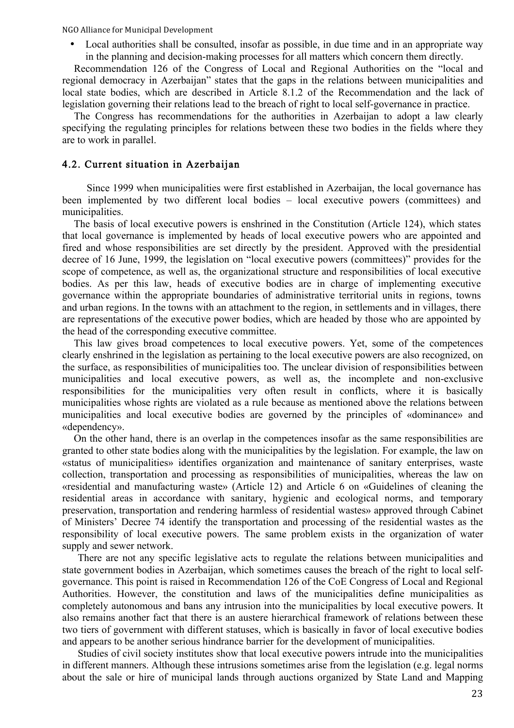- Local authorities shall be consulted, insofar as possible, in due time and in an appropriate way in the planning and decision-making processes for all matters which concern them directly.

Recommendation 126 of the Congress of Local and Regional Authorities on the "local and regional democracy in Azerbaijan" states that the gaps in the relations between municipalities and local state bodies, which are described in Article 8.1.2 of the Recommendation and the lack of legislation governing their relations lead to the breach of right to local self-governance in practice.

The Congress has recommendations for the authorities in Azerbaijan to adopt a law clearly specifying the regulating principles for relations between these two bodies in the fields where they are to work in parallel.

### 4.2. Current situation in Azerbaijan

Since 1999 when municipalities were first established in Azerbaijan, the local governance has been implemented by two different local bodies – local executive powers (committees) and municipalities.

The basis of local executive powers is enshrined in the Constitution (Article 124), which states that local governance is implemented by heads of local executive powers who are appointed and fired and whose responsibilities are set directly by the president. Approved with the presidential decree of 16 June, 1999, the legislation on "local executive powers (committees)" provides for the scope of competence, as well as, the organizational structure and responsibilities of local executive bodies. As per this law, heads of executive bodies are in charge of implementing executive governance within the appropriate boundaries of administrative territorial units in regions, towns and urban regions. In the towns with an attachment to the region, in settlements and in villages, there are representations of the executive power bodies, which are headed by those who are appointed by the head of the corresponding executive committee.

This law gives broad competences to local executive powers. Yet, some of the competences clearly enshrined in the legislation as pertaining to the local executive powers are also recognized, on the surface, as responsibilities of municipalities too. The unclear division of responsibilities between municipalities and local executive powers, as well as, the incomplete and non-exclusive responsibilities for the municipalities very often result in conflicts, where it is basically municipalities whose rights are violated as a rule because as mentioned above the relations between municipalities and local executive bodies are governed by the principles of «dominance» and «dependency».

On the other hand, there is an overlap in the competences insofar as the same responsibilities are granted to other state bodies along with the municipalities by the legislation. For example, the law on «status of municipalities» identifies organization and maintenance of sanitary enterprises, waste collection, transportation and processing as responsibilities of municipalities, whereas the law on «residential and manufacturing waste» (Article 12) and Article 6 on «Guidelines of cleaning the residential areas in accordance with sanitary, hygienic and ecological norms, and temporary preservation, transportation and rendering harmless of residential wastes» approved through Cabinet of Ministers' Decree 74 identify the transportation and processing of the residential wastes as the responsibility of local executive powers. The same problem exists in the organization of water supply and sewer network.

There are not any specific legislative acts to regulate the relations between municipalities and state government bodies in Azerbaijan, which sometimes causes the breach of the right to local self-governance. This point is raised in Recommendation 126 of the CoE Congress of Local and Regional Authorities. However, the constitution and laws of the municipalities define municipalities as completely autonomous and bans any intrusion into the municipalities by local executive powers. It also remains another fact that there is an austere hierarchical framework of relations between these two tiers of government with different statuses, which is basically in favor of local executive bodies and appears to be another serious hindrance barrier for the development of municipalities.

Studies of civil society institutes show that local executive powers intrude into the municipalities in different manners. Although these intrusions sometimes arise from the legislation (e.g. legal norms about the sale or hire of municipal lands through auctions organized by State Land and Mapping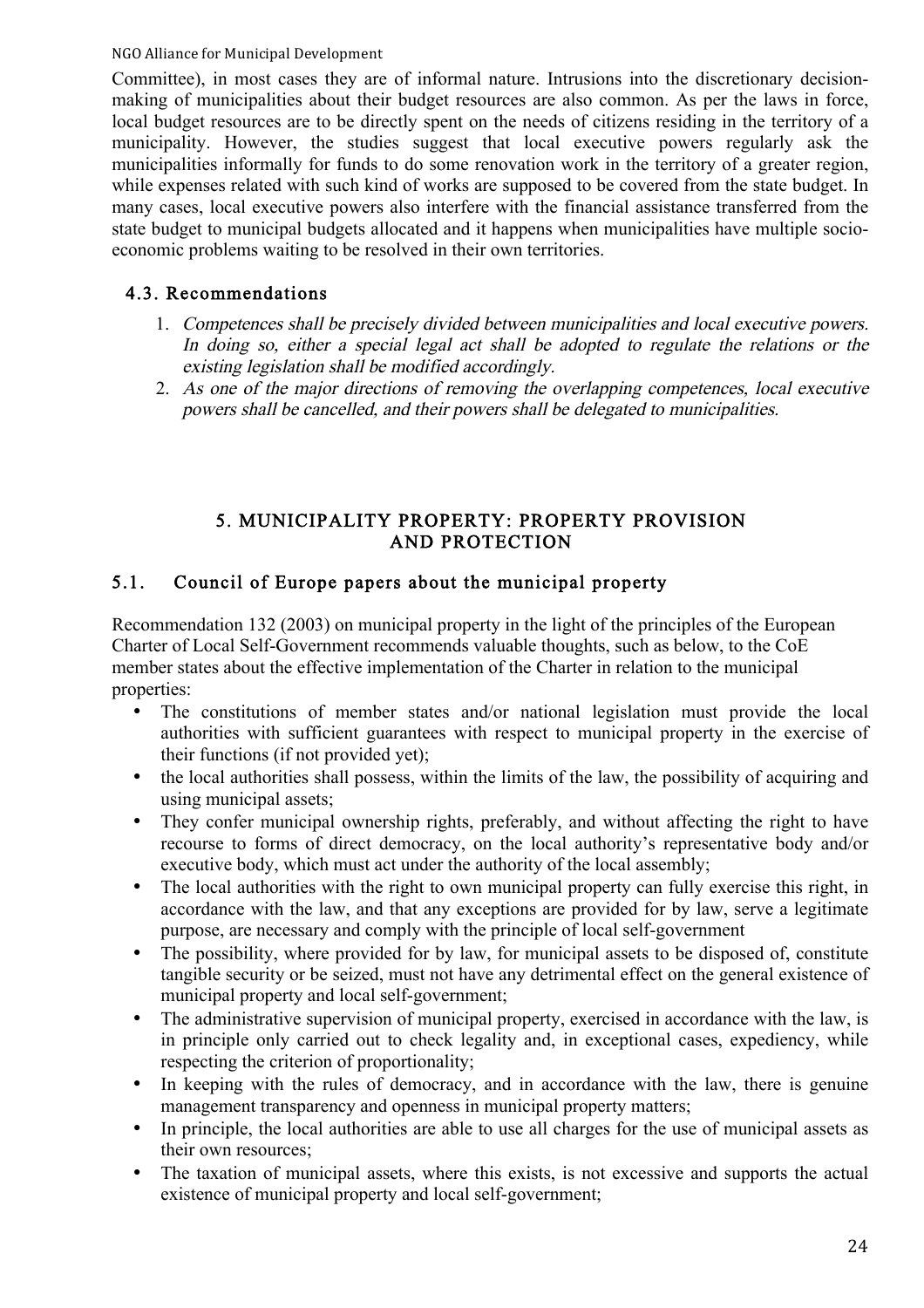Committee), in most cases they are of informal nature. Intrusions into the discretionary decision-making of municipalities about their budget resources are also common. As per the laws in force, local budget resources are to be directly spent on the needs of citizens residing in the territory of a municipality. However, the studies suggest that local executive powers regularly ask the municipalities informally for funds to do some renovation work in the territory of a greater region, while expenses related with such kind of works are supposed to be covered from the state budget. In many cases, local executive powers also interfere with the financial assistance transferred from the state budget to municipal budgets allocated and it happens when municipalities have multiple socio-economic problems waiting to be resolved in their own territories.

### 4.3. Recommendations

1. *Competences shall be precisely divided between municipalities and local executive powers. In doing so, either a special legal act shall be adopted to regulate the relations or the existing legislation shall be modified accordingly.*
2. *As one of the major directions of removing the overlapping competences, local executive powers shall be cancelled, and their powers shall be delegated to municipalities.*

## 5. MUNICIPALITY PROPERTY: PROPERTY PROVISION AND PROTECTION

### 5.1. Council of Europe papers about the municipal property

Recommendation 132 (2003) on municipal property in the light of the principles of the European Charter of Local Self-Government recommends valuable thoughts, such as below, to the CoE member states about the effective implementation of the Charter in relation to the municipal properties:

- The constitutions of member states and/or national legislation must provide the local authorities with sufficient guarantees with respect to municipal property in the exercise of their functions (if not provided yet);
- the local authorities shall possess, within the limits of the law, the possibility of acquiring and using municipal assets;
- They confer municipal ownership rights, preferably, and without affecting the right to have recourse to forms of direct democracy, on the local authority's representative body and/or executive body, which must act under the authority of the local assembly;
- The local authorities with the right to own municipal property can fully exercise this right, in accordance with the law, and that any exceptions are provided for by law, serve a legitimate purpose, are necessary and comply with the principle of local self-government
- The possibility, where provided for by law, for municipal assets to be disposed of, constitute tangible security or be seized, must not have any detrimental effect on the general existence of municipal property and local self-government;
- The administrative supervision of municipal property, exercised in accordance with the law, is in principle only carried out to check legality and, in exceptional cases, expediency, while respecting the criterion of proportionality;
- In keeping with the rules of democracy, and in accordance with the law, there is genuine management transparency and openness in municipal property matters;
- In principle, the local authorities are able to use all charges for the use of municipal assets as their own resources;
- The taxation of municipal assets, where this exists, is not excessive and supports the actual existence of municipal property and local self-government;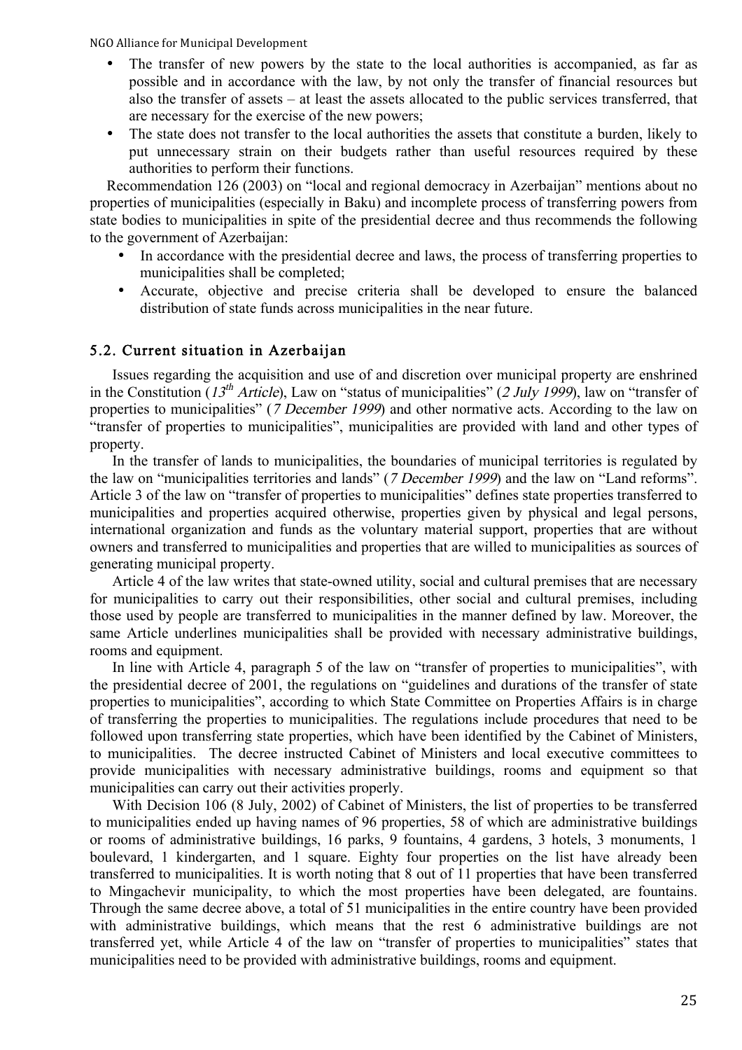- The transfer of new powers by the state to the local authorities is accompanied, as far as possible and in accordance with the law, by not only the transfer of financial resources but also the transfer of assets – at least the assets allocated to the public services transferred, that are necessary for the exercise of the new powers;
- The state does not transfer to the local authorities the assets that constitute a burden, likely to put unnecessary strain on their budgets rather than useful resources required by these authorities to perform their functions.

Recommendation 126 (2003) on "local and regional democracy in Azerbaijan" mentions about no properties of municipalities (especially in Baku) and incomplete process of transferring powers from state bodies to municipalities in spite of the presidential decree and thus recommends the following to the government of Azerbaijan:

- In accordance with the presidential decree and laws, the process of transferring properties to municipalities shall be completed;
- Accurate, objective and precise criteria shall be developed to ensure the balanced distribution of state funds across municipalities in the near future.

## 5.2. Current situation in Azerbaijan

Issues regarding the acquisition and use of and discretion over municipal property are enshrined in the Constitution (*13th Article*), Law on "status of municipalities" (*2 July 1999*), law on "transfer of properties to municipalities" (*7 December 1999*) and other normative acts. According to the law on "transfer of properties to municipalities", municipalities are provided with land and other types of property.

In the transfer of lands to municipalities, the boundaries of municipal territories is regulated by the law on "municipalities territories and lands" (*7 December 1999*) and the law on "Land reforms". Article 3 of the law on "transfer of properties to municipalities" defines state properties transferred to municipalities and properties acquired otherwise, properties given by physical and legal persons, international organization and funds as the voluntary material support, properties that are without owners and transferred to municipalities and properties that are willed to municipalities as sources of generating municipal property.

Article 4 of the law writes that state-owned utility, social and cultural premises that are necessary for municipalities to carry out their responsibilities, other social and cultural premises, including those used by people are transferred to municipalities in the manner defined by law. Moreover, the same Article underlines municipalities shall be provided with necessary administrative buildings, rooms and equipment.

In line with Article 4, paragraph 5 of the law on "transfer of properties to municipalities", with the presidential decree of 2001, the regulations on "guidelines and durations of the transfer of state properties to municipalities", according to which State Committee on Properties Affairs is in charge of transferring the properties to municipalities. The regulations include procedures that need to be followed upon transferring state properties, which have been identified by the Cabinet of Ministers, to municipalities. The decree instructed Cabinet of Ministers and local executive committees to provide municipalities with necessary administrative buildings, rooms and equipment so that municipalities can carry out their activities properly.

With Decision 106 (8 July, 2002) of Cabinet of Ministers, the list of properties to be transferred to municipalities ended up having names of 96 properties, 58 of which are administrative buildings or rooms of administrative buildings, 16 parks, 9 fountains, 4 gardens, 3 hotels, 3 monuments, 1 boulevard, 1 kindergarten, and 1 square. Eighty four properties on the list have already been transferred to municipalities. It is worth noting that 8 out of 11 properties that have been transferred to Mingachevir municipality, to which the most properties have been delegated, are fountains. Through the same decree above, a total of 51 municipalities in the entire country have been provided with administrative buildings, which means that the rest 6 administrative buildings are not transferred yet, while Article 4 of the law on "transfer of properties to municipalities" states that municipalities need to be provided with administrative buildings, rooms and equipment.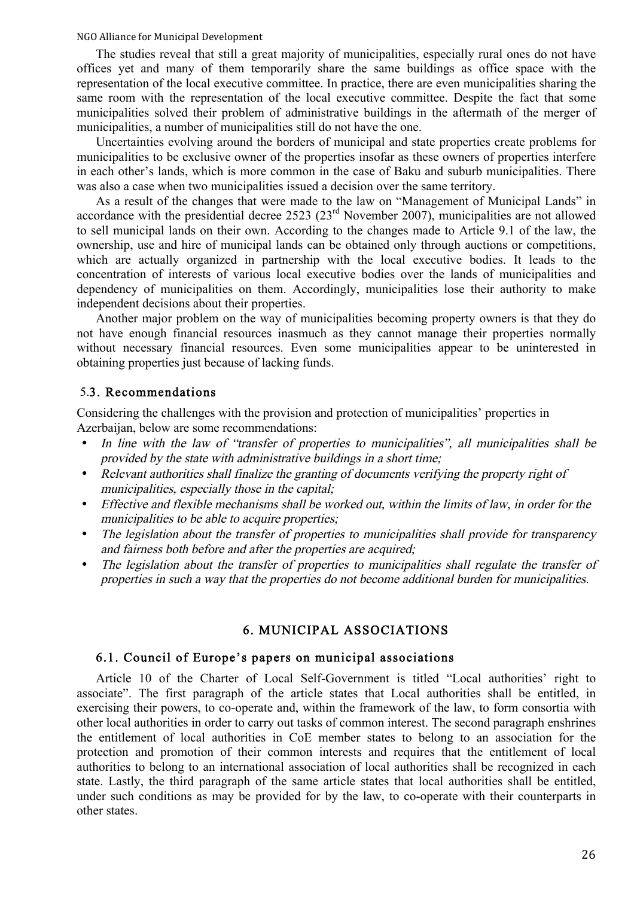The studies reveal that still a great majority of municipalities, especially rural ones do not have offices yet and many of them temporarily share the same buildings as office space with the representation of the local executive committee. In practice, there are even municipalities sharing the same room with the representation of the local executive committee. Despite the fact that some municipalities solved their problem of administrative buildings in the aftermath of the merger of municipalities, a number of municipalities still do not have the one.

Uncertainties evolving around the borders of municipal and state properties create problems for municipalities to be exclusive owner of the properties insofar as these owners of properties interfere in each other's lands, which is more common in the case of Baku and suburb municipalities. There was also a case when two municipalities issued a decision over the same territory.

As a result of the changes that were made to the law on "Management of Municipal Lands" in accordance with the presidential decree 2523 (23[rd] November 2007), municipalities are not allowed to sell municipal lands on their own. According to the changes made to Article 9.1 of the law, the ownership, use and hire of municipal lands can be obtained only through auctions or competitions, which are actually organized in partnership with the local executive bodies. It leads to the concentration of interests of various local executive bodies over the lands of municipalities and dependency of municipalities on them. Accordingly, municipalities lose their authority to make independent decisions about their properties.

Another major problem on the way of municipalities becoming property owners is that they do not have enough financial resources inasmuch as they cannot manage their properties normally without necessary financial resources. Even some municipalities appear to be uninterested in obtaining properties just because of lacking funds.

### 5.3. Recommendations

Considering the challenges with the provision and protection of municipalities' properties in Azerbaijan, below are some recommendations:

- *In line with the law of "transfer of properties to municipalities", all municipalities shall be provided by the state with administrative buildings in a short time;*
- *Relevant authorities shall finalize the granting of documents verifying the property right of municipalities, especially those in the capital;*
- *Effective and flexible mechanisms shall be worked out, within the limits of law, in order for the municipalities to be able to acquire properties;*
- *The legislation about the transfer of properties to municipalities shall provide for transparency and fairness both before and after the properties are acquired;*
- *The legislation about the transfer of properties to municipalities shall regulate the transfer of properties in such a way that the properties do not become additional burden for municipalities.*

## 6. MUNICIPAL ASSOCIATIONS

### 6.1. Council of Europe's papers on municipal associations

Article 10 of the Charter of Local Self-Government is titled "Local authorities' right to associate". The first paragraph of the article states that Local authorities shall be entitled, in exercising their powers, to co-operate and, within the framework of the law, to form consortia with other local authorities in order to carry out tasks of common interest. The second paragraph enshrines the entitlement of local authorities in CoE member states to belong to an association for the protection and promotion of their common interests and requires that the entitlement of local authorities to belong to an international association of local authorities shall be recognized in each state. Lastly, the third paragraph of the same article states that local authorities shall be entitled, under such conditions as may be provided for by the law, to co-operate with their counterparts in other states.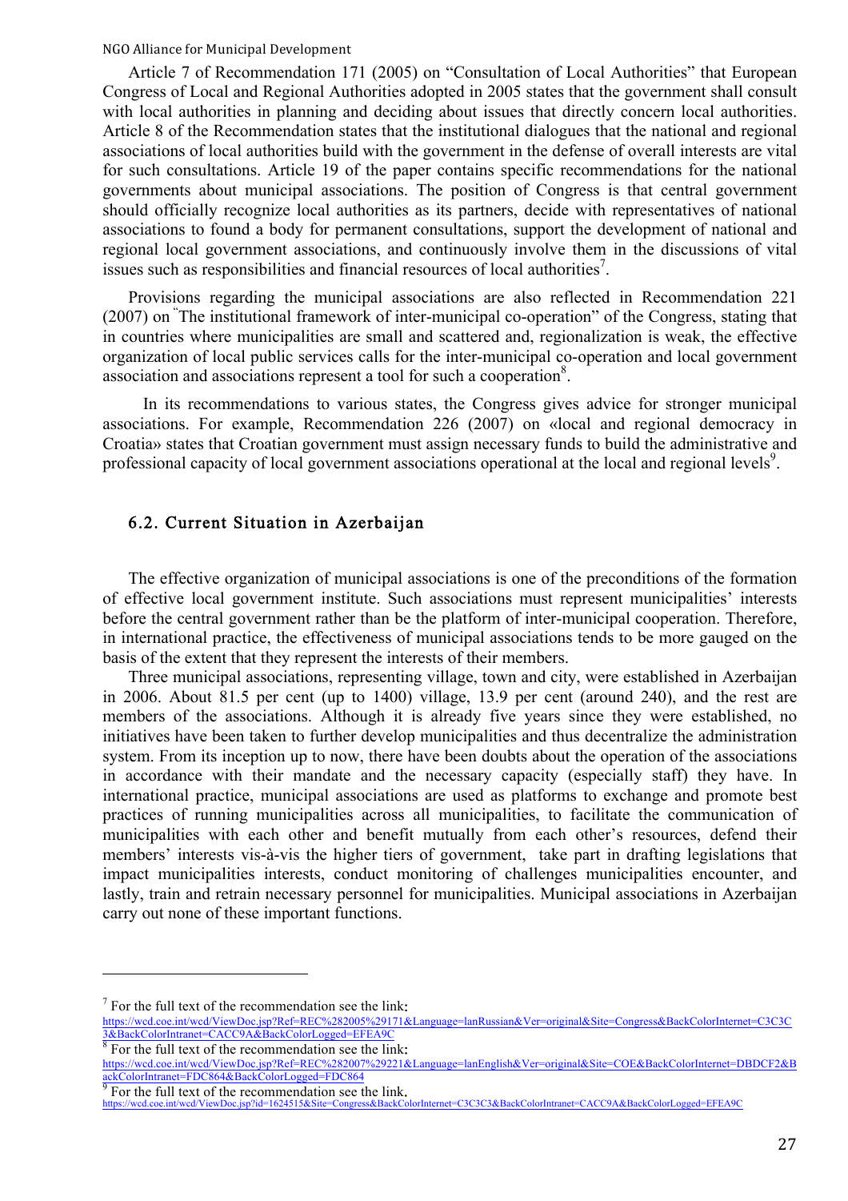Article 7 of Recommendation 171 (2005) on "Consultation of Local Authorities" that European Congress of Local and Regional Authorities adopted in 2005 states that the government shall consult with local authorities in planning and deciding about issues that directly concern local authorities. Article 8 of the Recommendation states that the institutional dialogues that the national and regional associations of local authorities build with the government in the defense of overall interests are vital for such consultations. Article 19 of the paper contains specific recommendations for the national governments about municipal associations. The position of Congress is that central government should officially recognize local authorities as its partners, decide with representatives of national associations to found a body for permanent consultations, support the development of national and regional local government associations, and continuously involve them in the discussions of vital issues such as responsibilities and financial resources of local authorities[7].

Provisions regarding the municipal associations are also reflected in Recommendation 221 (2007) on "The institutional framework of inter-municipal co-operation" of the Congress, stating that in countries where municipalities are small and scattered and, regionalization is weak, the effective organization of local public services calls for the inter-municipal co-operation and local government association and associations represent a tool for such a cooperation[8].

In its recommendations to various states, the Congress gives advice for stronger municipal associations. For example, Recommendation 226 (2007) on «local and regional democracy in Croatia» states that Croatian government must assign necessary funds to build the administrative and professional capacity of local government associations operational at the local and regional levels[9].

## 6.2. Current Situation in Azerbaijan

The effective organization of municipal associations is one of the preconditions of the formation of effective local government institute. Such associations must represent municipalities' interests before the central government rather than be the platform of inter-municipal cooperation. Therefore, in international practice, the effectiveness of municipal associations tends to be more gauged on the basis of the extent that they represent the interests of their members.

Three municipal associations, representing village, town and city, were established in Azerbaijan in 2006. About 81.5 per cent (up to 1400) village, 13.9 per cent (around 240), and the rest are members of the associations. Although it is already five years since they were established, no initiatives have been taken to further develop municipalities and thus decentralize the administration system. From its inception up to now, there have been doubts about the operation of the associations in accordance with their mandate and the necessary capacity (especially staff) they have. In international practice, municipal associations are used as platforms to exchange and promote best practices of running municipalities across all municipalities, to facilitate the communication of municipalities with each other and benefit mutually from each other's resources, defend their members' interests vis-à-vis the higher tiers of government, take part in drafting legislations that impact municipalities interests, conduct monitoring of challenges municipalities encounter, and lastly, train and retrain necessary personnel for municipalities. Municipal associations in Azerbaijan carry out none of these important functions.

---

[7] For the full text of the recommendation see the link: https://wcd.coe.int/wcd/ViewDoc.jsp?Ref=REC%282005%29171&Language=lanRussian&Ver=original&Site=Congress&BackColorInternet=C3C3C3&BackColorIntranet=CACC9A&BackColorLogged=EFEA9C

[8] For the full text of the recommendation see the link: https://wcd.coe.int/wcd/ViewDoc.jsp?Ref=REC%282007%29221&Language=lanEnglish&Ver=original&Site=COE&BackColorInternet=DBDCF2&BackColorIntranet=FDC864&BackColorLogged=FDC864

[9] For the full text of the recommendation see the link. https://wcd.coe.int/wcd/ViewDoc.jsp?id=1624515&Site=Congress&BackColorInternet=C3C3C3&BackColorIntranet=CACC9A&BackColorLogged=EFEA9C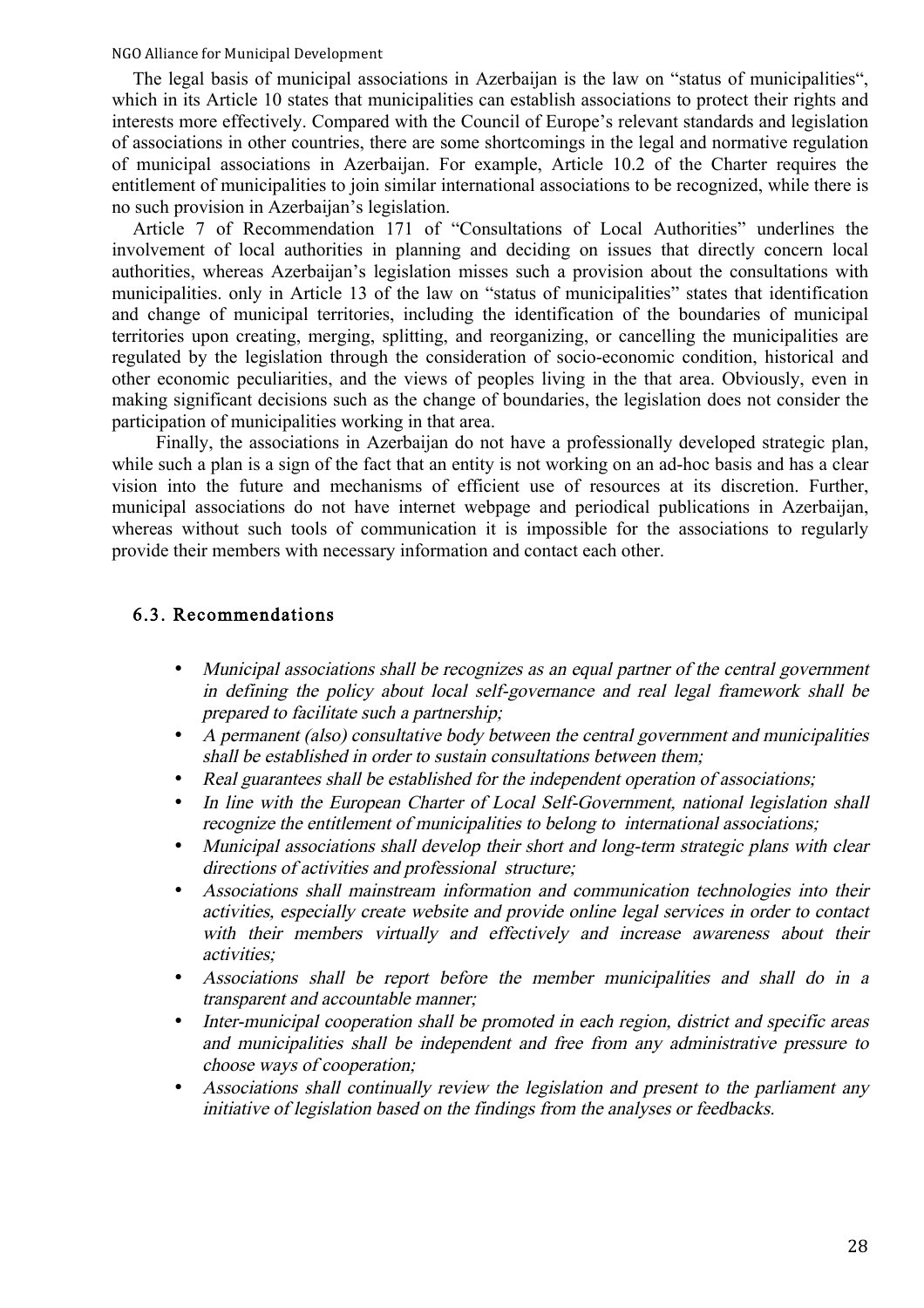The legal basis of municipal associations in Azerbaijan is the law on "status of municipalities", which in its Article 10 states that municipalities can establish associations to protect their rights and interests more effectively. Compared with the Council of Europe's relevant standards and legislation of associations in other countries, there are some shortcomings in the legal and normative regulation of municipal associations in Azerbaijan. For example, Article 10.2 of the Charter requires the entitlement of municipalities to join similar international associations to be recognized, while there is no such provision in Azerbaijan's legislation.

Article 7 of Recommendation 171 of "Consultations of Local Authorities" underlines the involvement of local authorities in planning and deciding on issues that directly concern local authorities, whereas Azerbaijan's legislation misses such a provision about the consultations with municipalities. only in Article 13 of the law on "status of municipalities" states that identification and change of municipal territories, including the identification of the boundaries of municipal territories upon creating, merging, splitting, and reorganizing, or cancelling the municipalities are regulated by the legislation through the consideration of socio-economic condition, historical and other economic peculiarities, and the views of peoples living in the that area. Obviously, even in making significant decisions such as the change of boundaries, the legislation does not consider the participation of municipalities working in that area.

Finally, the associations in Azerbaijan do not have a professionally developed strategic plan, while such a plan is a sign of the fact that an entity is not working on an ad-hoc basis and has a clear vision into the future and mechanisms of efficient use of resources at its discretion. Further, municipal associations do not have internet webpage and periodical publications in Azerbaijan, whereas without such tools of communication it is impossible for the associations to regularly provide their members with necessary information and contact each other.

### 6.3. Recommendations

- *Municipal associations shall be recognizes as an equal partner of the central government in defining the policy about local self-governance and real legal framework shall be prepared to facilitate such a partnership;*
- *A permanent (also) consultative body between the central government and municipalities shall be established in order to sustain consultations between them;*
- *Real guarantees shall be established for the independent operation of associations;*
- *In line with the European Charter of Local Self-Government, national legislation shall recognize the entitlement of municipalities to belong to international associations;*
- *Municipal associations shall develop their short and long-term strategic plans with clear directions of activities and professional structure;*
- *Associations shall mainstream information and communication technologies into their activities, especially create website and provide online legal services in order to contact with their members virtually and effectively and increase awareness about their activities;*
- *Associations shall be report before the member municipalities and shall do in a transparent and accountable manner;*
- *Inter-municipal cooperation shall be promoted in each region, district and specific areas and municipalities shall be independent and free from any administrative pressure to choose ways of cooperation;*
- *Associations shall continually review the legislation and present to the parliament any initiative of legislation based on the findings from the analyses or feedbacks.*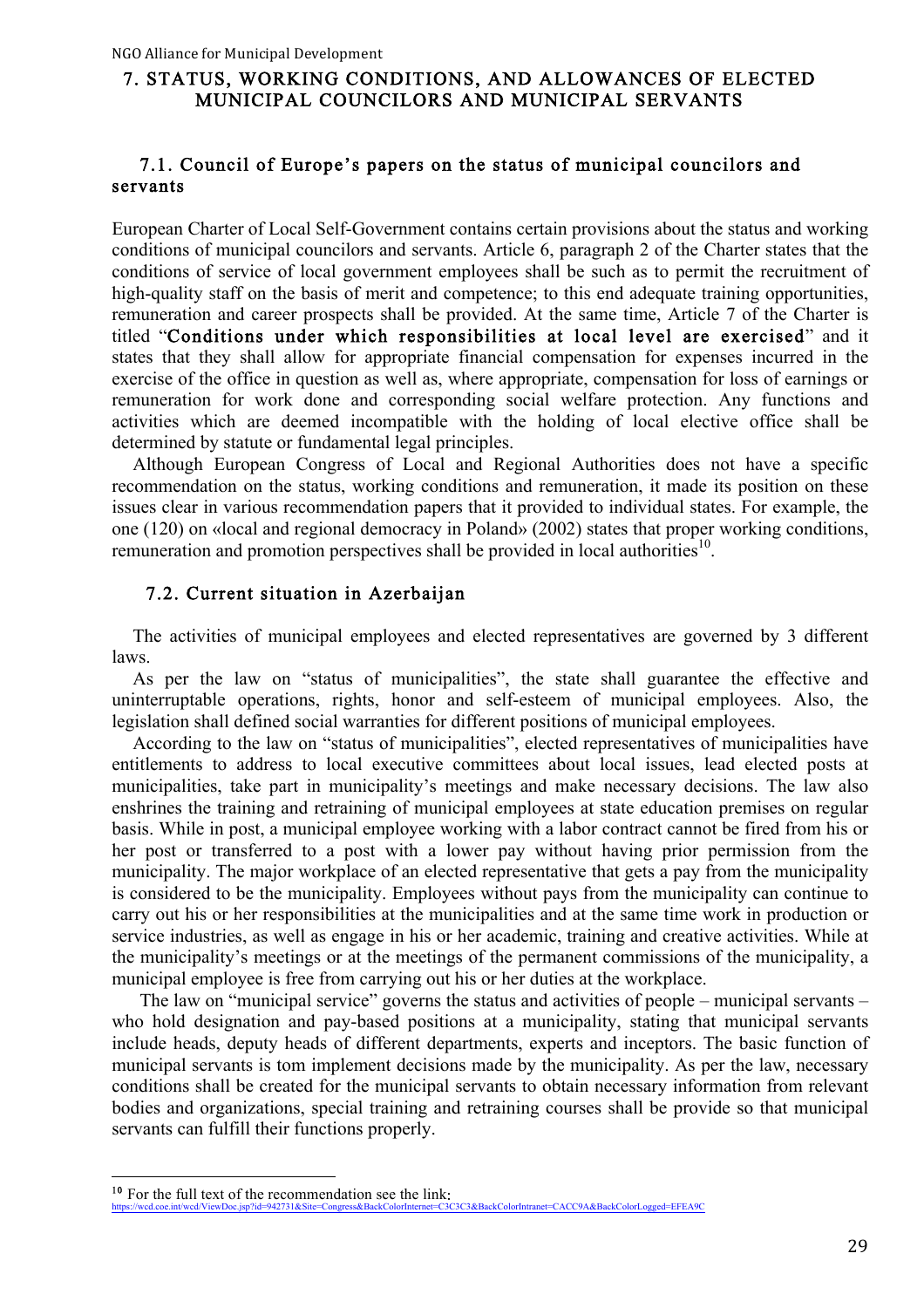## 7. STATUS, WORKING CONDITIONS, AND ALLOWANCES OF ELECTED MUNICIPAL COUNCILORS AND MUNICIPAL SERVANTS

### 7.1. Council of Europe's papers on the status of municipal councilors and servants

European Charter of Local Self-Government contains certain provisions about the status and working conditions of municipal councilors and servants. Article 6, paragraph 2 of the Charter states that the conditions of service of local government employees shall be such as to permit the recruitment of high-quality staff on the basis of merit and competence; to this end adequate training opportunities, remuneration and career prospects shall be provided. At the same time, Article 7 of the Charter is titled "**Conditions under which responsibilities at local level are exercised**" and it states that they shall allow for appropriate financial compensation for expenses incurred in the exercise of the office in question as well as, where appropriate, compensation for loss of earnings or remuneration for work done and corresponding social welfare protection. Any functions and activities which are deemed incompatible with the holding of local elective office shall be determined by statute or fundamental legal principles.

Although European Congress of Local and Regional Authorities does not have a specific recommendation on the status, working conditions and remuneration, it made its position on these issues clear in various recommendation papers that it provided to individual states. For example, the one (120) on «local and regional democracy in Poland» (2002) states that proper working conditions, remuneration and promotion perspectives shall be provided in local authorities[10].

### 7.2. Current situation in Azerbaijan

The activities of municipal employees and elected representatives are governed by 3 different laws.

As per the law on "status of municipalities", the state shall guarantee the effective and uninterruptable operations, rights, honor and self-esteem of municipal employees. Also, the legislation shall defined social warranties for different positions of municipal employees.

According to the law on "status of municipalities", elected representatives of municipalities have entitlements to address to local executive committees about local issues, lead elected posts at municipalities, take part in municipality's meetings and make necessary decisions. The law also enshrines the training and retraining of municipal employees at state education premises on regular basis. While in post, a municipal employee working with a labor contract cannot be fired from his or her post or transferred to a post with a lower pay without having prior permission from the municipality. The major workplace of an elected representative that gets a pay from the municipality is considered to be the municipality. Employees without pays from the municipality can continue to carry out his or her responsibilities at the municipalities and at the same time work in production or service industries, as well as engage in his or her academic, training and creative activities. While at the municipality's meetings or at the meetings of the permanent commissions of the municipality, a municipal employee is free from carrying out his or her duties at the workplace.

The law on "municipal service" governs the status and activities of people – municipal servants – who hold designation and pay-based positions at a municipality, stating that municipal servants include heads, deputy heads of different departments, experts and inceptors. The basic function of municipal servants is tom implement decisions made by the municipality. As per the law, necessary conditions shall be created for the municipal servants to obtain necessary information from relevant bodies and organizations, special training and retraining courses shall be provide so that municipal servants can fulfill their functions properly.

---

[10] For the full text of the recommendation see the link: https://wcd.coe.int/wcd/ViewDoc.jsp?id=942731&Site=Congress&BackColorInternet=C3C3C3&BackColorIntranet=CACC9A&BackColorLogged=EFEA9C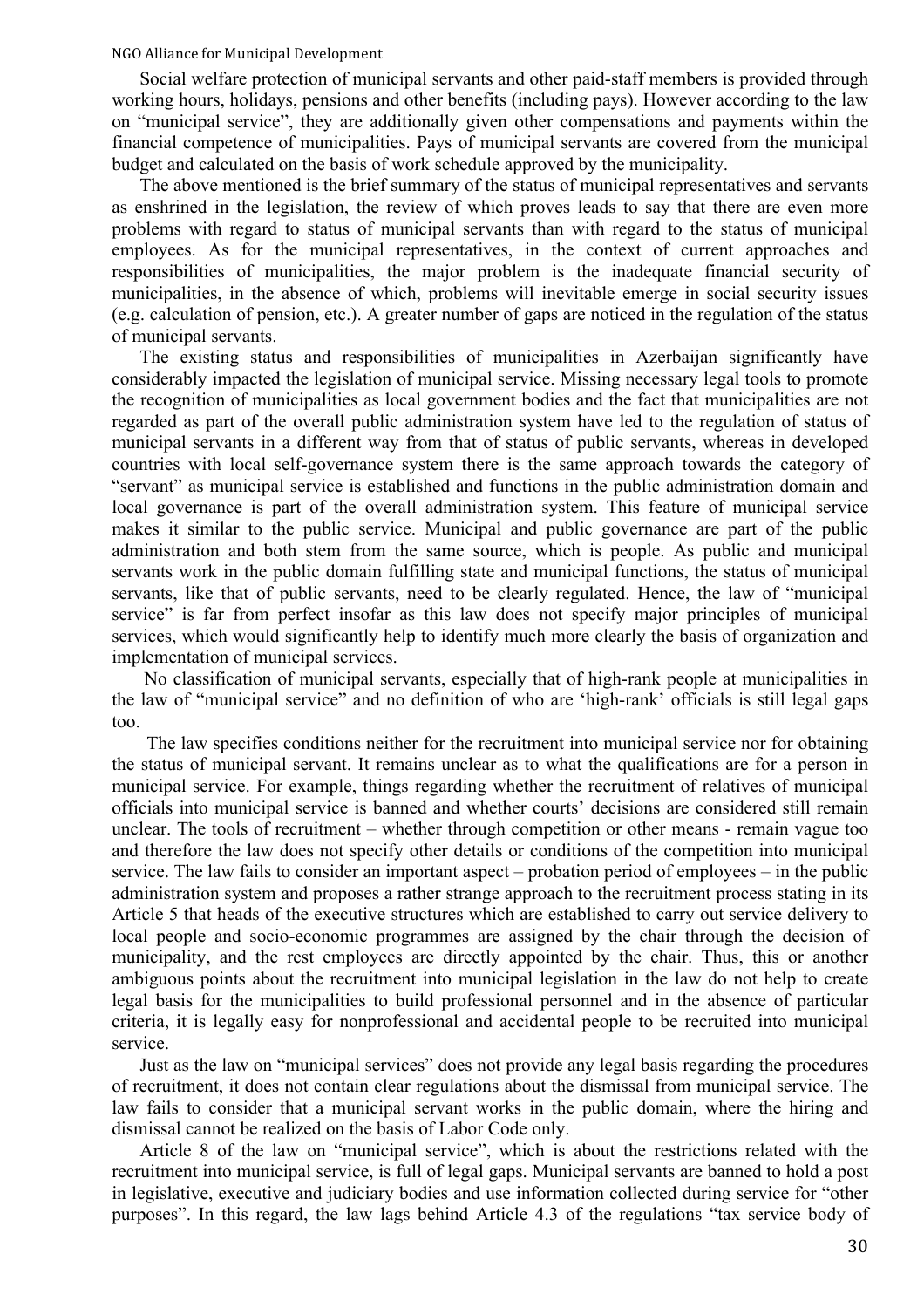Social welfare protection of municipal servants and other paid-staff members is provided through working hours, holidays, pensions and other benefits (including pays). However according to the law on "municipal service", they are additionally given other compensations and payments within the financial competence of municipalities. Pays of municipal servants are covered from the municipal budget and calculated on the basis of work schedule approved by the municipality.

The above mentioned is the brief summary of the status of municipal representatives and servants as enshrined in the legislation, the review of which proves leads to say that there are even more problems with regard to status of municipal servants than with regard to the status of municipal employees. As for the municipal representatives, in the context of current approaches and responsibilities of municipalities, the major problem is the inadequate financial security of municipalities, in the absence of which, problems will inevitable emerge in social security issues (e.g. calculation of pension, etc.). A greater number of gaps are noticed in the regulation of the status of municipal servants.

The existing status and responsibilities of municipalities in Azerbaijan significantly have considerably impacted the legislation of municipal service. Missing necessary legal tools to promote the recognition of municipalities as local government bodies and the fact that municipalities are not regarded as part of the overall public administration system have led to the regulation of status of municipal servants in a different way from that of status of public servants, whereas in developed countries with local self-governance system there is the same approach towards the category of "servant" as municipal service is established and functions in the public administration domain and local governance is part of the overall administration system. This feature of municipal service makes it similar to the public service. Municipal and public governance are part of the public administration and both stem from the same source, which is people. As public and municipal servants work in the public domain fulfilling state and municipal functions, the status of municipal servants, like that of public servants, need to be clearly regulated. Hence, the law of "municipal service" is far from perfect insofar as this law does not specify major principles of municipal services, which would significantly help to identify much more clearly the basis of organization and implementation of municipal services.

No classification of municipal servants, especially that of high-rank people at municipalities in the law of "municipal service" and no definition of who are 'high-rank' officials is still legal gaps too.

The law specifies conditions neither for the recruitment into municipal service nor for obtaining the status of municipal servant. It remains unclear as to what the qualifications are for a person in municipal service. For example, things regarding whether the recruitment of relatives of municipal officials into municipal service is banned and whether courts' decisions are considered still remain unclear. The tools of recruitment – whether through competition or other means - remain vague too and therefore the law does not specify other details or conditions of the competition into municipal service. The law fails to consider an important aspect – probation period of employees – in the public administration system and proposes a rather strange approach to the recruitment process stating in its Article 5 that heads of the executive structures which are established to carry out service delivery to local people and socio-economic programmes are assigned by the chair through the decision of municipality, and the rest employees are directly appointed by the chair. Thus, this or another ambiguous points about the recruitment into municipal legislation in the law do not help to create legal basis for the municipalities to build professional personnel and in the absence of particular criteria, it is legally easy for nonprofessional and accidental people to be recruited into municipal service.

Just as the law on "municipal services" does not provide any legal basis regarding the procedures of recruitment, it does not contain clear regulations about the dismissal from municipal service. The law fails to consider that a municipal servant works in the public domain, where the hiring and dismissal cannot be realized on the basis of Labor Code only.

Article 8 of the law on "municipal service", which is about the restrictions related with the recruitment into municipal service, is full of legal gaps. Municipal servants are banned to hold a post in legislative, executive and judiciary bodies and use information collected during service for "other purposes". In this regard, the law lags behind Article 4.3 of the regulations "tax service body of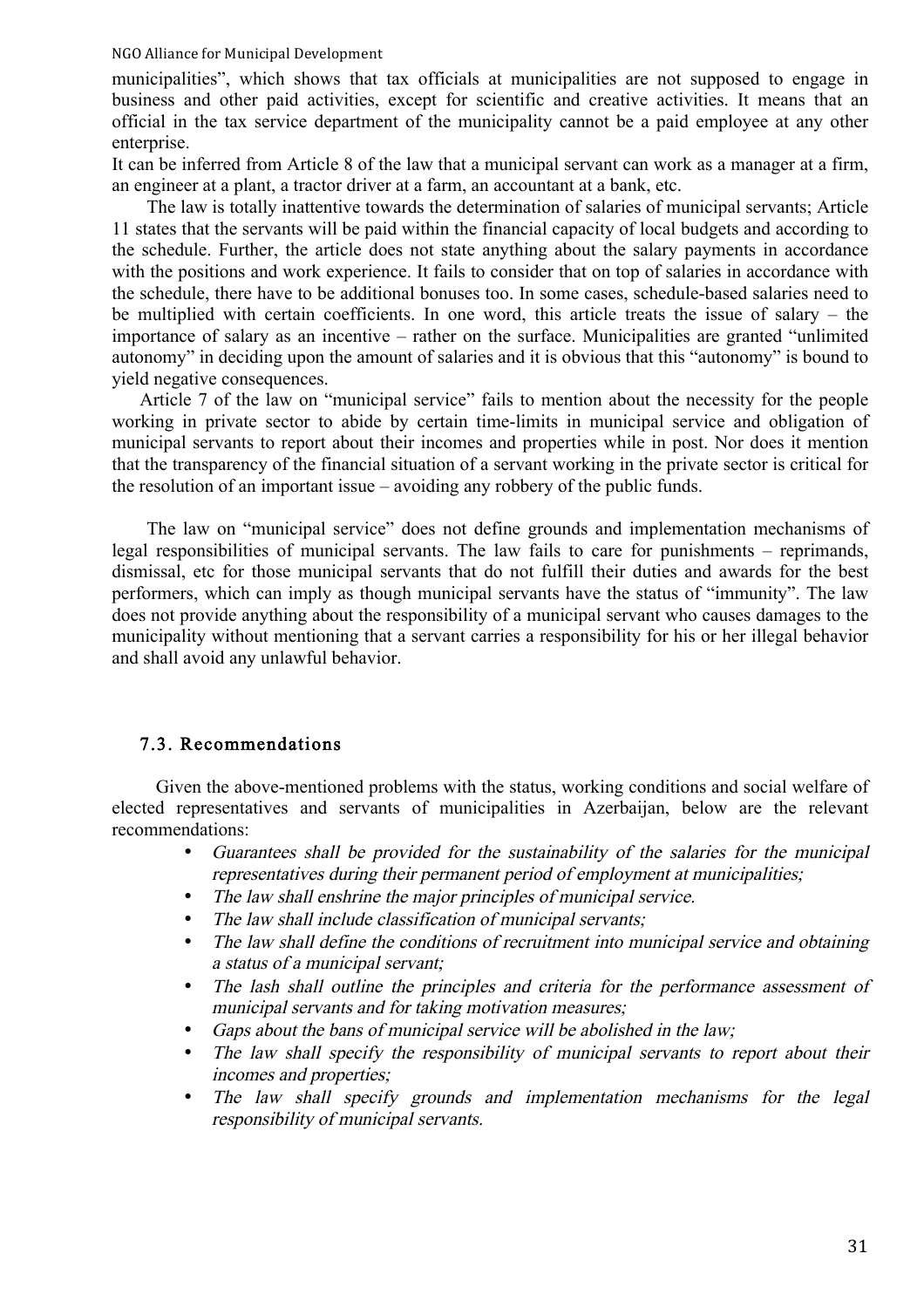municipalities", which shows that tax officials at municipalities are not supposed to engage in business and other paid activities, except for scientific and creative activities. It means that an official in the tax service department of the municipality cannot be a paid employee at any other enterprise.

It can be inferred from Article 8 of the law that a municipal servant can work as a manager at a firm, an engineer at a plant, a tractor driver at a farm, an accountant at a bank, etc.

The law is totally inattentive towards the determination of salaries of municipal servants; Article 11 states that the servants will be paid within the financial capacity of local budgets and according to the schedule. Further, the article does not state anything about the salary payments in accordance with the positions and work experience. It fails to consider that on top of salaries in accordance with the schedule, there have to be additional bonuses too. In some cases, schedule-based salaries need to be multiplied with certain coefficients. In one word, this article treats the issue of salary – the importance of salary as an incentive – rather on the surface. Municipalities are granted "unlimited autonomy" in deciding upon the amount of salaries and it is obvious that this "autonomy" is bound to yield negative consequences.

Article 7 of the law on "municipal service" fails to mention about the necessity for the people working in private sector to abide by certain time-limits in municipal service and obligation of municipal servants to report about their incomes and properties while in post. Nor does it mention that the transparency of the financial situation of a servant working in the private sector is critical for the resolution of an important issue – avoiding any robbery of the public funds.

The law on "municipal service" does not define grounds and implementation mechanisms of legal responsibilities of municipal servants. The law fails to care for punishments – reprimands, dismissal, etc for those municipal servants that do not fulfill their duties and awards for the best performers, which can imply as though municipal servants have the status of "immunity". The law does not provide anything about the responsibility of a municipal servant who causes damages to the municipality without mentioning that a servant carries a responsibility for his or her illegal behavior and shall avoid any unlawful behavior.

### 7.3. Recommendations

Given the above-mentioned problems with the status, working conditions and social welfare of elected representatives and servants of municipalities in Azerbaijan, below are the relevant recommendations:

- *Guarantees shall be provided for the sustainability of the salaries for the municipal representatives during their permanent period of employment at municipalities;*
- *The law shall enshrine the major principles of municipal service.*
- *The law shall include classification of municipal servants;*
- *The law shall define the conditions of recruitment into municipal service and obtaining a status of a municipal servant;*
- *The lash shall outline the principles and criteria for the performance assessment of municipal servants and for taking motivation measures;*
- *Gaps about the bans of municipal service will be abolished in the law;*
- *The law shall specify the responsibility of municipal servants to report about their incomes and properties;*
- *The law shall specify grounds and implementation mechanisms for the legal responsibility of municipal servants.*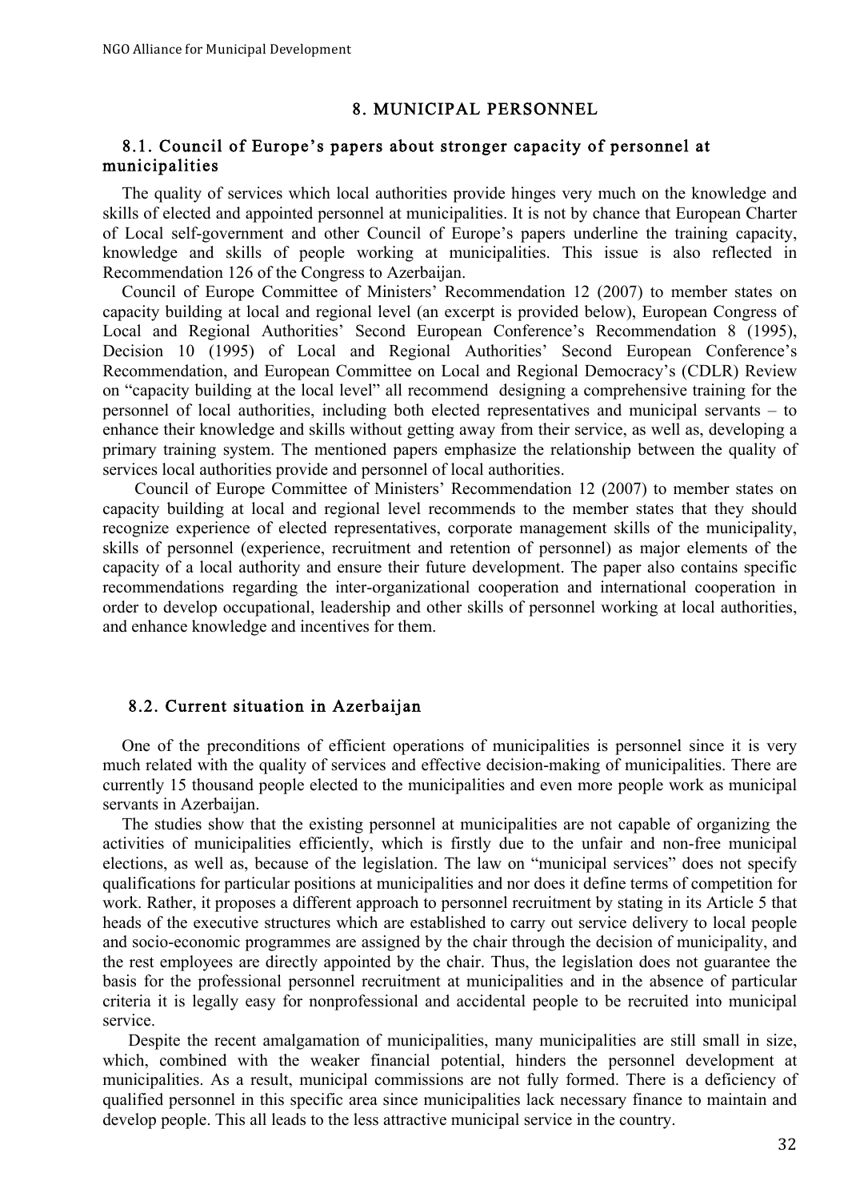# 8. MUNICIPAL PERSONNEL

## 8.1. Council of Europe's papers about stronger capacity of personnel at municipalities

The quality of services which local authorities provide hinges very much on the knowledge and skills of elected and appointed personnel at municipalities. It is not by chance that European Charter of Local self-government and other Council of Europe's papers underline the training capacity, knowledge and skills of people working at municipalities. This issue is also reflected in Recommendation 126 of the Congress to Azerbaijan.

Council of Europe Committee of Ministers' Recommendation 12 (2007) to member states on capacity building at local and regional level (an excerpt is provided below), European Congress of Local and Regional Authorities' Second European Conference's Recommendation 8 (1995), Decision 10 (1995) of Local and Regional Authorities' Second European Conference's Recommendation, and European Committee on Local and Regional Democracy's (CDLR) Review on "capacity building at the local level" all recommend designing a comprehensive training for the personnel of local authorities, including both elected representatives and municipal servants – to enhance their knowledge and skills without getting away from their service, as well as, developing a primary training system. The mentioned papers emphasize the relationship between the quality of services local authorities provide and personnel of local authorities.

Council of Europe Committee of Ministers' Recommendation 12 (2007) to member states on capacity building at local and regional level recommends to the member states that they should recognize experience of elected representatives, corporate management skills of the municipality, skills of personnel (experience, recruitment and retention of personnel) as major elements of the capacity of a local authority and ensure their future development. The paper also contains specific recommendations regarding the inter-organizational cooperation and international cooperation in order to develop occupational, leadership and other skills of personnel working at local authorities, and enhance knowledge and incentives for them.

## 8.2. Current situation in Azerbaijan

One of the preconditions of efficient operations of municipalities is personnel since it is very much related with the quality of services and effective decision-making of municipalities. There are currently 15 thousand people elected to the municipalities and even more people work as municipal servants in Azerbaijan.

The studies show that the existing personnel at municipalities are not capable of organizing the activities of municipalities efficiently, which is firstly due to the unfair and non-free municipal elections, as well as, because of the legislation. The law on "municipal services" does not specify qualifications for particular positions at municipalities and nor does it define terms of competition for work. Rather, it proposes a different approach to personnel recruitment by stating in its Article 5 that heads of the executive structures which are established to carry out service delivery to local people and socio-economic programmes are assigned by the chair through the decision of municipality, and the rest employees are directly appointed by the chair. Thus, the legislation does not guarantee the basis for the professional personnel recruitment at municipalities and in the absence of particular criteria it is legally easy for nonprofessional and accidental people to be recruited into municipal service.

Despite the recent amalgamation of municipalities, many municipalities are still small in size, which, combined with the weaker financial potential, hinders the personnel development at municipalities. As a result, municipal commissions are not fully formed. There is a deficiency of qualified personnel in this specific area since municipalities lack necessary finance to maintain and develop people. This all leads to the less attractive municipal service in the country.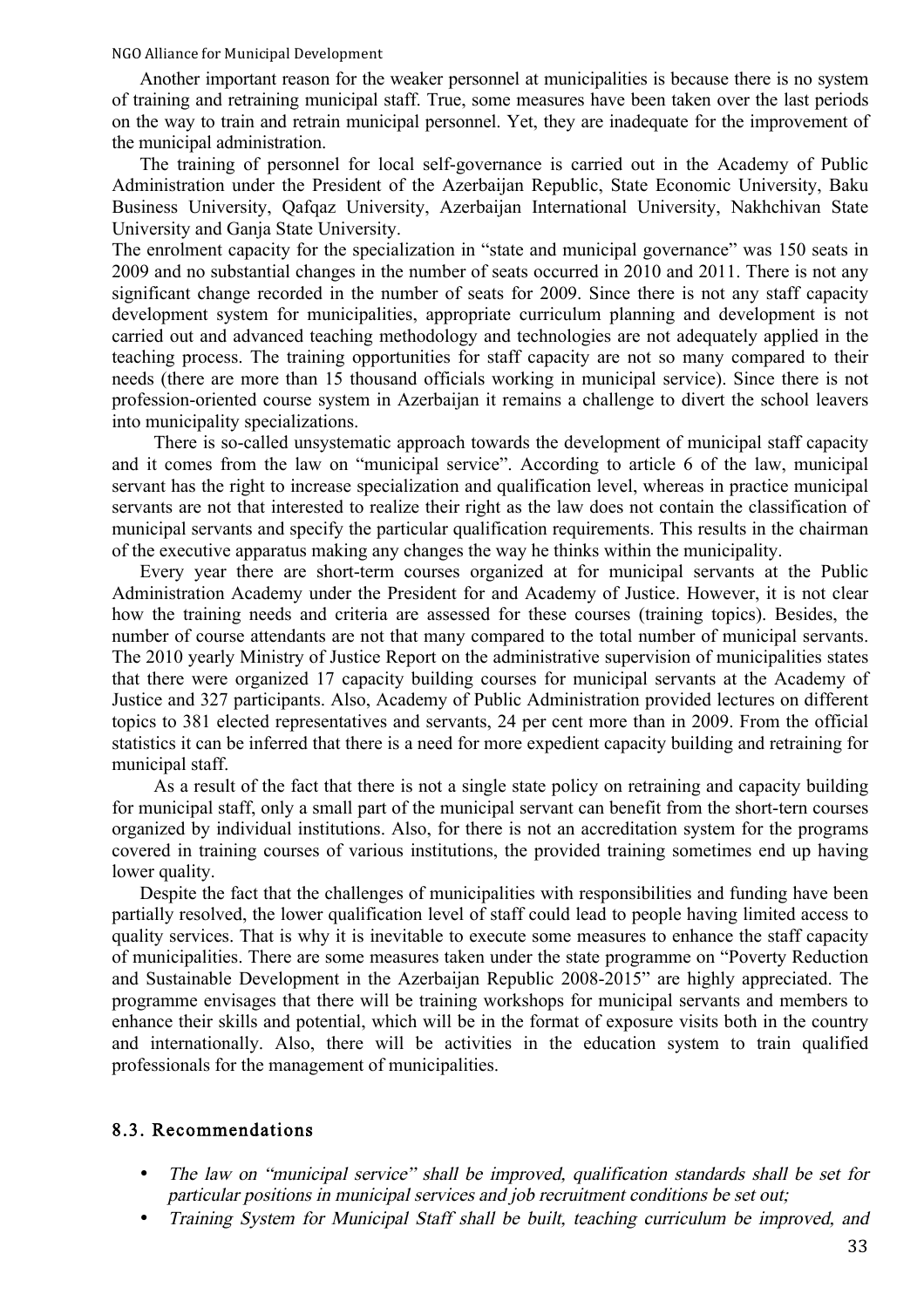Another important reason for the weaker personnel at municipalities is because there is no system of training and retraining municipal staff. True, some measures have been taken over the last periods on the way to train and retrain municipal personnel. Yet, they are inadequate for the improvement of the municipal administration.

The training of personnel for local self-governance is carried out in the Academy of Public Administration under the President of the Azerbaijan Republic, State Economic University, Baku Business University, Qafqaz University, Azerbaijan International University, Nakhchivan State University and Ganja State University.

The enrolment capacity for the specialization in "state and municipal governance" was 150 seats in 2009 and no substantial changes in the number of seats occurred in 2010 and 2011. There is not any significant change recorded in the number of seats for 2009. Since there is not any staff capacity development system for municipalities, appropriate curriculum planning and development is not carried out and advanced teaching methodology and technologies are not adequately applied in the teaching process. The training opportunities for staff capacity are not so many compared to their needs (there are more than 15 thousand officials working in municipal service). Since there is not profession-oriented course system in Azerbaijan it remains a challenge to divert the school leavers into municipality specializations.

There is so-called unsystematic approach towards the development of municipal staff capacity and it comes from the law on "municipal service". According to article 6 of the law, municipal servant has the right to increase specialization and qualification level, whereas in practice municipal servants are not that interested to realize their right as the law does not contain the classification of municipal servants and specify the particular qualification requirements. This results in the chairman of the executive apparatus making any changes the way he thinks within the municipality.

Every year there are short-term courses organized at for municipal servants at the Public Administration Academy under the President for and Academy of Justice. However, it is not clear how the training needs and criteria are assessed for these courses (training topics). Besides, the number of course attendants are not that many compared to the total number of municipal servants. The 2010 yearly Ministry of Justice Report on the administrative supervision of municipalities states that there were organized 17 capacity building courses for municipal servants at the Academy of Justice and 327 participants. Also, Academy of Public Administration provided lectures on different topics to 381 elected representatives and servants, 24 per cent more than in 2009. From the official statistics it can be inferred that there is a need for more expedient capacity building and retraining for municipal staff.

As a result of the fact that there is not a single state policy on retraining and capacity building for municipal staff, only a small part of the municipal servant can benefit from the short-tern courses organized by individual institutions. Also, for there is not an accreditation system for the programs covered in training courses of various institutions, the provided training sometimes end up having lower quality.

Despite the fact that the challenges of municipalities with responsibilities and funding have been partially resolved, the lower qualification level of staff could lead to people having limited access to quality services. That is why it is inevitable to execute some measures to enhance the staff capacity of municipalities. There are some measures taken under the state programme on "Poverty Reduction and Sustainable Development in the Azerbaijan Republic 2008-2015" are highly appreciated. The programme envisages that there will be training workshops for municipal servants and members to enhance their skills and potential, which will be in the format of exposure visits both in the country and internationally. Also, there will be activities in the education system to train qualified professionals for the management of municipalities.

### 8.3. Recommendations

- *The law on "municipal service" shall be improved, qualification standards shall be set for particular positions in municipal services and job recruitment conditions be set out;*
- *Training System for Municipal Staff shall be built, teaching curriculum be improved, and*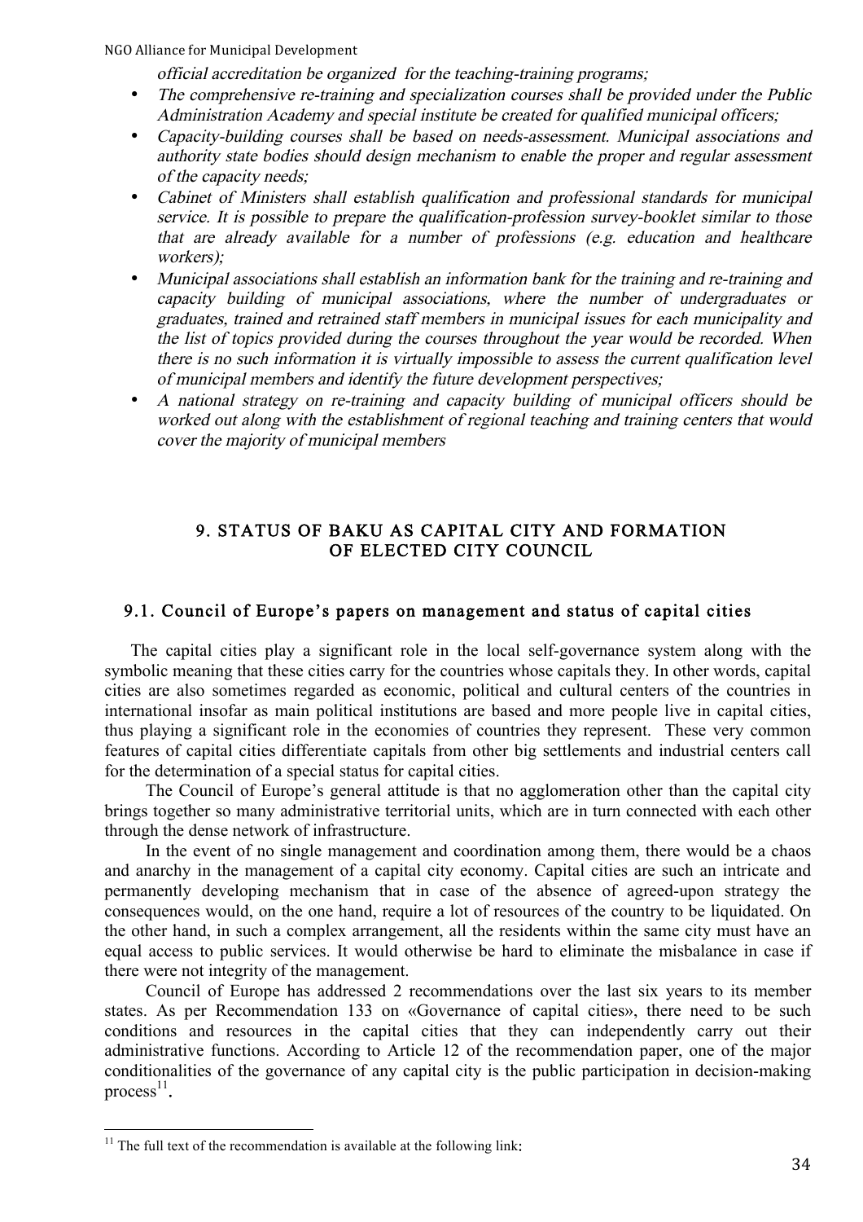*official accreditation be organized for the teaching-training programs;*

- *The comprehensive re-training and specialization courses shall be provided under the Public Administration Academy and special institute be created for qualified municipal officers;*
- *Capacity-building courses shall be based on needs-assessment. Municipal associations and authority state bodies should design mechanism to enable the proper and regular assessment of the capacity needs;*
- *Cabinet of Ministers shall establish qualification and professional standards for municipal service. It is possible to prepare the qualification-profession survey-booklet similar to those that are already available for a number of professions (e.g. education and healthcare workers);*
- *Municipal associations shall establish an information bank for the training and re-training and capacity building of municipal associations, where the number of undergraduates or graduates, trained and retrained staff members in municipal issues for each municipality and the list of topics provided during the courses throughout the year would be recorded. When there is no such information it is virtually impossible to assess the current qualification level of municipal members and identify the future development perspectives;*
- *A national strategy on re-training and capacity building of municipal officers should be worked out along with the establishment of regional teaching and training centers that would cover the majority of municipal members*

## 9. STATUS OF BAKU AS CAPITAL CITY AND FORMATION OF ELECTED CITY COUNCIL

### 9.1. Council of Europe's papers on management and status of capital cities

The capital cities play a significant role in the local self-governance system along with the symbolic meaning that these cities carry for the countries whose capitals they. In other words, capital cities are also sometimes regarded as economic, political and cultural centers of the countries in international insofar as main political institutions are based and more people live in capital cities, thus playing a significant role in the economies of countries they represent. These very common features of capital cities differentiate capitals from other big settlements and industrial centers call for the determination of a special status for capital cities.

The Council of Europe's general attitude is that no agglomeration other than the capital city brings together so many administrative territorial units, which are in turn connected with each other through the dense network of infrastructure.

In the event of no single management and coordination among them, there would be a chaos and anarchy in the management of a capital city economy. Capital cities are such an intricate and permanently developing mechanism that in case of the absence of agreed-upon strategy the consequences would, on the one hand, require a lot of resources of the country to be liquidated. On the other hand, in such a complex arrangement, all the residents within the same city must have an equal access to public services. It would otherwise be hard to eliminate the misbalance in case if there were not integrity of the management.

Council of Europe has addressed 2 recommendations over the last six years to its member states. As per Recommendation 133 on «Governance of capital cities», there need to be such conditions and resources in the capital cities that they can independently carry out their administrative functions. According to Article 12 of the recommendation paper, one of the major conditionalities of the governance of any capital city is the public participation in decision-making process[11].

---

[11] The full text of the recommendation is available at the following link: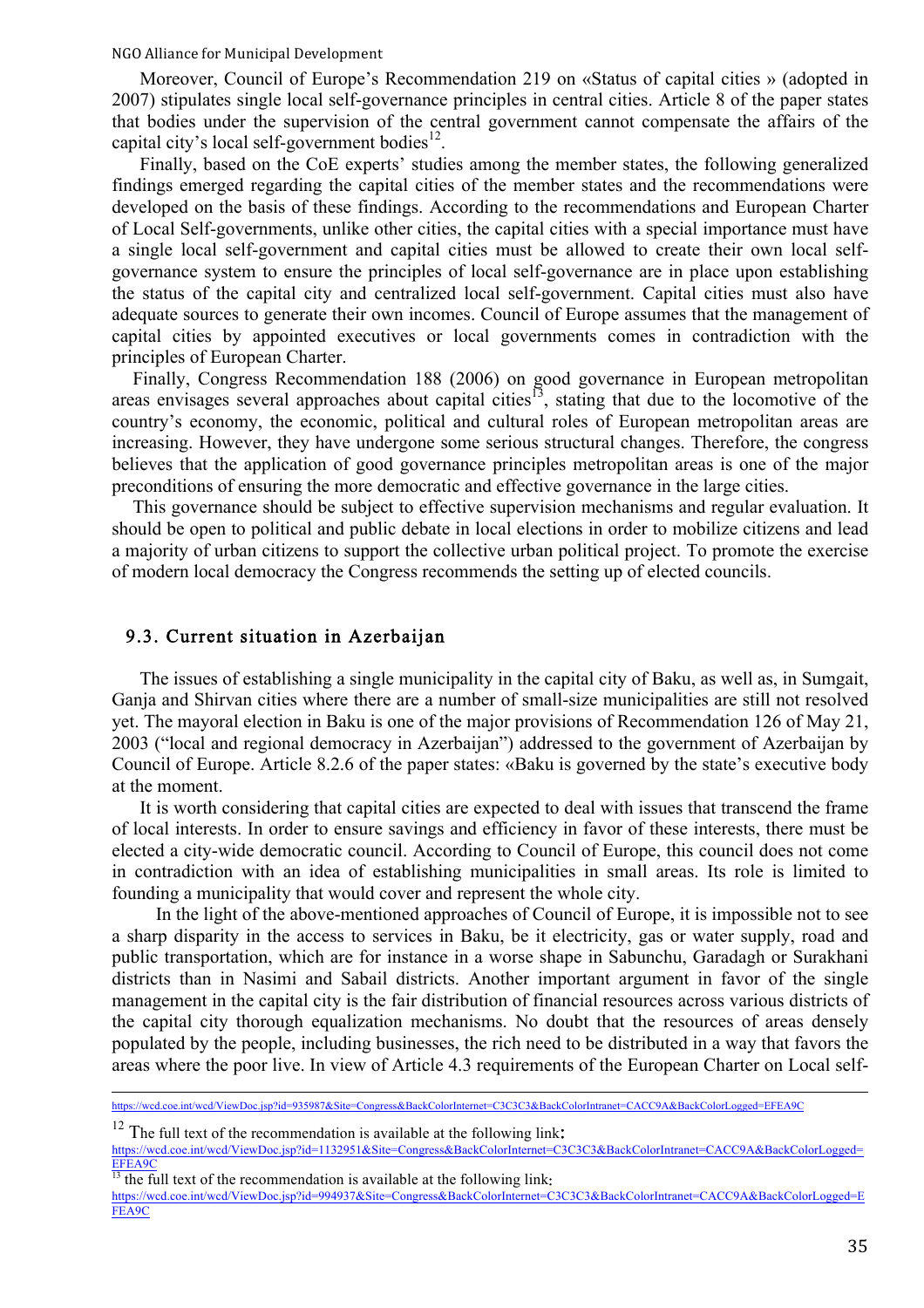Moreover, Council of Europe's Recommendation 219 on «Status of capital cities » (adopted in 2007) stipulates single local self-governance principles in central cities. Article 8 of the paper states that bodies under the supervision of the central government cannot compensate the affairs of the capital city's local self-government bodies[12].

Finally, based on the CoE experts' studies among the member states, the following generalized findings emerged regarding the capital cities of the member states and the recommendations were developed on the basis of these findings. According to the recommendations and European Charter of Local Self-governments, unlike other cities, the capital cities with a special importance must have a single local self-government and capital cities must be allowed to create their own local self-governance system to ensure the principles of local self-governance are in place upon establishing the status of the capital city and centralized local self-government. Capital cities must also have adequate sources to generate their own incomes. Council of Europe assumes that the management of capital cities by appointed executives or local governments comes in contradiction with the principles of European Charter.

Finally, Congress Recommendation 188 (2006) on good governance in European metropolitan areas envisages several approaches about capital cities[13], stating that due to the locomotive of the country's economy, the economic, political and cultural roles of European metropolitan areas are increasing. However, they have undergone some serious structural changes. Therefore, the congress believes that the application of good governance principles metropolitan areas is one of the major preconditions of ensuring the more democratic and effective governance in the large cities.

This governance should be subject to effective supervision mechanisms and regular evaluation. It should be open to political and public debate in local elections in order to mobilize citizens and lead a majority of urban citizens to support the collective urban political project. To promote the exercise of modern local democracy the Congress recommends the setting up of elected councils.

## 9.3. Current situation in Azerbaijan

The issues of establishing a single municipality in the capital city of Baku, as well as, in Sumgait, Ganja and Shirvan cities where there are a number of small-size municipalities are still not resolved yet. The mayoral election in Baku is one of the major provisions of Recommendation 126 of May 21, 2003 ("local and regional democracy in Azerbaijan") addressed to the government of Azerbaijan by Council of Europe. Article 8.2.6 of the paper states: «Baku is governed by the state's executive body at the moment.

It is worth considering that capital cities are expected to deal with issues that transcend the frame of local interests. In order to ensure savings and efficiency in favor of these interests, there must be elected a city-wide democratic council. According to Council of Europe, this council does not come in contradiction with an idea of establishing municipalities in small areas. Its role is limited to founding a municipality that would cover and represent the whole city.

In the light of the above-mentioned approaches of Council of Europe, it is impossible not to see a sharp disparity in the access to services in Baku, be it electricity, gas or water supply, road and public transportation, which are for instance in a worse shape in Sabunchu, Garadagh or Surakhani districts than in Nasimi and Sabail districts. Another important argument in favor of the single management in the capital city is the fair distribution of financial resources across various districts of the capital city thorough equalization mechanisms. No doubt that the resources of areas densely populated by the people, including businesses, the rich need to be distributed in a way that favors the areas where the poor live. In view of Article 4.3 requirements of the European Charter on Local self-

---

https://wcd.coe.int/wcd/ViewDoc.jsp?id=935987&Site=Congress&BackColorInternet=C3C3C3&BackColorIntranet=CACC9A&BackColorLogged=EFEA9C

[12] The full text of the recommendation is available at the following link: https://wcd.coe.int/wcd/ViewDoc.jsp?id=1132951&Site=Congress&BackColorInternet=C3C3C3&BackColorIntranet=CACC9A&BackColorLogged=EFEA9C

[13] the full text of the recommendation is available at the following link: https://wcd.coe.int/wcd/ViewDoc.jsp?id=994937&Site=Congress&BackColorInternet=C3C3C3&BackColorIntranet=CACC9A&BackColorLogged=EFEA9C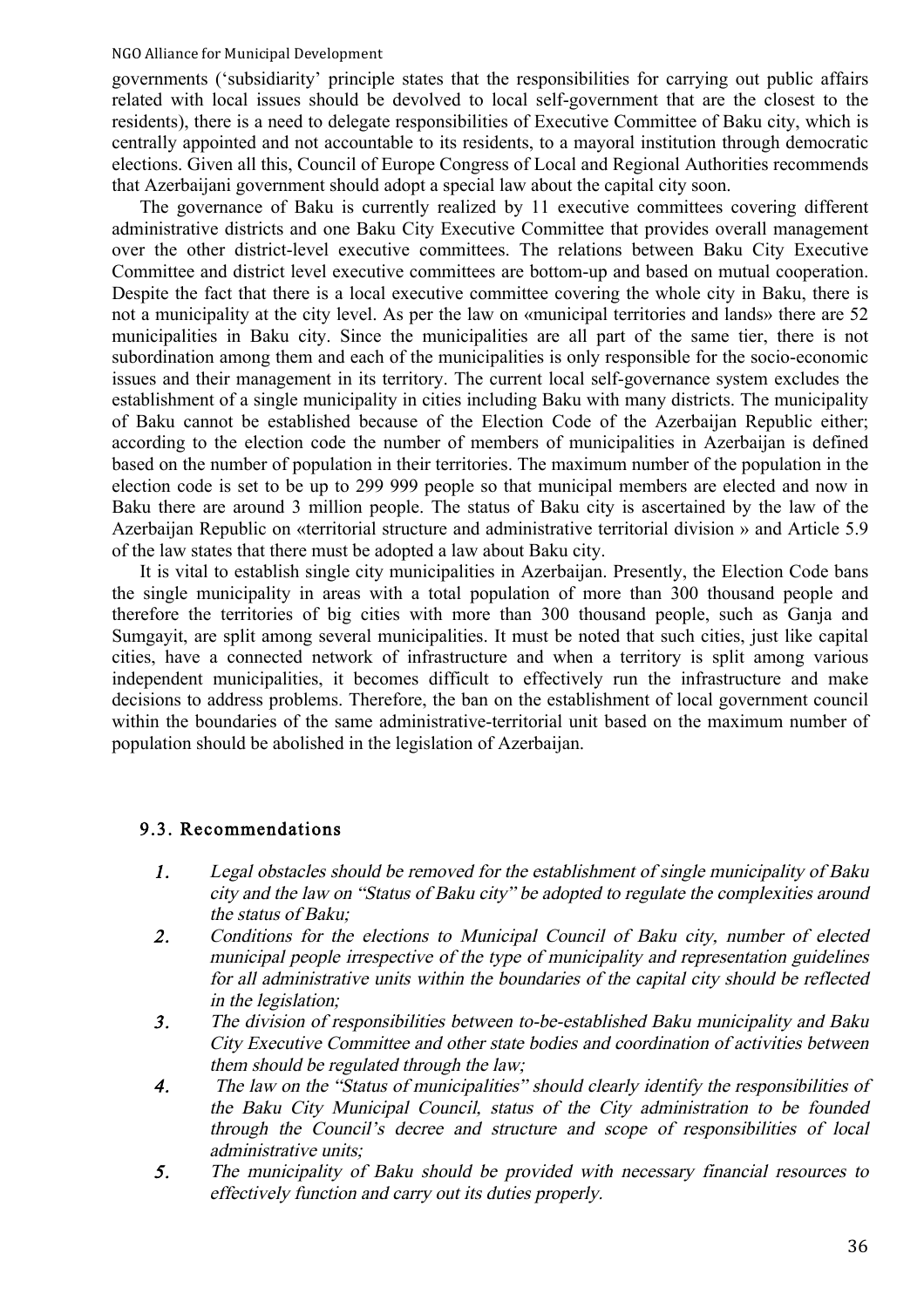governments ('subsidiarity' principle states that the responsibilities for carrying out public affairs related with local issues should be devolved to local self-government that are the closest to the residents), there is a need to delegate responsibilities of Executive Committee of Baku city, which is centrally appointed and not accountable to its residents, to a mayoral institution through democratic elections. Given all this, Council of Europe Congress of Local and Regional Authorities recommends that Azerbaijani government should adopt a special law about the capital city soon.

The governance of Baku is currently realized by 11 executive committees covering different administrative districts and one Baku City Executive Committee that provides overall management over the other district-level executive committees. The relations between Baku City Executive Committee and district level executive committees are bottom-up and based on mutual cooperation. Despite the fact that there is a local executive committee covering the whole city in Baku, there is not a municipality at the city level. As per the law on «municipal territories and lands» there are 52 municipalities in Baku city. Since the municipalities are all part of the same tier, there is not subordination among them and each of the municipalities is only responsible for the socio-economic issues and their management in its territory. The current local self-governance system excludes the establishment of a single municipality in cities including Baku with many districts. The municipality of Baku cannot be established because of the Election Code of the Azerbaijan Republic either; according to the election code the number of members of municipalities in Azerbaijan is defined based on the number of population in their territories. The maximum number of the population in the election code is set to be up to 299 999 people so that municipal members are elected and now in Baku there are around 3 million people. The status of Baku city is ascertained by the law of the Azerbaijan Republic on «territorial structure and administrative territorial division » and Article 5.9 of the law states that there must be adopted a law about Baku city.

It is vital to establish single city municipalities in Azerbaijan. Presently, the Election Code bans the single municipality in areas with a total population of more than 300 thousand people and therefore the territories of big cities with more than 300 thousand people, such as Ganja and Sumgayit, are split among several municipalities. It must be noted that such cities, just like capital cities, have a connected network of infrastructure and when a territory is split among various independent municipalities, it becomes difficult to effectively run the infrastructure and make decisions to address problems. Therefore, the ban on the establishment of local government council within the boundaries of the same administrative-territorial unit based on the maximum number of population should be abolished in the legislation of Azerbaijan.

### 9.3. Recommendations

1. *Legal obstacles should be removed for the establishment of single municipality of Baku city and the law on "Status of Baku city" be adopted to regulate the complexities around the status of Baku;*
2. *Conditions for the elections to Municipal Council of Baku city, number of elected municipal people irrespective of the type of municipality and representation guidelines for all administrative units within the boundaries of the capital city should be reflected in the legislation;*
3. *The division of responsibilities between to-be-established Baku municipality and Baku City Executive Committee and other state bodies and coordination of activities between them should be regulated through the law;*
4. *The law on the "Status of municipalities" should clearly identify the responsibilities of the Baku City Municipal Council, status of the City administration to be founded through the Council's decree and structure and scope of responsibilities of local administrative units;*
5. *The municipality of Baku should be provided with necessary financial resources to effectively function and carry out its duties properly.*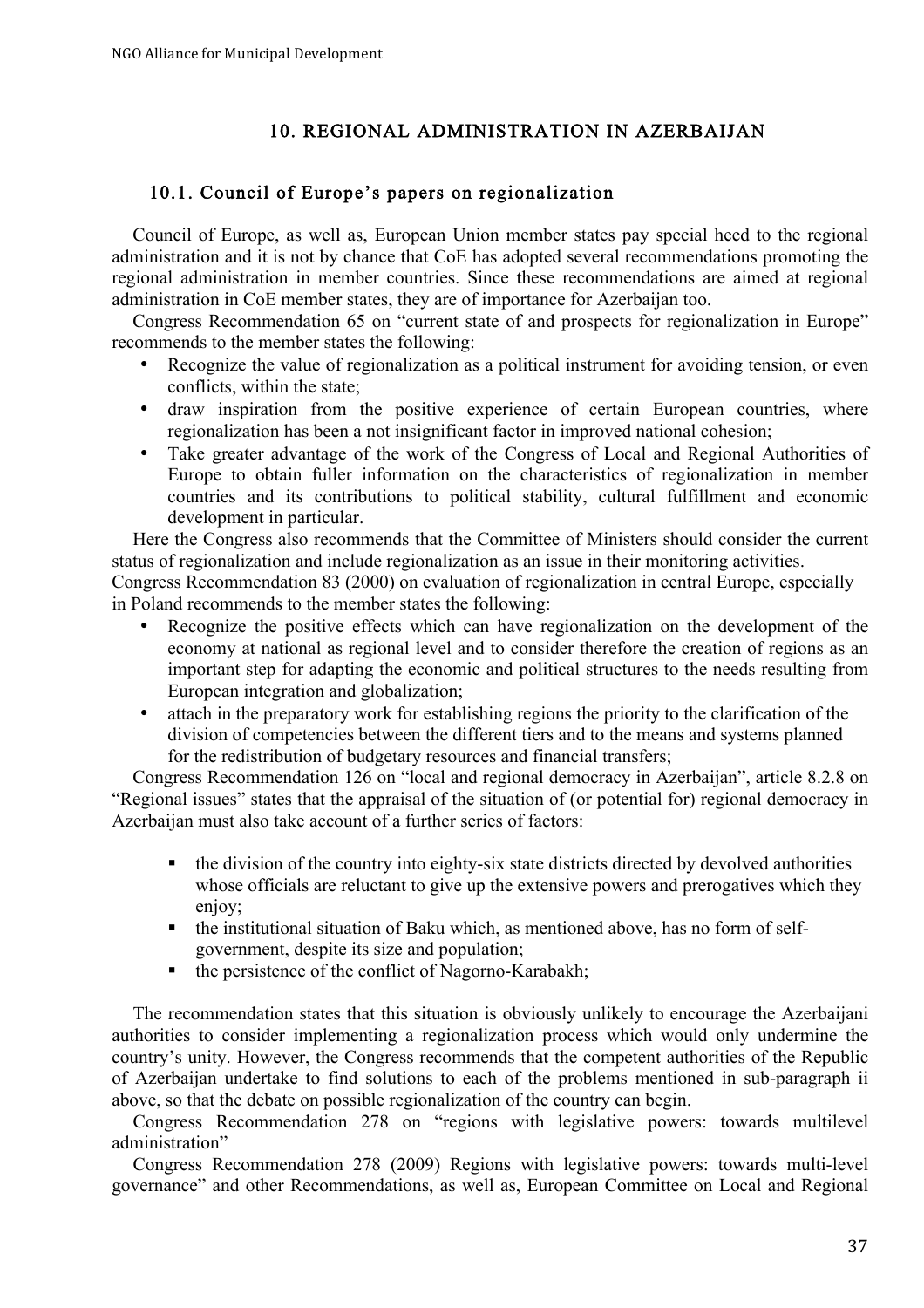## 10. REGIONAL ADMINISTRATION IN AZERBAIJAN

### 10.1. Council of Europe's papers on regionalization

Council of Europe, as well as, European Union member states pay special heed to the regional administration and it is not by chance that CoE has adopted several recommendations promoting the regional administration in member countries. Since these recommendations are aimed at regional administration in CoE member states, they are of importance for Azerbaijan too.

Congress Recommendation 65 on "current state of and prospects for regionalization in Europe" recommends to the member states the following:

- Recognize the value of regionalization as a political instrument for avoiding tension, or even conflicts, within the state;
- draw inspiration from the positive experience of certain European countries, where regionalization has been a not insignificant factor in improved national cohesion;
- Take greater advantage of the work of the Congress of Local and Regional Authorities of Europe to obtain fuller information on the characteristics of regionalization in member countries and its contributions to political stability, cultural fulfillment and economic development in particular.

Here the Congress also recommends that the Committee of Ministers should consider the current status of regionalization and include regionalization as an issue in their monitoring activities.

Congress Recommendation 83 (2000) on evaluation of regionalization in central Europe, especially in Poland recommends to the member states the following:

- Recognize the positive effects which can have regionalization on the development of the economy at national as regional level and to consider therefore the creation of regions as an important step for adapting the economic and political structures to the needs resulting from European integration and globalization;
- attach in the preparatory work for establishing regions the priority to the clarification of the division of competencies between the different tiers and to the means and systems planned for the redistribution of budgetary resources and financial transfers;

Congress Recommendation 126 on "local and regional democracy in Azerbaijan", article 8.2.8 on "Regional issues" states that the appraisal of the situation of (or potential for) regional democracy in Azerbaijan must also take account of a further series of factors:

- the division of the country into eighty-six state districts directed by devolved authorities whose officials are reluctant to give up the extensive powers and prerogatives which they enjoy;
- the institutional situation of Baku which, as mentioned above, has no form of self-government, despite its size and population;
- the persistence of the conflict of Nagorno-Karabakh;

The recommendation states that this situation is obviously unlikely to encourage the Azerbaijani authorities to consider implementing a regionalization process which would only undermine the country's unity. However, the Congress recommends that the competent authorities of the Republic of Azerbaijan undertake to find solutions to each of the problems mentioned in sub-paragraph ii above, so that the debate on possible regionalization of the country can begin.

Congress Recommendation 278 on "regions with legislative powers: towards multilevel administration"

Congress Recommendation 278 (2009) Regions with legislative powers: towards multi-level governance" and other Recommendations, as well as, European Committee on Local and Regional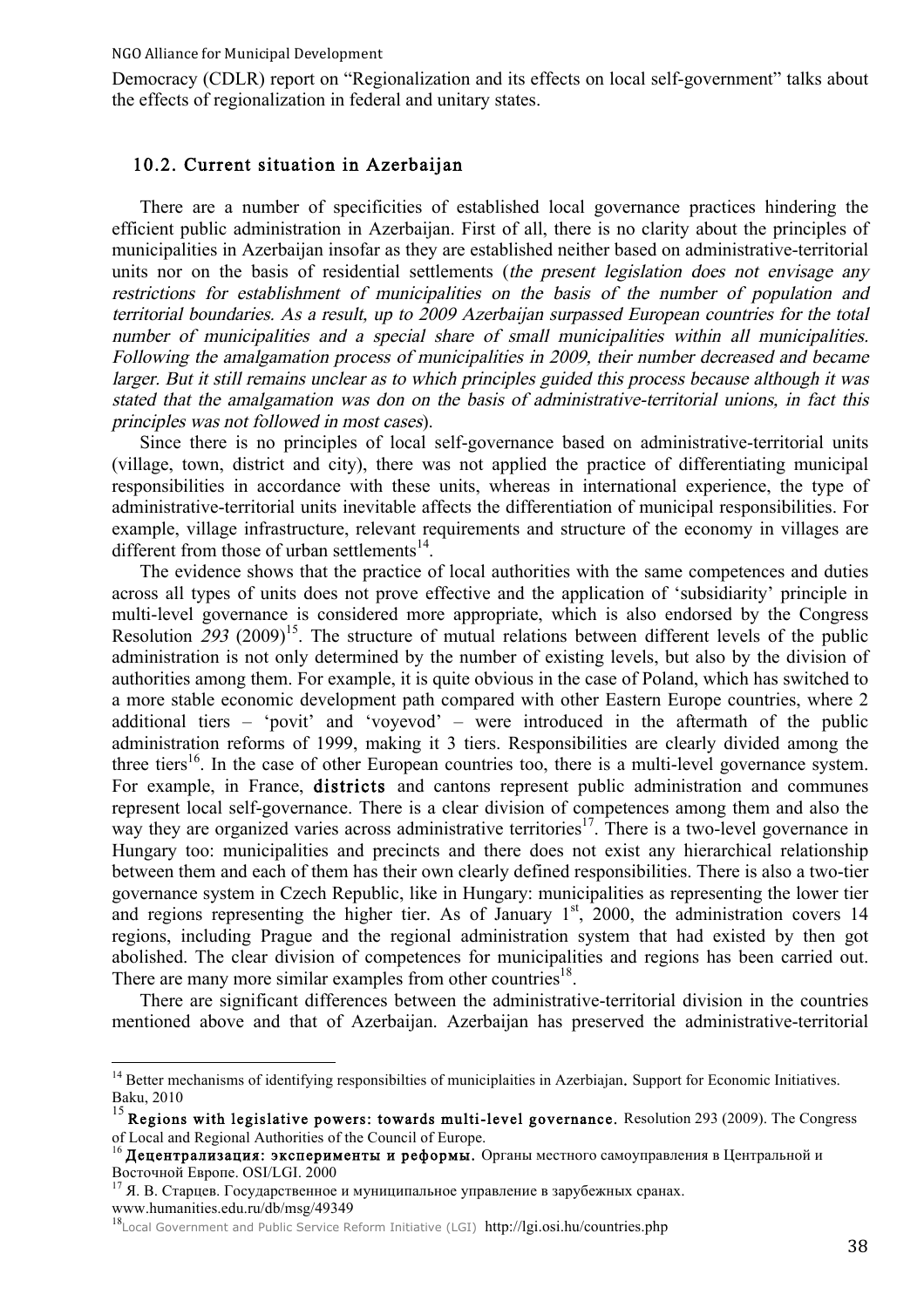Democracy (CDLR) report on “Regionalization and its effects on local self-government” talks about the effects of regionalization in federal and unitary states.

### 10.2. Current situation in Azerbaijan

There are a number of specificities of established local governance practices hindering the efficient public administration in Azerbaijan. First of all, there is no clarity about the principles of municipalities in Azerbaijan insofar as they are established neither based on administrative-territorial units nor on the basis of residential settlements (*the present legislation does not envisage any restrictions for establishment of municipalities on the basis of the number of population and territorial boundaries. As a result, up to 2009 Azerbaijan surpassed European countries for the total number of municipalities and a special share of small municipalities within all municipalities. Following the amalgamation process of municipalities in 2009, their number decreased and became larger. But it still remains unclear as to which principles guided this process because although it was stated that the amalgamation was don on the basis of administrative-territorial unions, in fact this principles was not followed in most cases*).

Since there is no principles of local self-governance based on administrative-territorial units (village, town, district and city), there was not applied the practice of differentiating municipal responsibilities in accordance with these units, whereas in international experience, the type of administrative-territorial units inevitable affects the differentiation of municipal responsibilities. For example, village infrastructure, relevant requirements and structure of the economy in villages are different from those of urban settlements[14].

The evidence shows that the practice of local authorities with the same competences and duties across all types of units does not prove effective and the application of ‘subsidiarity’ principle in multi-level governance is considered more appropriate, which is also endorsed by the Congress Resolution *293* (2009)[15]. The structure of mutual relations between different levels of the public administration is not only determined by the number of existing levels, but also by the division of authorities among them. For example, it is quite obvious in the case of Poland, which has switched to a more stable economic development path compared with other Eastern Europe countries, where 2 additional tiers – ‘povit’ and ‘voyevod’ – were introduced in the aftermath of the public administration reforms of 1999, making it 3 tiers. Responsibilities are clearly divided among the three tiers[16]. In the case of other European countries too, there is a multi-level governance system. For example, in France, **districts** and cantons represent public administration and communes represent local self-governance. There is a clear division of competences among them and also the way they are organized varies across administrative territories[17]. There is a two-level governance in Hungary too: municipalities and precincts and there does not exist any hierarchical relationship between them and each of them has their own clearly defined responsibilities. There is also a two-tier governance system in Czech Republic, like in Hungary: municipalities as representing the lower tier and regions representing the higher tier. As of January 1st, 2000, the administration covers 14 regions, including Prague and the regional administration system that had existed by then got abolished. The clear division of competences for municipalities and regions has been carried out. There are many more similar examples from other countries[18].

There are significant differences between the administrative-territorial division in the countries mentioned above and that of Azerbaijan. Azerbaijan has preserved the administrative-territorial

---

[14] Better mechanisms of identifying responsibilties of municiplaities in Azerbiajan. Support for Economic Initiatives. Baku, 2010

[15] **Regions with legislative powers: towards multi-level governance.** Resolution 293 (2009). The Congress of Local and Regional Authorities of the Council of Europe.

[16] **Децентрализация: эксперименты и реформы.** Органы местного самоуправления в Центральной и Восточной Европе. OSI/LGI. 2000

[17] Я. В. Старцев. Государственное и муниципальное управление в зарубежных сранах. www.humanities.edu.ru/db/msg/49349

[18] Local Government and Public Service Reform Initiative (LGI) http://lgi.osi.hu/countries.php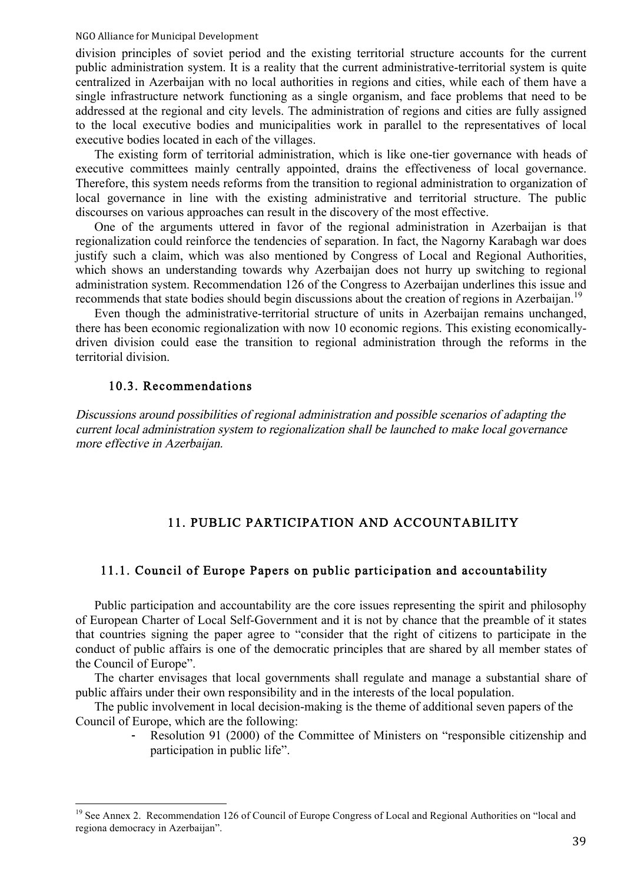division principles of soviet period and the existing territorial structure accounts for the current public administration system. It is a reality that the current administrative-territorial system is quite centralized in Azerbaijan with no local authorities in regions and cities, while each of them have a single infrastructure network functioning as a single organism, and face problems that need to be addressed at the regional and city levels. The administration of regions and cities are fully assigned to the local executive bodies and municipalities work in parallel to the representatives of local executive bodies located in each of the villages.

The existing form of territorial administration, which is like one-tier governance with heads of executive committees mainly centrally appointed, drains the effectiveness of local governance. Therefore, this system needs reforms from the transition to regional administration to organization of local governance in line with the existing administrative and territorial structure. The public discourses on various approaches can result in the discovery of the most effective.

One of the arguments uttered in favor of the regional administration in Azerbaijan is that regionalization could reinforce the tendencies of separation. In fact, the Nagorny Karabagh war does justify such a claim, which was also mentioned by Congress of Local and Regional Authorities, which shows an understanding towards why Azerbaijan does not hurry up switching to regional administration system. Recommendation 126 of the Congress to Azerbaijan underlines this issue and recommends that state bodies should begin discussions about the creation of regions in Azerbaijan.[19]

Even though the administrative-territorial structure of units in Azerbaijan remains unchanged, there has been economic regionalization with now 10 economic regions. This existing economically-driven division could ease the transition to regional administration through the reforms in the territorial division.

### 10.3. Recommendations

*Discussions around possibilities of regional administration and possible scenarios of adapting the current local administration system to regionalization shall be launched to make local governance more effective in Azerbaijan.*

## 11. PUBLIC PARTICIPATION AND ACCOUNTABILITY

### 11.1. Council of Europe Papers on public participation and accountability

Public participation and accountability are the core issues representing the spirit and philosophy of European Charter of Local Self-Government and it is not by chance that the preamble of it states that countries signing the paper agree to "consider that the right of citizens to participate in the conduct of public affairs is one of the democratic principles that are shared by all member states of the Council of Europe".

The charter envisages that local governments shall regulate and manage a substantial share of public affairs under their own responsibility and in the interests of the local population.

The public involvement in local decision-making is the theme of additional seven papers of the Council of Europe, which are the following:

- Resolution 91 (2000) of the Committee of Ministers on "responsible citizenship and participation in public life".

[19] See Annex 2. Recommendation 126 of Council of Europe Congress of Local and Regional Authorities on "local and regiona democracy in Azerbaijan".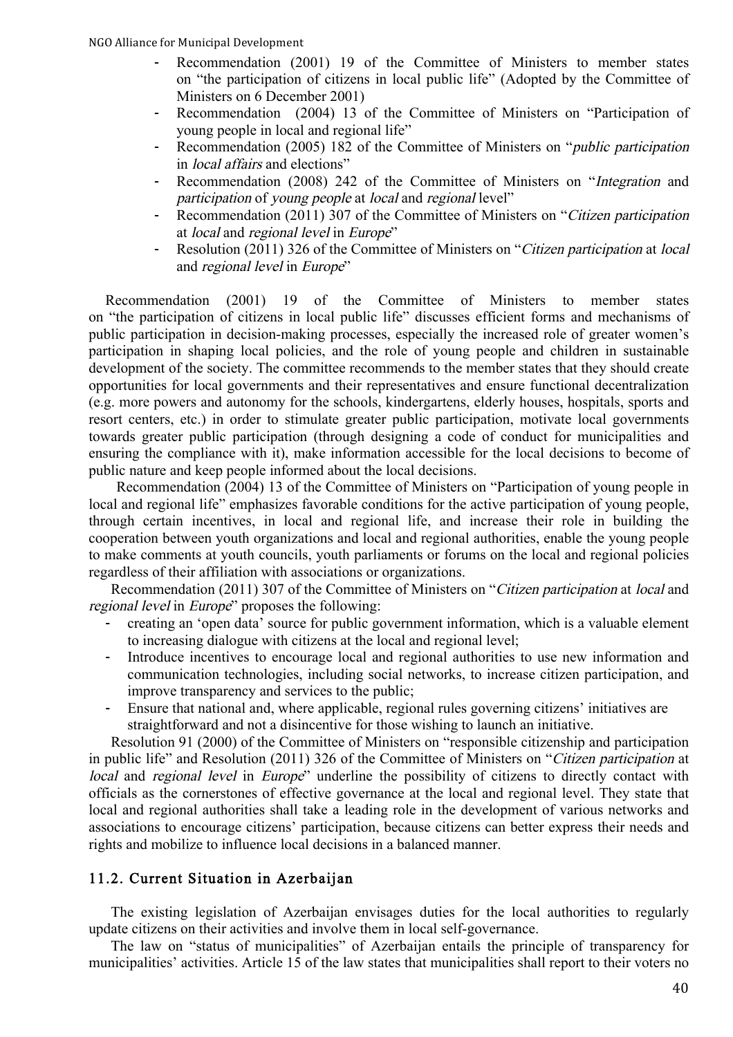- Recommendation (2001) 19 of the Committee of Ministers to member states on “the participation of citizens in local public life” (Adopted by the Committee of Ministers on 6 December 2001)
- Recommendation (2004) 13 of the Committee of Ministers on “Participation of young people in local and regional life”
- Recommendation (2005) 182 of the Committee of Ministers on “*public participation* in *local affairs* and elections”
- Recommendation (2008) 242 of the Committee of Ministers on “*Integration* and *participation* of *young people* at *local* and *regional* level”
- Recommendation (2011) 307 of the Committee of Ministers on “*Citizen participation* at *local* and *regional level* in *Europe*”
- Resolution (2011) 326 of the Committee of Ministers on “*Citizen participation* at *local* and *regional level* in *Europe*”

Recommendation (2001) 19 of the Committee of Ministers to member states on “the participation of citizens in local public life” discusses efficient forms and mechanisms of public participation in decision-making processes, especially the increased role of greater women’s participation in shaping local policies, and the role of young people and children in sustainable development of the society. The committee recommends to the member states that they should create opportunities for local governments and their representatives and ensure functional decentralization (e.g. more powers and autonomy for the schools, kindergartens, elderly houses, hospitals, sports and resort centers, etc.) in order to stimulate greater public participation, motivate local governments towards greater public participation (through designing a code of conduct for municipalities and ensuring the compliance with it), make information accessible for the local decisions to become of public nature and keep people informed about the local decisions.

Recommendation (2004) 13 of the Committee of Ministers on “Participation of young people in local and regional life” emphasizes favorable conditions for the active participation of young people, through certain incentives, in local and regional life, and increase their role in building the cooperation between youth organizations and local and regional authorities, enable the young people to make comments at youth councils, youth parliaments or forums on the local and regional policies regardless of their affiliation with associations or organizations.

Recommendation (2011) 307 of the Committee of Ministers on “*Citizen participation* at *local* and *regional level* in *Europe*” proposes the following:

- creating an ‘open data’ source for public government information, which is a valuable element to increasing dialogue with citizens at the local and regional level;
- Introduce incentives to encourage local and regional authorities to use new information and communication technologies, including social networks, to increase citizen participation, and improve transparency and services to the public;
- Ensure that national and, where applicable, regional rules governing citizens’ initiatives are straightforward and not a disincentive for those wishing to launch an initiative.

Resolution 91 (2000) of the Committee of Ministers on “responsible citizenship and participation in public life” and Resolution (2011) 326 of the Committee of Ministers on “*Citizen participation* at *local* and *regional level* in *Europe*” underline the possibility of citizens to directly contact with officials as the cornerstones of effective governance at the local and regional level. They state that local and regional authorities shall take a leading role in the development of various networks and associations to encourage citizens’ participation, because citizens can better express their needs and rights and mobilize to influence local decisions in a balanced manner.

## 11.2. Current Situation in Azerbaijan

The existing legislation of Azerbaijan envisages duties for the local authorities to regularly update citizens on their activities and involve them in local self-governance.

The law on “status of municipalities” of Azerbaijan entails the principle of transparency for municipalities’ activities. Article 15 of the law states that municipalities shall report to their voters no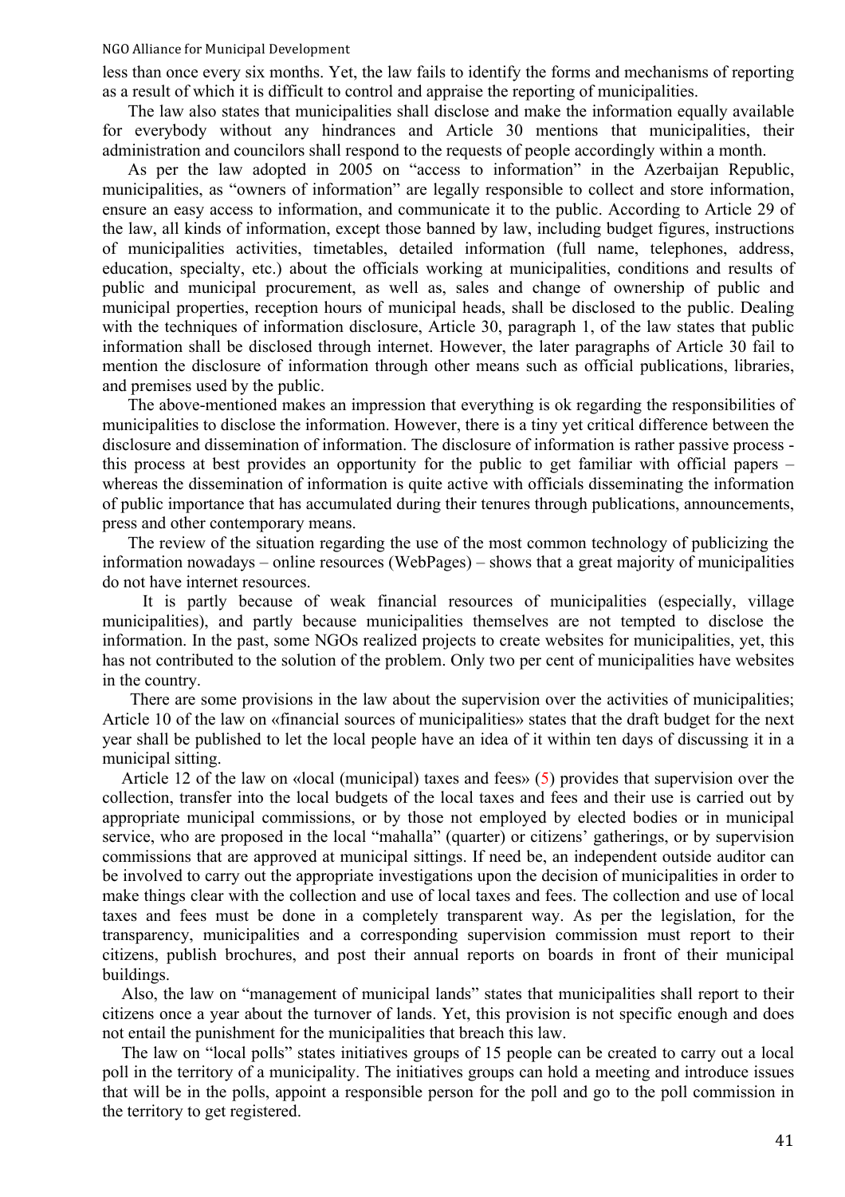less than once every six months. Yet, the law fails to identify the forms and mechanisms of reporting as a result of which it is difficult to control and appraise the reporting of municipalities.

The law also states that municipalities shall disclose and make the information equally available for everybody without any hindrances and Article 30 mentions that municipalities, their administration and councilors shall respond to the requests of people accordingly within a month.

As per the law adopted in 2005 on "access to information" in the Azerbaijan Republic, municipalities, as "owners of information" are legally responsible to collect and store information, ensure an easy access to information, and communicate it to the public. According to Article 29 of the law, all kinds of information, except those banned by law, including budget figures, instructions of municipalities activities, timetables, detailed information (full name, telephones, address, education, specialty, etc.) about the officials working at municipalities, conditions and results of public and municipal procurement, as well as, sales and change of ownership of public and municipal properties, reception hours of municipal heads, shall be disclosed to the public. Dealing with the techniques of information disclosure, Article 30, paragraph 1, of the law states that public information shall be disclosed through internet. However, the later paragraphs of Article 30 fail to mention the disclosure of information through other means such as official publications, libraries, and premises used by the public.

The above-mentioned makes an impression that everything is ok regarding the responsibilities of municipalities to disclose the information. However, there is a tiny yet critical difference between the disclosure and dissemination of information. The disclosure of information is rather passive process - this process at best provides an opportunity for the public to get familiar with official papers – whereas the dissemination of information is quite active with officials disseminating the information of public importance that has accumulated during their tenures through publications, announcements, press and other contemporary means.

The review of the situation regarding the use of the most common technology of publicizing the information nowadays – online resources (WebPages) – shows that a great majority of municipalities do not have internet resources.

It is partly because of weak financial resources of municipalities (especially, village municipalities), and partly because municipalities themselves are not tempted to disclose the information. In the past, some NGOs realized projects to create websites for municipalities, yet, this has not contributed to the solution of the problem. Only two per cent of municipalities have websites in the country.

There are some provisions in the law about the supervision over the activities of municipalities; Article 10 of the law on «financial sources of municipalities» states that the draft budget for the next year shall be published to let the local people have an idea of it within ten days of discussing it in a municipal sitting.

Article 12 of the law on «local (municipal) taxes and fees» (5) provides that supervision over the collection, transfer into the local budgets of the local taxes and fees and their use is carried out by appropriate municipal commissions, or by those not employed by elected bodies or in municipal service, who are proposed in the local "mahalla" (quarter) or citizens' gatherings, or by supervision commissions that are approved at municipal sittings. If need be, an independent outside auditor can be involved to carry out the appropriate investigations upon the decision of municipalities in order to make things clear with the collection and use of local taxes and fees. The collection and use of local taxes and fees must be done in a completely transparent way. As per the legislation, for the transparency, municipalities and a corresponding supervision commission must report to their citizens, publish brochures, and post their annual reports on boards in front of their municipal buildings.

Also, the law on "management of municipal lands" states that municipalities shall report to their citizens once a year about the turnover of lands. Yet, this provision is not specific enough and does not entail the punishment for the municipalities that breach this law.

The law on "local polls" states initiatives groups of 15 people can be created to carry out a local poll in the territory of a municipality. The initiatives groups can hold a meeting and introduce issues that will be in the polls, appoint a responsible person for the poll and go to the poll commission in the territory to get registered.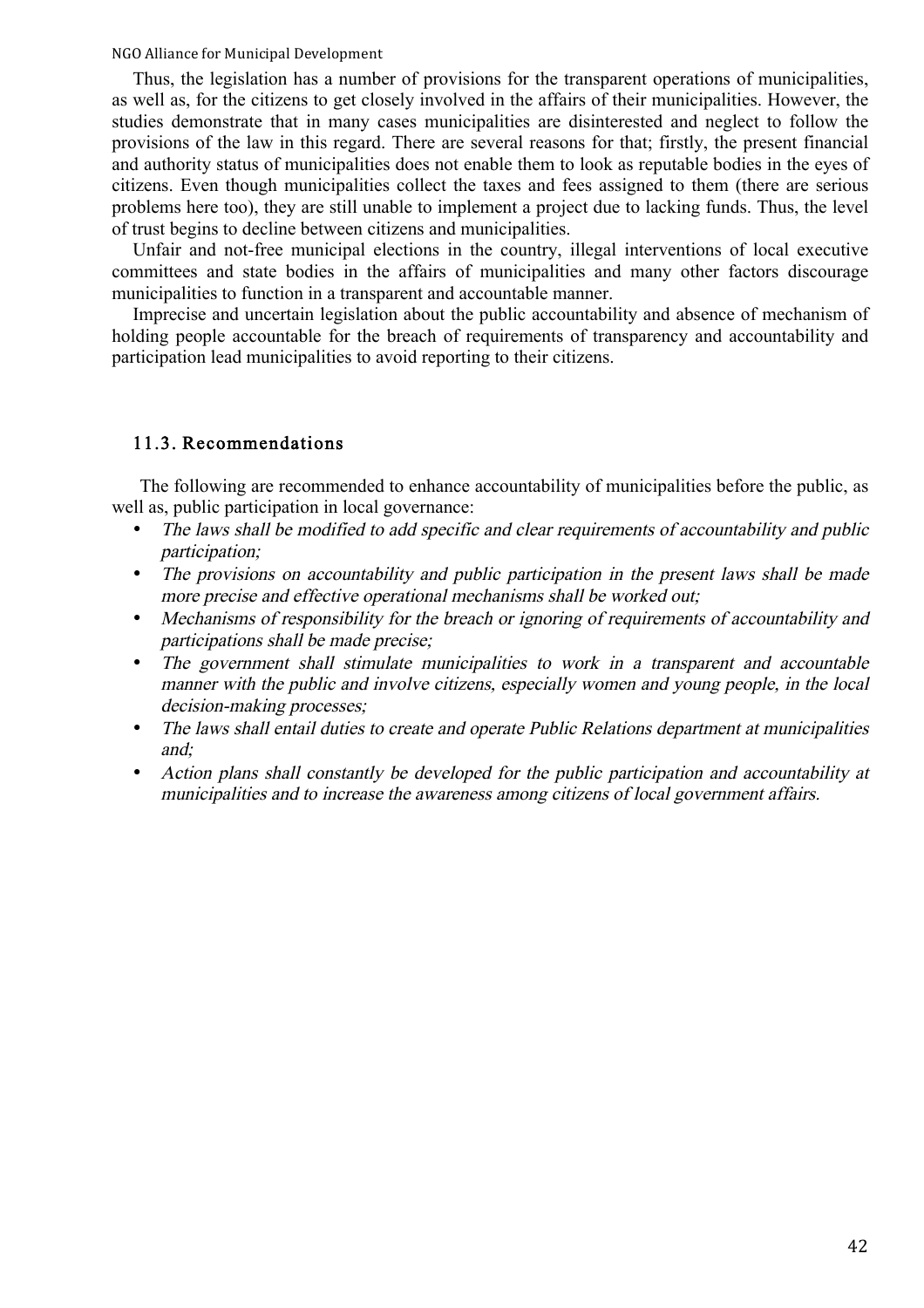Thus, the legislation has a number of provisions for the transparent operations of municipalities, as well as, for the citizens to get closely involved in the affairs of their municipalities. However, the studies demonstrate that in many cases municipalities are disinterested and neglect to follow the provisions of the law in this regard. There are several reasons for that; firstly, the present financial and authority status of municipalities does not enable them to look as reputable bodies in the eyes of citizens. Even though municipalities collect the taxes and fees assigned to them (there are serious problems here too), they are still unable to implement a project due to lacking funds. Thus, the level of trust begins to decline between citizens and municipalities.

Unfair and not-free municipal elections in the country, illegal interventions of local executive committees and state bodies in the affairs of municipalities and many other factors discourage municipalities to function in a transparent and accountable manner.

Imprecise and uncertain legislation about the public accountability and absence of mechanism of holding people accountable for the breach of requirements of transparency and accountability and participation lead municipalities to avoid reporting to their citizens.

### 11.3. Recommendations

The following are recommended to enhance accountability of municipalities before the public, as well as, public participation in local governance:

- *The laws shall be modified to add specific and clear requirements of accountability and public participation;*
- *The provisions on accountability and public participation in the present laws shall be made more precise and effective operational mechanisms shall be worked out;*
- *Mechanisms of responsibility for the breach or ignoring of requirements of accountability and participations shall be made precise;*
- *The government shall stimulate municipalities to work in a transparent and accountable manner with the public and involve citizens, especially women and young people, in the local decision-making processes;*
- *The laws shall entail duties to create and operate Public Relations department at municipalities and;*
- *Action plans shall constantly be developed for the public participation and accountability at municipalities and to increase the awareness among citizens of local government affairs.*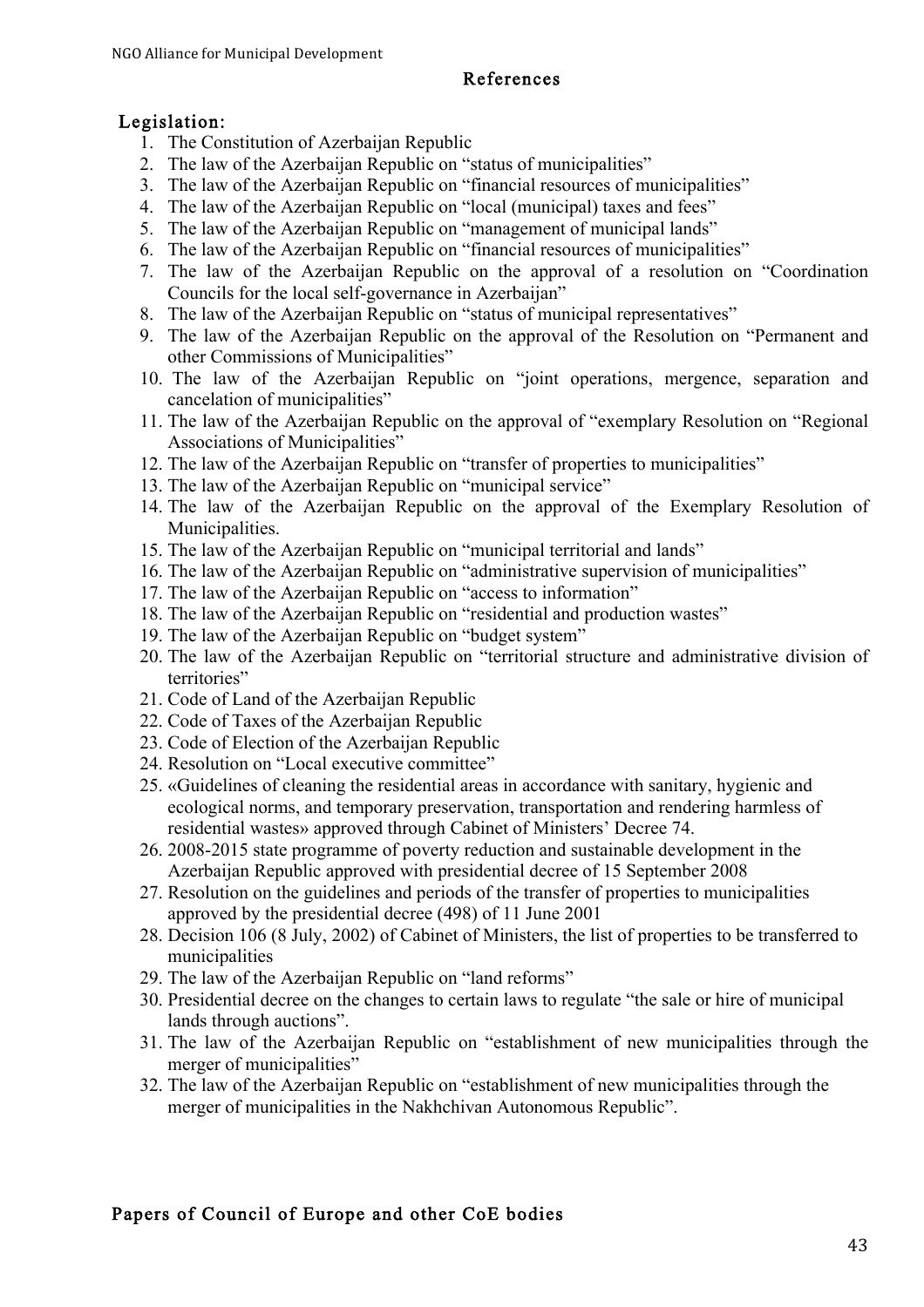## References

### Legislation:

1. The Constitution of Azerbaijan Republic
2. The law of the Azerbaijan Republic on "status of municipalities"
3. The law of the Azerbaijan Republic on "financial resources of municipalities"
4. The law of the Azerbaijan Republic on "local (municipal) taxes and fees"
5. The law of the Azerbaijan Republic on "management of municipal lands"
6. The law of the Azerbaijan Republic on "financial resources of municipalities"
7. The law of the Azerbaijan Republic on the approval of a resolution on "Coordination Councils for the local self-governance in Azerbaijan"
8. The law of the Azerbaijan Republic on "status of municipal representatives"
9. The law of the Azerbaijan Republic on the approval of the Resolution on "Permanent and other Commissions of Municipalities"
10. The law of the Azerbaijan Republic on "joint operations, mergence, separation and cancelation of municipalities"
11. The law of the Azerbaijan Republic on the approval of "exemplary Resolution on "Regional Associations of Municipalities"
12. The law of the Azerbaijan Republic on "transfer of properties to municipalities"
13. The law of the Azerbaijan Republic on "municipal service"
14. The law of the Azerbaijan Republic on the approval of the Exemplary Resolution of Municipalities.
15. The law of the Azerbaijan Republic on "municipal territorial and lands"
16. The law of the Azerbaijan Republic on "administrative supervision of municipalities"
17. The law of the Azerbaijan Republic on "access to information"
18. The law of the Azerbaijan Republic on "residential and production wastes"
19. The law of the Azerbaijan Republic on "budget system"
20. The law of the Azerbaijan Republic on "territorial structure and administrative division of territories"
21. Code of Land of the Azerbaijan Republic
22. Code of Taxes of the Azerbaijan Republic
23. Code of Election of the Azerbaijan Republic
24. Resolution on "Local executive committee"
25. «Guidelines of cleaning the residential areas in accordance with sanitary, hygienic and ecological norms, and temporary preservation, transportation and rendering harmless of residential wastes» approved through Cabinet of Ministers' Decree 74.
26. 2008-2015 state programme of poverty reduction and sustainable development in the Azerbaijan Republic approved with presidential decree of 15 September 2008
27. Resolution on the guidelines and periods of the transfer of properties to municipalities approved by the presidential decree (498) of 11 June 2001
28. Decision 106 (8 July, 2002) of Cabinet of Ministers, the list of properties to be transferred to municipalities
29. The law of the Azerbaijan Republic on "land reforms"
30. Presidential decree on the changes to certain laws to regulate "the sale or hire of municipal lands through auctions".
31. The law of the Azerbaijan Republic on "establishment of new municipalities through the merger of municipalities"
32. The law of the Azerbaijan Republic on "establishment of new municipalities through the merger of municipalities in the Nakhchivan Autonomous Republic".

### Papers of Council of Europe and other CoE bodies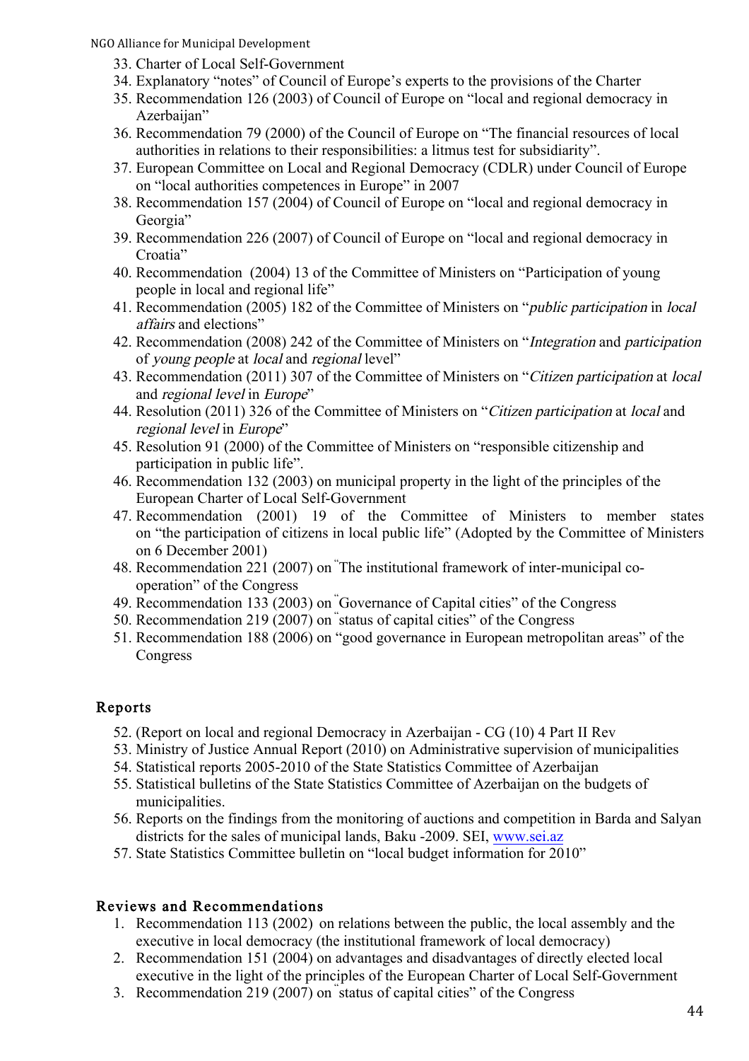33. Charter of Local Self-Government
34. Explanatory "notes" of Council of Europe's experts to the provisions of the Charter
35. Recommendation 126 (2003) of Council of Europe on "local and regional democracy in Azerbaijan"
36. Recommendation 79 (2000) of the Council of Europe on "The financial resources of local authorities in relations to their responsibilities: a litmus test for subsidiarity".
37. European Committee on Local and Regional Democracy (CDLR) under Council of Europe on "local authorities competences in Europe" in 2007
38. Recommendation 157 (2004) of Council of Europe on "local and regional democracy in Georgia"
39. Recommendation 226 (2007) of Council of Europe on "local and regional democracy in Croatia"
40. Recommendation (2004) 13 of the Committee of Ministers on "Participation of young people in local and regional life"
41. Recommendation (2005) 182 of the Committee of Ministers on "*public participation* in *local affairs* and elections"
42. Recommendation (2008) 242 of the Committee of Ministers on "*Integration* and *participation* of *young people* at *local* and *regional* level"
43. Recommendation (2011) 307 of the Committee of Ministers on "*Citizen participation* at *local* and *regional level* in *Europe*"
44. Resolution (2011) 326 of the Committee of Ministers on "*Citizen participation* at *local* and *regional level* in *Europe*"
45. Resolution 91 (2000) of the Committee of Ministers on "responsible citizenship and participation in public life".
46. Recommendation 132 (2003) on municipal property in the light of the principles of the European Charter of Local Self-Government
47. Recommendation (2001) 19 of the Committee of Ministers to member states on "the participation of citizens in local public life" (Adopted by the Committee of Ministers on 6 December 2001)
48. Recommendation 221 (2007) on "The institutional framework of inter-municipal co-operation" of the Congress
49. Recommendation 133 (2003) on "Governance of Capital cities" of the Congress
50. Recommendation 219 (2007) on "status of capital cities" of the Congress
51. Recommendation 188 (2006) on "good governance in European metropolitan areas" of the Congress

## Reports

52. (Report on local and regional Democracy in Azerbaijan - CG (10) 4 Part II Rev
53. Ministry of Justice Annual Report (2010) on Administrative supervision of municipalities
54. Statistical reports 2005-2010 of the State Statistics Committee of Azerbaijan
55. Statistical bulletins of the State Statistics Committee of Azerbaijan on the budgets of municipalities.
56. Reports on the findings from the monitoring of auctions and competition in Barda and Salyan districts for the sales of municipal lands, Baku -2009. SEI, www.sei.az
57. State Statistics Committee bulletin on "local budget information for 2010"

## Reviews and Recommendations

1. Recommendation 113 (2002) on relations between the public, the local assembly and the executive in local democracy (the institutional framework of local democracy)
2. Recommendation 151 (2004) on advantages and disadvantages of directly elected local executive in the light of the principles of the European Charter of Local Self-Government
3. Recommendation 219 (2007) on "status of capital cities" of the Congress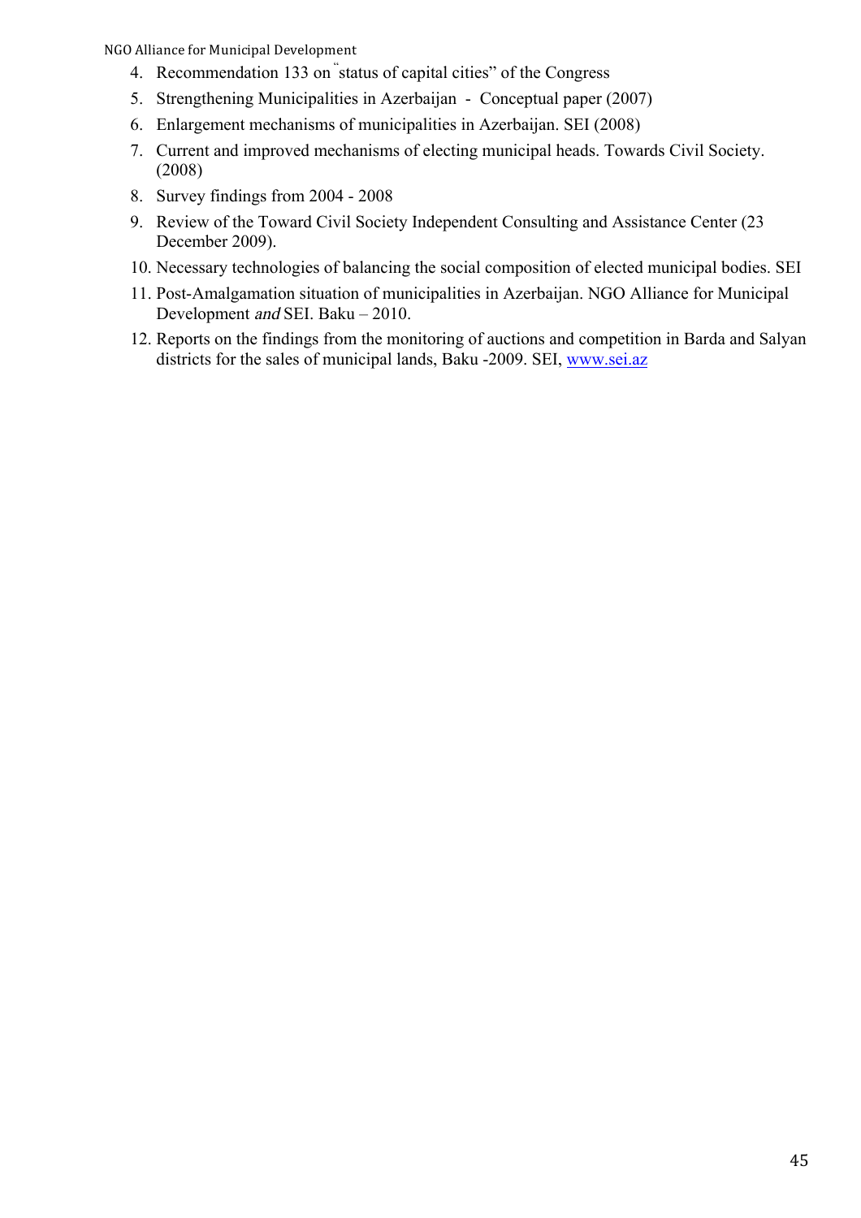4. Recommendation 133 on "status of capital cities" of the Congress
5. Strengthening Municipalities in Azerbaijan - Conceptual paper (2007)
6. Enlargement mechanisms of municipalities in Azerbaijan. SEI (2008)
7. Current and improved mechanisms of electing municipal heads. Towards Civil Society. (2008)
8. Survey findings from 2004 - 2008
9. Review of the Toward Civil Society Independent Consulting and Assistance Center (23 December 2009).
10. Necessary technologies of balancing the social composition of elected municipal bodies. SEI
11. Post-Amalgamation situation of municipalities in Azerbaijan. NGO Alliance for Municipal Development *and* SEI. Baku – 2010.
12. Reports on the findings from the monitoring of auctions and competition in Barda and Salyan districts for the sales of municipal lands, Baku -2009. SEI, www.sei.az